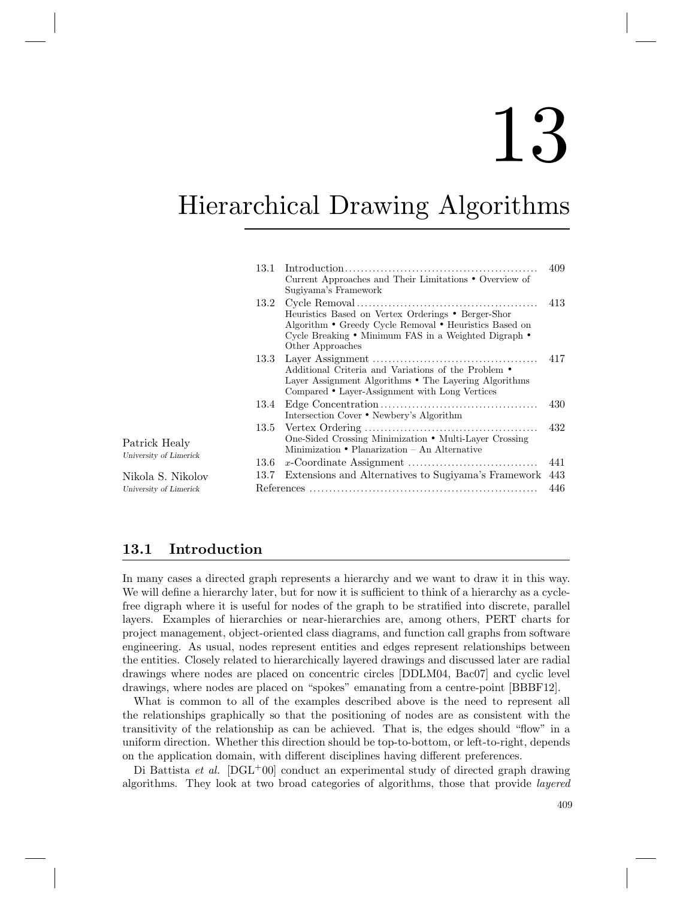# 13

# Hierarchical Drawing Algorithms

Patrick Healy
*University of Limerick*

Nikola S. Nikolov
*University of Limerick*

| | | |
|---|---|---|
| 13.1 | Introduction | 409 |
| | Current Approaches and Their Limitations • Overview of Sugiyama's Framework | |
| 13.2 | Cycle Removal | 413 |
| | Heuristics Based on Vertex Orderings • Berger-Shor Algorithm • Greedy Cycle Removal • Heuristics Based on Cycle Breaking • Minimum FAS in a Weighted Digraph • Other Approaches | |
| 13.3 | Layer Assignment | 417 |
| | Additional Criteria and Variations of the Problem • Layer Assignment Algorithms • The Layering Algorithms Compared • Layer-Assignment with Long Vertices | |
| 13.4 | Edge Concentration | 430 |
| | Intersection Cover • Newbery's Algorithm | |
| 13.5 | Vertex Ordering | 432 |
| | One-Sided Crossing Minimization • Multi-Layer Crossing Minimization • Planarization – An Alternative | |
| 13.6 | $x$-Coordinate Assignment | 441 |
| 13.7 | Extensions and Alternatives to Sugiyama's Framework | 443 |
| | References | 446 |

## 13.1 Introduction

In many cases a directed graph represents a hierarchy and we want to draw it in this way. We will define a hierarchy later, but for now it is sufficient to think of a hierarchy as a cycle-free digraph where it is useful for nodes of the graph to be stratified into discrete, parallel layers. Examples of hierarchies or near-hierarchies are, among others, PERT charts for project management, object-oriented class diagrams, and function call graphs from software engineering. As usual, nodes represent entities and edges represent relationships between the entities. Closely related to hierarchically layered drawings and discussed later are radial drawings where nodes are placed on concentric circles [DDLM04, Bac07] and cyclic level drawings, where nodes are placed on "spokes" emanating from a centre-point [BBBF12].

What is common to all of the examples described above is the need to represent all the relationships graphically so that the positioning of nodes are as consistent with the transitivity of the relationship as can be achieved. That is, the edges should "flow" in a uniform direction. Whether this direction should be top-to-bottom, or left-to-right, depends on the application domain, with different disciplines having different preferences.

Di Battista *et al.* [DGL+00] conduct an experimental study of directed graph drawing algorithms. They look at two broad categories of algorithms, those that provide *layered*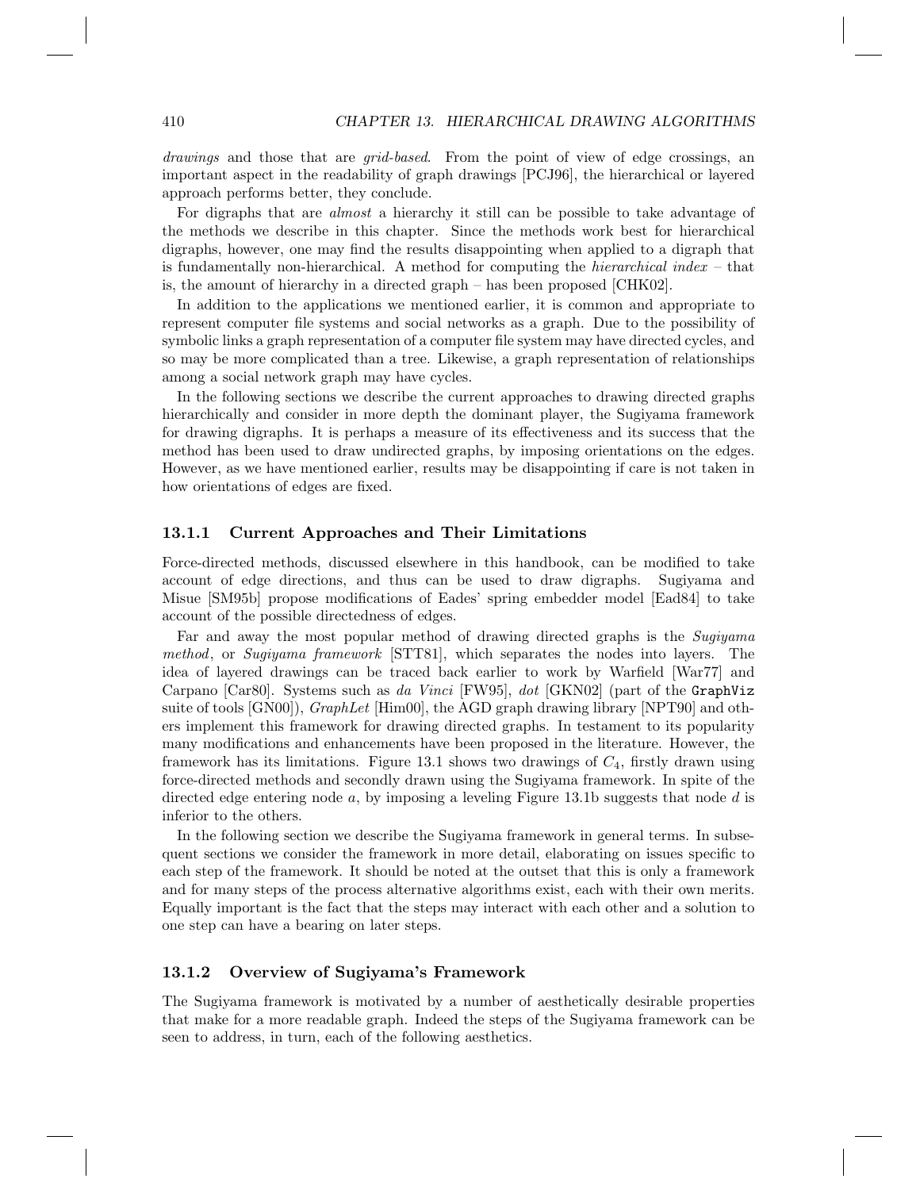*drawings* and those that are *grid-based*. From the point of view of edge crossings, an important aspect in the readability of graph drawings [PCJ96], the hierarchical or layered approach performs better, they conclude.

For digraphs that are *almost* a hierarchy it still can be possible to take advantage of the methods we describe in this chapter. Since the methods work best for hierarchical digraphs, however, one may find the results disappointing when applied to a digraph that is fundamentally non-hierarchical. A method for computing the *hierarchical index* – that is, the amount of hierarchy in a directed graph – has been proposed [CHK02].

In addition to the applications we mentioned earlier, it is common and appropriate to represent computer file systems and social networks as a graph. Due to the possibility of symbolic links a graph representation of a computer file system may have directed cycles, and so may be more complicated than a tree. Likewise, a graph representation of relationships among a social network graph may have cycles.

In the following sections we describe the current approaches to drawing directed graphs hierarchically and consider in more depth the dominant player, the Sugiyama framework for drawing digraphs. It is perhaps a measure of its effectiveness and its success that the method has been used to draw undirected graphs, by imposing orientations on the edges. However, as we have mentioned earlier, results may be disappointing if care is not taken in how orientations of edges are fixed.

### 13.1.1 Current Approaches and Their Limitations

Force-directed methods, discussed elsewhere in this handbook, can be modified to take account of edge directions, and thus can be used to draw digraphs. Sugiyama and Misue [SM95b] propose modifications of Eades' spring embedder model [Ead84] to take account of the possible directedness of edges.

Far and away the most popular method of drawing directed graphs is the *Sugiyama method*, or *Sugiyama framework* [STT81], which separates the nodes into layers. The idea of layered drawings can be traced back earlier to work by Warfield [War77] and Carpano [Car80]. Systems such as *da Vinci* [FW95], *dot* [GKN02] (part of the GraphViz suite of tools [GN00]), *GraphLet* [Him00], the AGD graph drawing library [NPT90] and others implement this framework for drawing directed graphs. In testament to its popularity many modifications and enhancements have been proposed in the literature. However, the framework has its limitations. Figure 13.1 shows two drawings of $C_4$, firstly drawn using force-directed methods and secondly drawn using the Sugiyama framework. In spite of the directed edge entering node $a$, by imposing a leveling Figure 13.1b suggests that node $d$ is inferior to the others.

In the following section we describe the Sugiyama framework in general terms. In subsequent sections we consider the framework in more detail, elaborating on issues specific to each step of the framework. It should be noted at the outset that this is only a framework and for many steps of the process alternative algorithms exist, each with their own merits. Equally important is the fact that the steps may interact with each other and a solution to one step can have a bearing on later steps.

### 13.1.2 Overview of Sugiyama's Framework

The Sugiyama framework is motivated by a number of aesthetically desirable properties that make for a more readable graph. Indeed the steps of the Sugiyama framework can be seen to address, in turn, each of the following aesthetics.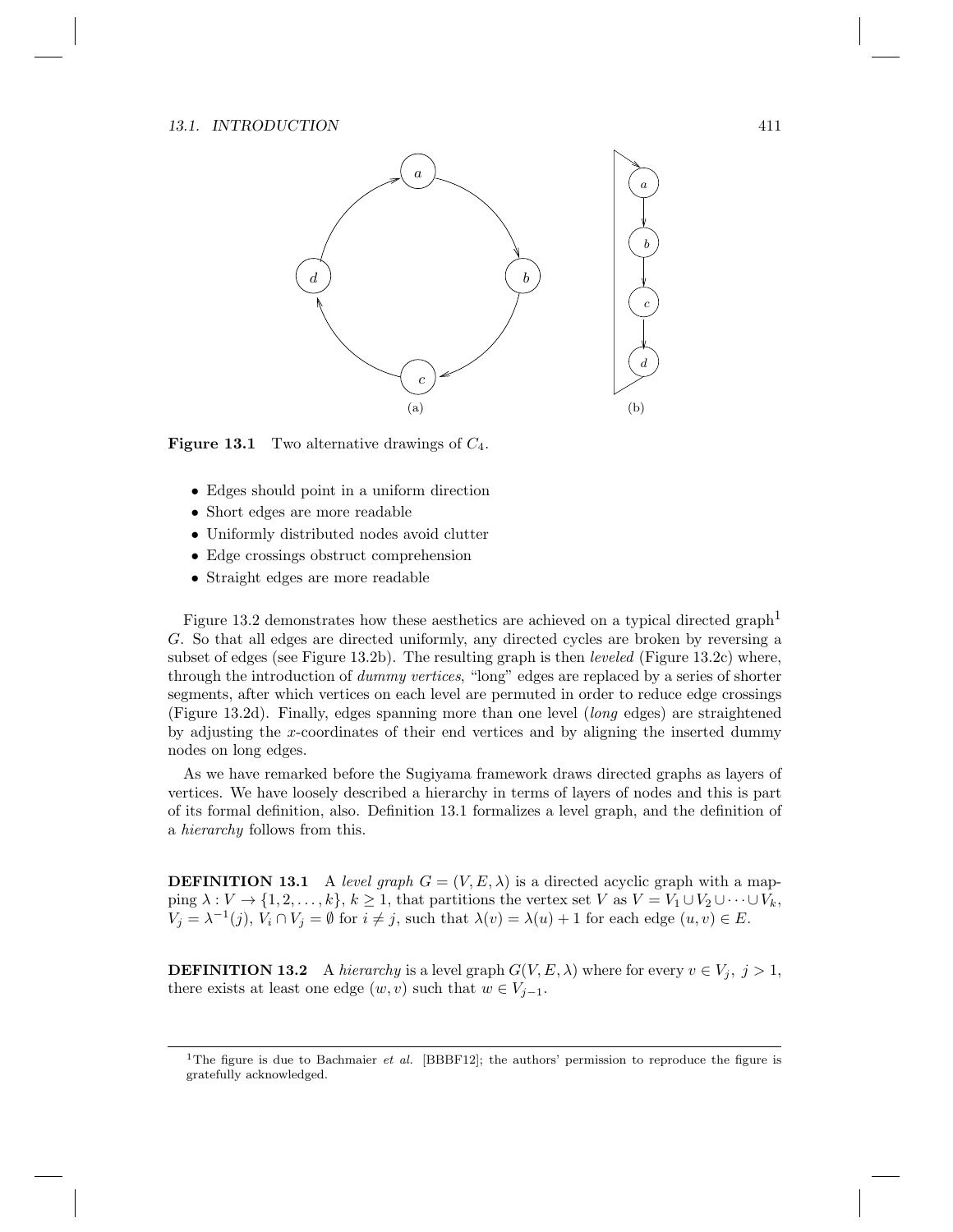Figure 13.1 Two alternative drawings of $C_4$.

- Edges should point in a uniform direction
- Short edges are more readable
- Uniformly distributed nodes avoid clutter
- Edge crossings obstruct comprehension
- Straight edges are more readable

Figure 13.2 demonstrates how these aesthetics are achieved on a typical directed graph[1] $G$. So that all edges are directed uniformly, any directed cycles are broken by reversing a subset of edges (see Figure 13.2b). The resulting graph is then *leveled* (Figure 13.2c) where, through the introduction of *dummy vertices*, "long" edges are replaced by a series of shorter segments, after which vertices on each level are permuted in order to reduce edge crossings (Figure 13.2d). Finally, edges spanning more than one level (*long* edges) are straightened by adjusting the $x$-coordinates of their end vertices and by aligning the inserted dummy nodes on long edges.

As we have remarked before the Sugiyama framework draws directed graphs as layers of vertices. We have loosely described a hierarchy in terms of layers of nodes and this is part of its formal definition, also. Definition 13.1 formalizes a level graph, and the definition of a *hierarchy* follows from this.

**DEFINITION 13.1** A *level graph* $G = (V, E, \lambda)$ is a directed acyclic graph with a mapping $\lambda : V \to \{1, 2, \ldots, k\}$, $k \geq 1$, that partitions the vertex set $V$ as $V = V_1 \cup V_2 \cup \cdots \cup V_k$, $V_j = \lambda^{-1}(j)$, $V_i \cap V_j = \emptyset$ for $i \neq j$, such that $\lambda(v) = \lambda(u) + 1$ for each edge $(u, v) \in E$.

**DEFINITION 13.2** A *hierarchy* is a level graph $G(V, E, \lambda)$ where for every $v \in V_j,\ j > 1$, there exists at least one edge $(w, v)$ such that $w \in V_{j-1}$.

[1] The figure is due to Bachmaier *et al.* [BBBF12]; the authors' permission to reproduce the figure is gratefully acknowledged.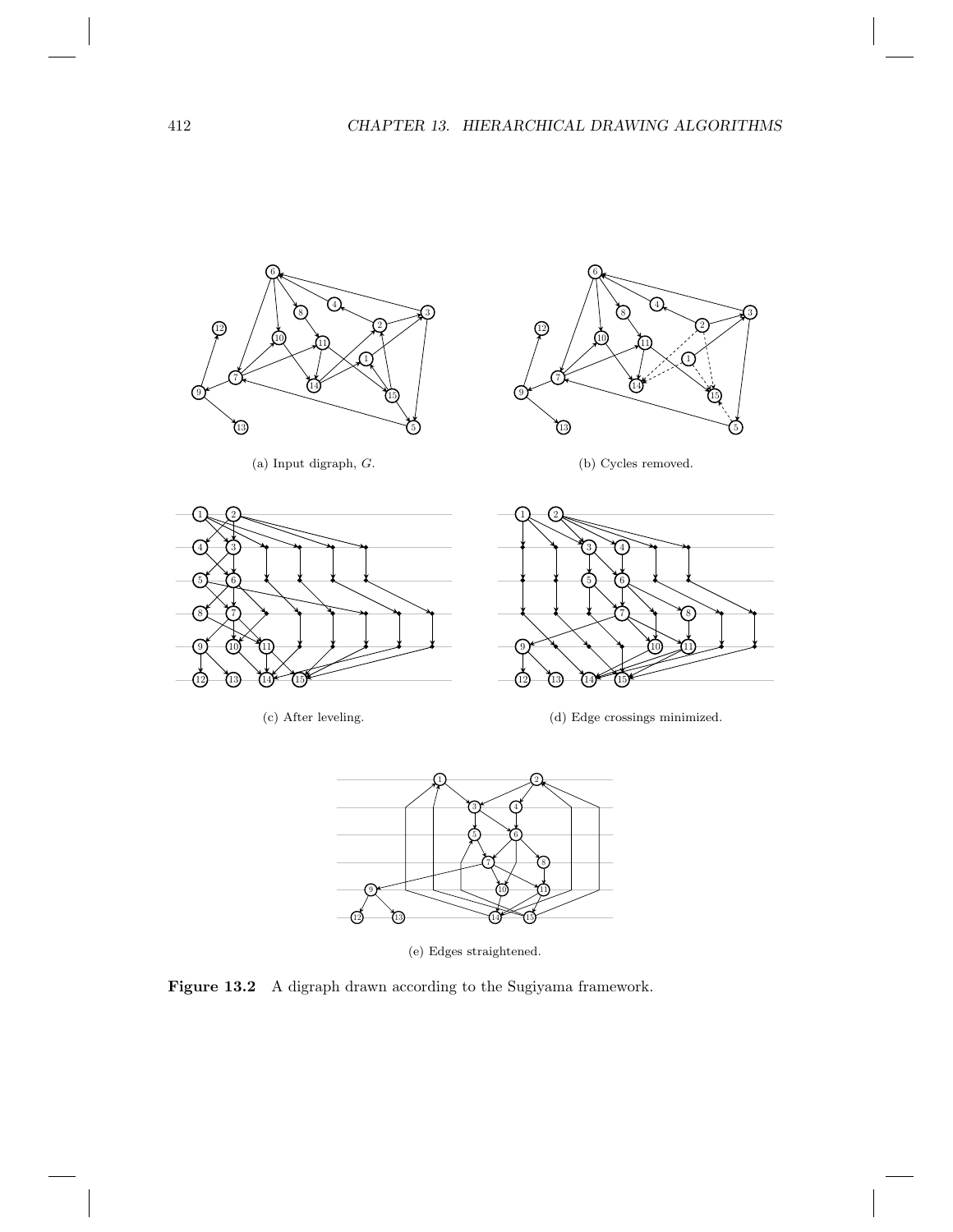(a) Input digraph, $G$.

(b) Cycles removed.

(c) After leveling.

(d) Edge crossings minimized.

(e) Edges straightened.

**Figure 13.2** A digraph drawn according to the Sugiyama framework.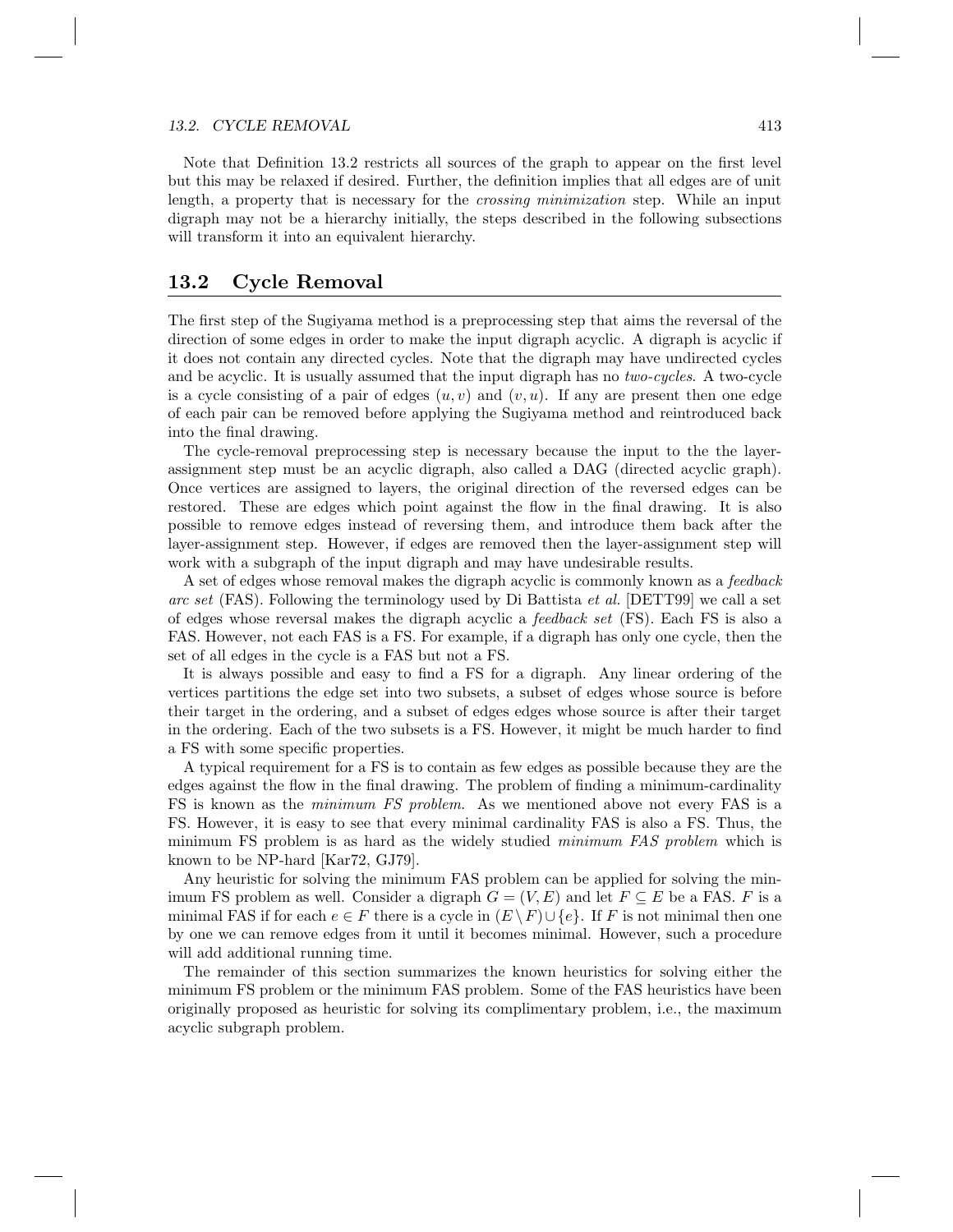Note that Definition 13.2 restricts all sources of the graph to appear on the first level but this may be relaxed if desired. Further, the definition implies that all edges are of unit length, a property that is necessary for the *crossing minimization* step. While an input digraph may not be a hierarchy initially, the steps described in the following subsections will transform it into an equivalent hierarchy.

## 13.2 Cycle Removal

The first step of the Sugiyama method is a preprocessing step that aims the reversal of the direction of some edges in order to make the input digraph acyclic. A digraph is acyclic if it does not contain any directed cycles. Note that the digraph may have undirected cycles and be acyclic. It is usually assumed that the input digraph has no *two-cycles*. A two-cycle is a cycle consisting of a pair of edges $(u, v)$ and $(v, u)$. If any are present then one edge of each pair can be removed before applying the Sugiyama method and reintroduced back into the final drawing.

The cycle-removal preprocessing step is necessary because the input to the the layer-assignment step must be an acyclic digraph, also called a DAG (directed acyclic graph). Once vertices are assigned to layers, the original direction of the reversed edges can be restored. These are edges which point against the flow in the final drawing. It is also possible to remove edges instead of reversing them, and introduce them back after the layer-assignment step. However, if edges are removed then the layer-assignment step will work with a subgraph of the input digraph and may have undesirable results.

A set of edges whose removal makes the digraph acyclic is commonly known as a *feedback arc set* (FAS). Following the terminology used by Di Battista *et al.* [DETT99] we call a set of edges whose reversal makes the digraph acyclic a *feedback set* (FS). Each FS is also a FAS. However, not each FAS is a FS. For example, if a digraph has only one cycle, then the set of all edges in the cycle is a FAS but not a FS.

It is always possible and easy to find a FS for a digraph. Any linear ordering of the vertices partitions the edge set into two subsets, a subset of edges whose source is before their target in the ordering, and a subset of edges edges whose source is after their target in the ordering. Each of the two subsets is a FS. However, it might be much harder to find a FS with some specific properties.

A typical requirement for a FS is to contain as few edges as possible because they are the edges against the flow in the final drawing. The problem of finding a minimum-cardinality FS is known as the *minimum FS problem*. As we mentioned above not every FAS is a FS. However, it is easy to see that every minimal cardinality FAS is also a FS. Thus, the minimum FS problem is as hard as the widely studied *minimum FAS problem* which is known to be NP-hard [Kar72, GJ79].

Any heuristic for solving the minimum FAS problem can be applied for solving the minimum FS problem as well. Consider a digraph $G = (V, E)$ and let $F \subseteq E$ be a FAS. $F$ is a minimal FAS if for each $e \in F$ there is a cycle in $(E \setminus F) \cup \{e\}$. If $F$ is not minimal then one by one we can remove edges from it until it becomes minimal. However, such a procedure will add additional running time.

The remainder of this section summarizes the known heuristics for solving either the minimum FS problem or the minimum FAS problem. Some of the FAS heuristics have been originally proposed as heuristic for solving its complimentary problem, i.e., the maximum acyclic subgraph problem.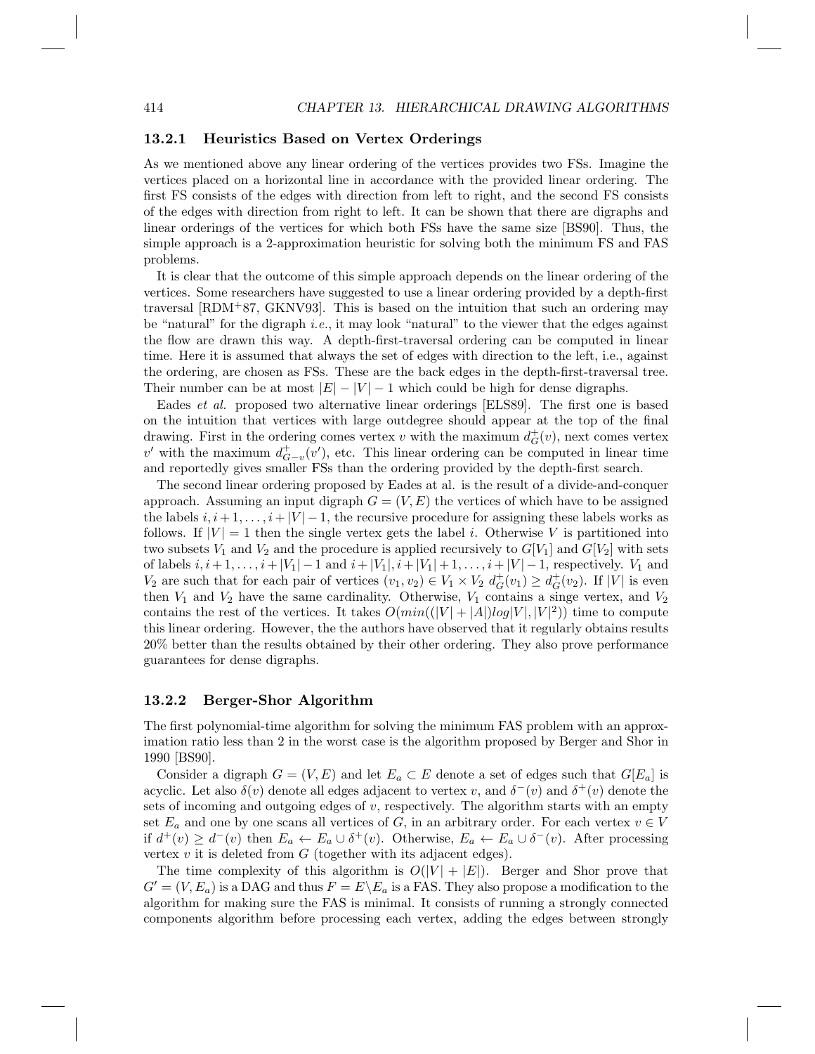### 13.2.1 Heuristics Based on Vertex Orderings

As we mentioned above any linear ordering of the vertices provides two FSs. Imagine the vertices placed on a horizontal line in accordance with the provided linear ordering. The first FS consists of the edges with direction from left to right, and the second FS consists of the edges with direction from right to left. It can be shown that there are digraphs and linear orderings of the vertices for which both FSs have the same size [BS90]. Thus, the simple approach is a 2-approximation heuristic for solving both the minimum FS and FAS problems.

It is clear that the outcome of this simple approach depends on the linear ordering of the vertices. Some researchers have suggested to use a linear ordering provided by a depth-first traversal [RDM+87, GKNV93]. This is based on the intuition that such an ordering may be "natural" for the digraph *i.e.*, it may look "natural" to the viewer that the edges against the flow are drawn this way. A depth-first-traversal ordering can be computed in linear time. Here it is assumed that always the set of edges with direction to the left, i.e., against the ordering, are chosen as FSs. These are the back edges in the depth-first-traversal tree. Their number can be at most $|E| - |V| - 1$ which could be high for dense digraphs.

Eades *et al.* proposed two alternative linear orderings [ELS89]. The first one is based on the intuition that vertices with large outdegree should appear at the top of the final drawing. First in the ordering comes vertex $v$ with the maximum $d^+_G(v)$, next comes vertex $v'$ with the maximum $d^+_{G-v}(v')$, etc. This linear ordering can be computed in linear time and reportedly gives smaller FSs than the ordering provided by the depth-first search.

The second linear ordering proposed by Eades at al. is the result of a divide-and-conquer approach. Assuming an input digraph $G = (V, E)$ the vertices of which have to be assigned the labels $i, i+1, \ldots, i+|V|-1$, the recursive procedure for assigning these labels works as follows. If $|V| = 1$ then the single vertex gets the label $i$. Otherwise $V$ is partitioned into two subsets $V_1$ and $V_2$ and the procedure is applied recursively to $G[V_1]$ and $G[V_2]$ with sets of labels $i, i+1, \ldots, i+|V_1|-1$ and $i+|V_1|, i+|V_1|+1, \ldots, i+|V|-1$, respectively. $V_1$ and $V_2$ are such that for each pair of vertices $(v_1, v_2) \in V_1 \times V_2$ $d^+_G(v_1) \geq d^+_G(v_2)$. If $|V|$ is even then $V_1$ and $V_2$ have the same cardinality. Otherwise, $V_1$ contains a singe vertex, and $V_2$ contains the rest of the vertices. It takes $O(min((|V| + |A|)log|V|, |V|^2))$ time to compute this linear ordering. However, the the authors have observed that it regularly obtains results 20% better than the results obtained by their other ordering. They also prove performance guarantees for dense digraphs.

### 13.2.2 Berger-Shor Algorithm

The first polynomial-time algorithm for solving the minimum FAS problem with an approximation ratio less than 2 in the worst case is the algorithm proposed by Berger and Shor in 1990 [BS90].

Consider a digraph $G = (V, E)$ and let $E_a \subset E$ denote a set of edges such that $G[E_a]$ is acyclic. Let also $\delta(v)$ denote all edges adjacent to vertex $v$, and $\delta^-(v)$ and $\delta^+(v)$ denote the sets of incoming and outgoing edges of $v$, respectively. The algorithm starts with an empty set $E_a$ and one by one scans all vertices of $G$, in an arbitrary order. For each vertex $v \in V$ if $d^+(v) \geq d^-(v)$ then $E_a \leftarrow E_a \cup \delta^+(v)$. Otherwise, $E_a \leftarrow E_a \cup \delta^-(v)$. After processing vertex $v$ it is deleted from $G$ (together with its adjacent edges).

The time complexity of this algorithm is $O(|V| + |E|)$. Berger and Shor prove that $G' = (V, E_a)$ is a DAG and thus $F = E \backslash E_a$ is a FAS. They also propose a modification to the algorithm for making sure the FAS is minimal. It consists of running a strongly connected components algorithm before processing each vertex, adding the edges between strongly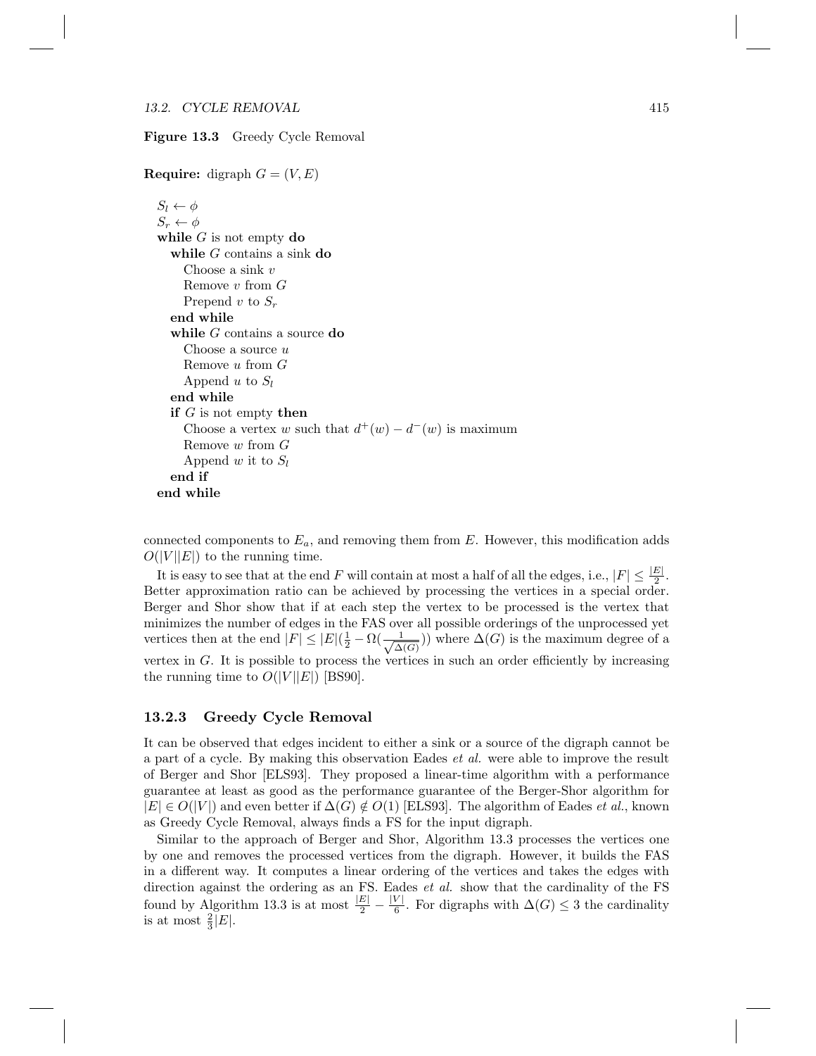**Figure 13.3** Greedy Cycle Removal

```
Require: digraph G = (V, E)

S_l ← φ
S_r ← φ
while G is not empty do
  while G contains a sink do
    Choose a sink v
    Remove v from G
    Prepend v to S_r
  end while
  while G contains a source do
    Choose a source u
    Remove u from G
    Append u to S_l
  end while
  if G is not empty then
    Choose a vertex w such that d+(w) − d−(w) is maximum
    Remove w from G
    Append w it to S_l
  end if
end while
```

connected components to $E_a$, and removing them from $E$. However, this modification adds $O(|V||E|)$ to the running time.

It is easy to see that at the end $F$ will contain at most a half of all the edges, i.e., $|F| \leq \frac{|E|}{2}$. Better approximation ratio can be achieved by processing the vertices in a special order. Berger and Shor show that if at each step the vertex to be processed is the vertex that minimizes the number of edges in the FAS over all possible orderings of the unprocessed yet vertices then at the end $|F| \leq |E|(\frac{1}{2} - \Omega(\frac{1}{\sqrt{\Delta(G)}}))$ where $\Delta(G)$ is the maximum degree of a vertex in $G$. It is possible to process the vertices in such an order efficiently by increasing the running time to $O(|V||E|)$ [BS90].

### 13.2.3 Greedy Cycle Removal

It can be observed that edges incident to either a sink or a source of the digraph cannot be a part of a cycle. By making this observation Eades *et al.* were able to improve the result of Berger and Shor [ELS93]. They proposed a linear-time algorithm with a performance guarantee at least as good as the performance guarantee of the Berger-Shor algorithm for $|E| \in O(|V|)$ and even better if $\Delta(G) \notin O(1)$ [ELS93]. The algorithm of Eades *et al.*, known as Greedy Cycle Removal, always finds a FS for the input digraph.

Similar to the approach of Berger and Shor, Algorithm 13.3 processes the vertices one by one and removes the processed vertices from the digraph. However, it builds the FAS in a different way. It computes a linear ordering of the vertices and takes the edges with direction against the ordering as an FS. Eades *et al.* show that the cardinality of the FS found by Algorithm 13.3 is at most $\frac{|E|}{2} - \frac{|V|}{6}$. For digraphs with $\Delta(G) \leq 3$ the cardinality is at most $\frac{2}{3}|E|$.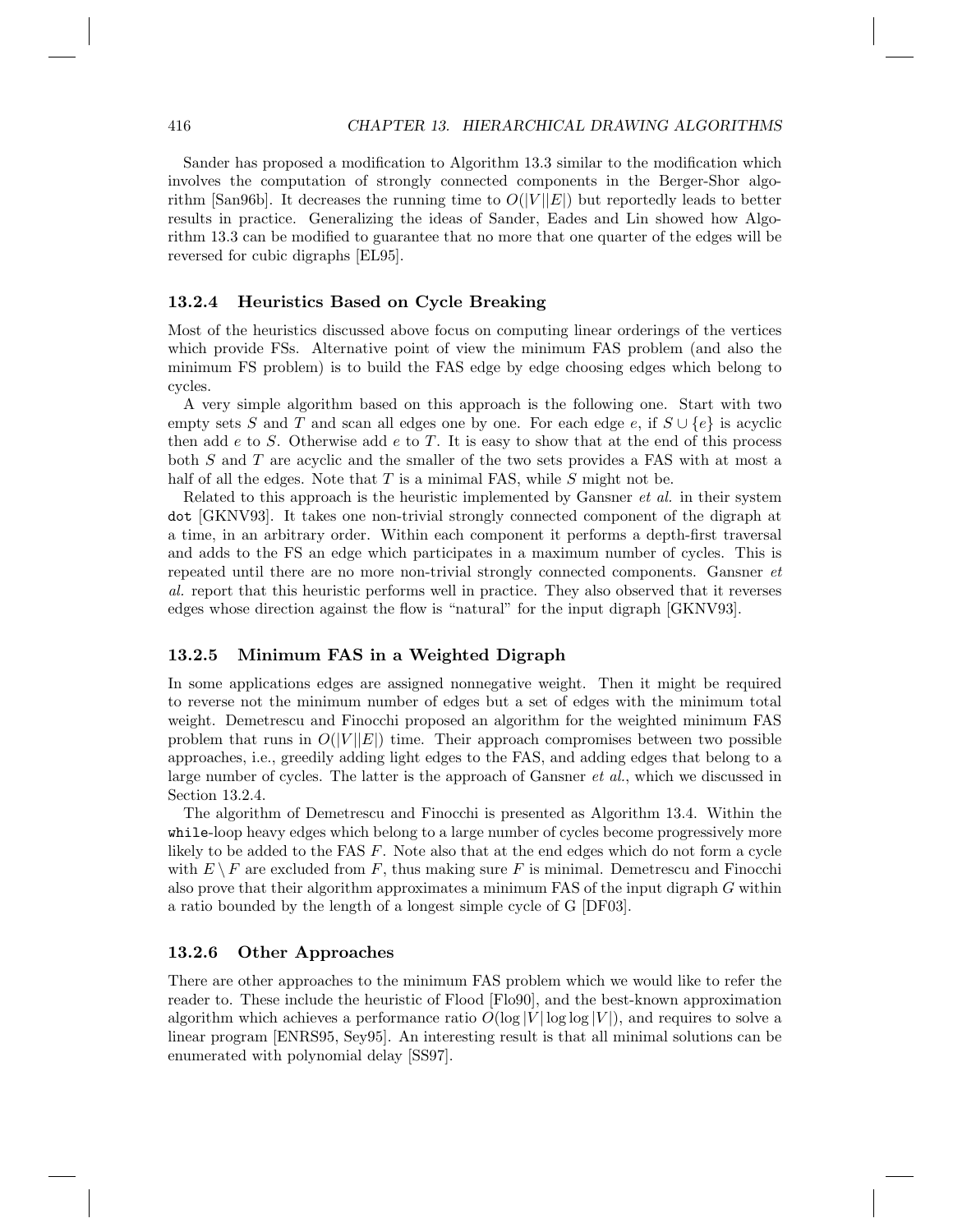Sander has proposed a modification to Algorithm 13.3 similar to the modification which involves the computation of strongly connected components in the Berger-Shor algorithm [San96b]. It decreases the running time to $O(|V||E|)$ but reportedly leads to better results in practice. Generalizing the ideas of Sander, Eades and Lin showed how Algorithm 13.3 can be modified to guarantee that no more that one quarter of the edges will be reversed for cubic digraphs [EL95].

### 13.2.4 Heuristics Based on Cycle Breaking

Most of the heuristics discussed above focus on computing linear orderings of the vertices which provide FSs. Alternative point of view the minimum FAS problem (and also the minimum FS problem) is to build the FAS edge by edge choosing edges which belong to cycles.

A very simple algorithm based on this approach is the following one. Start with two empty sets $S$ and $T$ and scan all edges one by one. For each edge $e$, if $S \cup \{e\}$ is acyclic then add $e$ to $S$. Otherwise add $e$ to $T$. It is easy to show that at the end of this process both $S$ and $T$ are acyclic and the smaller of the two sets provides a FAS with at most a half of all the edges. Note that $T$ is a minimal FAS, while $S$ might not be.

Related to this approach is the heuristic implemented by Gansner *et al.* in their system `dot` [GKNV93]. It takes one non-trivial strongly connected component of the digraph at a time, in an arbitrary order. Within each component it performs a depth-first traversal and adds to the FS an edge which participates in a maximum number of cycles. This is repeated until there are no more non-trivial strongly connected components. Gansner *et al.* report that this heuristic performs well in practice. They also observed that it reverses edges whose direction against the flow is "natural" for the input digraph [GKNV93].

### 13.2.5 Minimum FAS in a Weighted Digraph

In some applications edges are assigned nonnegative weight. Then it might be required to reverse not the minimum number of edges but a set of edges with the minimum total weight. Demetrescu and Finocchi proposed an algorithm for the weighted minimum FAS problem that runs in $O(|V||E|)$ time. Their approach compromises between two possible approaches, i.e., greedily adding light edges to the FAS, and adding edges that belong to a large number of cycles. The latter is the approach of Gansner *et al.*, which we discussed in Section 13.2.4.

The algorithm of Demetrescu and Finocchi is presented as Algorithm 13.4. Within the `while`-loop heavy edges which belong to a large number of cycles become progressively more likely to be added to the FAS $F$. Note also that at the end edges which do not form a cycle with $E \setminus F$ are excluded from $F$, thus making sure $F$ is minimal. Demetrescu and Finocchi also prove that their algorithm approximates a minimum FAS of the input digraph $G$ within a ratio bounded by the length of a longest simple cycle of G [DF03].

### 13.2.6 Other Approaches

There are other approaches to the minimum FAS problem which we would like to refer the reader to. These include the heuristic of Flood [Flo90], and the best-known approximation algorithm which achieves a performance ratio $O(\log |V| \log \log |V|)$, and requires to solve a linear program [ENRS95, Sey95]. An interesting result is that all minimal solutions can be enumerated with polynomial delay [SS97].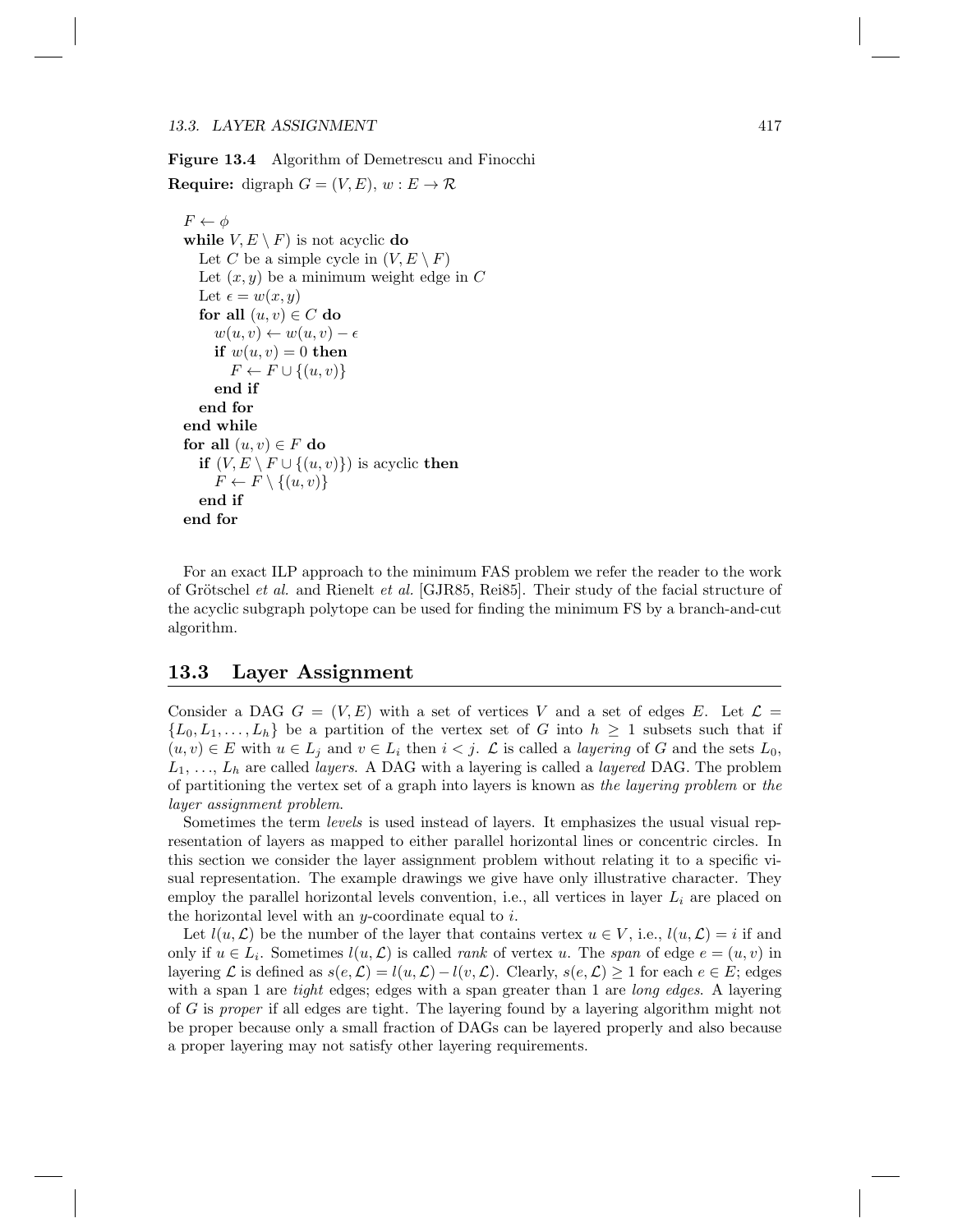**Figure 13.4** Algorithm of Demetrescu and Finocchi

**Require:** digraph $G = (V, E)$, $w : E \rightarrow \mathcal{R}$

```
F ← φ
while V, E \ F) is not acyclic do
   Let C be a simple cycle in (V, E \ F)
   Let (x, y) be a minimum weight edge in C
   Let ε = w(x, y)
   for all (u, v) ∈ C do
      w(u, v) ← w(u, v) − ε
      if w(u, v) = 0 then
         F ← F ∪ {(u, v)}
      end if
   end for
end while
for all (u, v) ∈ F do
   if (V, E \ F ∪ {(u, v)}) is acyclic then
      F ← F \ {(u, v)}
   end if
end for
```

For an exact ILP approach to the minimum FAS problem we refer the reader to the work of Grötschel *et al.* and Rienelt *et al.* [GJR85, Rei85]. Their study of the facial structure of the acyclic subgraph polytope can be used for finding the minimum FS by a branch-and-cut algorithm.

## 13.3 Layer Assignment

Consider a DAG $G = (V, E)$ with a set of vertices $V$ and a set of edges $E$. Let $\mathcal{L} = \{L_0, L_1, \ldots, L_h\}$ be a partition of the vertex set of $G$ into $h \geq 1$ subsets such that if $(u, v) \in E$ with $u \in L_j$ and $v \in L_i$ then $i < j$. $\mathcal{L}$ is called a *layering* of $G$ and the sets $L_0$, $L_1$, ..., $L_h$ are called *layers*. A DAG with a layering is called a *layered* DAG. The problem of partitioning the vertex set of a graph into layers is known as *the layering problem* or *the layer assignment problem*.

Sometimes the term *levels* is used instead of layers. It emphasizes the usual visual representation of layers as mapped to either parallel horizontal lines or concentric circles. In this section we consider the layer assignment problem without relating it to a specific visual representation. The example drawings we give have only illustrative character. They employ the parallel horizontal levels convention, i.e., all vertices in layer $L_i$ are placed on the horizontal level with an $y$-coordinate equal to $i$.

Let $l(u, \mathcal{L})$ be the number of the layer that contains vertex $u \in V$, i.e., $l(u, \mathcal{L}) = i$ if and only if $u \in L_i$. Sometimes $l(u, \mathcal{L})$ is called *rank* of vertex $u$. The *span* of edge $e = (u, v)$ in layering $\mathcal{L}$ is defined as $s(e, \mathcal{L}) = l(u, \mathcal{L}) - l(v, \mathcal{L})$. Clearly, $s(e, \mathcal{L}) \geq 1$ for each $e \in E$; edges with a span 1 are *tight* edges; edges with a span greater than 1 are *long edges*. A layering of $G$ is *proper* if all edges are tight. The layering found by a layering algorithm might not be proper because only a small fraction of DAGs can be layered properly and also because a proper layering may not satisfy other layering requirements.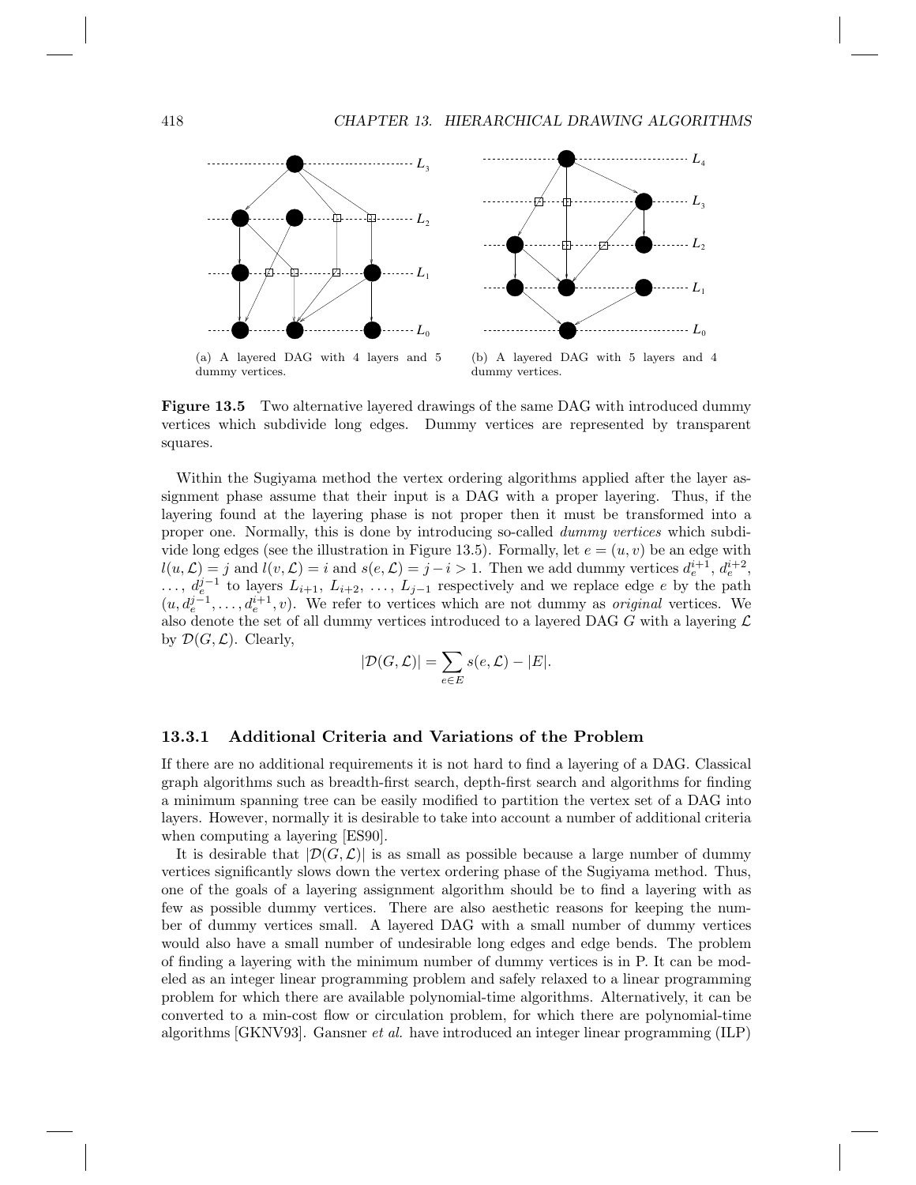(a) A layered DAG with 4 layers and 5 dummy vertices.

(b) A layered DAG with 5 layers and 4 dummy vertices.

**Figure 13.5** Two alternative layered drawings of the same DAG with introduced dummy vertices which subdivide long edges. Dummy vertices are represented by transparent squares.

Within the Sugiyama method the vertex ordering algorithms applied after the layer assignment phase assume that their input is a DAG with a proper layering. Thus, if the layering found at the layering phase is not proper then it must be transformed into a proper one. Normally, this is done by introducing so-called *dummy vertices* which subdivide long edges (see the illustration in Figure 13.5). Formally, let $e = (u, v)$ be an edge with $l(u, \mathcal{L}) = j$ and $l(v, \mathcal{L}) = i$ and $s(e, \mathcal{L}) = j - i > 1$. Then we add dummy vertices $d_e^{i+1}$, $d_e^{i+2}$, $\ldots$, $d_e^{j-1}$ to layers $L_{i+1}$, $L_{i+2}$, $\ldots$, $L_{j-1}$ respectively and we replace edge $e$ by the path $(u, d_e^{j-1}, \ldots, d_e^{i+1}, v)$. We refer to vertices which are not dummy as *original* vertices. We also denote the set of all dummy vertices introduced to a layered DAG $G$ with a layering $\mathcal{L}$ by $\mathcal{D}(G, \mathcal{L})$. Clearly,

$$|\mathcal{D}(G, \mathcal{L})| = \sum_{e \in E} s(e, \mathcal{L}) - |E|.$$

### 13.3.1 Additional Criteria and Variations of the Problem

If there are no additional requirements it is not hard to find a layering of a DAG. Classical graph algorithms such as breadth-first search, depth-first search and algorithms for finding a minimum spanning tree can be easily modified to partition the vertex set of a DAG into layers. However, normally it is desirable to take into account a number of additional criteria when computing a layering [ES90].

It is desirable that $|\mathcal{D}(G, \mathcal{L})|$ is as small as possible because a large number of dummy vertices significantly slows down the vertex ordering phase of the Sugiyama method. Thus, one of the goals of a layering assignment algorithm should be to find a layering with as few as possible dummy vertices. There are also aesthetic reasons for keeping the number of dummy vertices small. A layered DAG with a small number of dummy vertices would also have a small number of undesirable long edges and edge bends. The problem of finding a layering with the minimum number of dummy vertices is in P. It can be modeled as an integer linear programming problem and safely relaxed to a linear programming problem for which there are available polynomial-time algorithms. Alternatively, it can be converted to a min-cost flow or circulation problem, for which there are polynomial-time algorithms [GKNV93]. Gansner *et al.* have introduced an integer linear programming (ILP)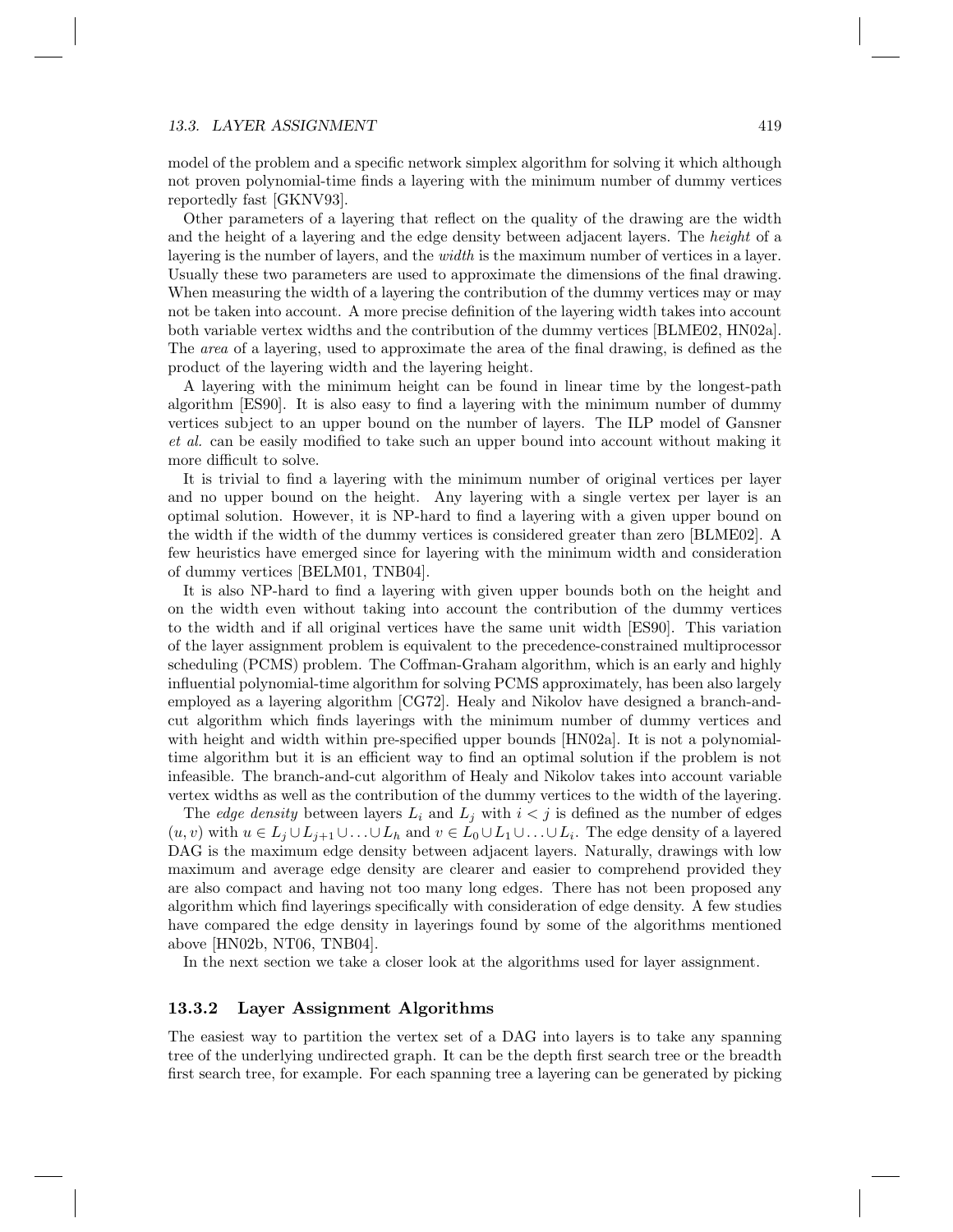model of the problem and a specific network simplex algorithm for solving it which although not proven polynomial-time finds a layering with the minimum number of dummy vertices reportedly fast [GKNV93].

Other parameters of a layering that reflect on the quality of the drawing are the width and the height of a layering and the edge density between adjacent layers. The *height* of a layering is the number of layers, and the *width* is the maximum number of vertices in a layer. Usually these two parameters are used to approximate the dimensions of the final drawing. When measuring the width of a layering the contribution of the dummy vertices may or may not be taken into account. A more precise definition of the layering width takes into account both variable vertex widths and the contribution of the dummy vertices [BLME02, HN02a]. The *area* of a layering, used to approximate the area of the final drawing, is defined as the product of the layering width and the layering height.

A layering with the minimum height can be found in linear time by the longest-path algorithm [ES90]. It is also easy to find a layering with the minimum number of dummy vertices subject to an upper bound on the number of layers. The ILP model of Gansner *et al.* can be easily modified to take such an upper bound into account without making it more difficult to solve.

It is trivial to find a layering with the minimum number of original vertices per layer and no upper bound on the height. Any layering with a single vertex per layer is an optimal solution. However, it is NP-hard to find a layering with a given upper bound on the width if the width of the dummy vertices is considered greater than zero [BLME02]. A few heuristics have emerged since for layering with the minimum width and consideration of dummy vertices [BELM01, TNB04].

It is also NP-hard to find a layering with given upper bounds both on the height and on the width even without taking into account the contribution of the dummy vertices to the width and if all original vertices have the same unit width [ES90]. This variation of the layer assignment problem is equivalent to the precedence-constrained multiprocessor scheduling (PCMS) problem. The Coffman-Graham algorithm, which is an early and highly influential polynomial-time algorithm for solving PCMS approximately, has been also largely employed as a layering algorithm [CG72]. Healy and Nikolov have designed a branch-and-cut algorithm which finds layerings with the minimum number of dummy vertices and with height and width within pre-specified upper bounds [HN02a]. It is not a polynomial-time algorithm but it is an efficient way to find an optimal solution if the problem is not infeasible. The branch-and-cut algorithm of Healy and Nikolov takes into account variable vertex widths as well as the contribution of the dummy vertices to the width of the layering.

The *edge density* between layers $L_i$ and $L_j$ with $i < j$ is defined as the number of edges $(u, v)$ with $u \in L_j \cup L_{j+1} \cup \ldots \cup L_h$ and $v \in L_0 \cup L_1 \cup \ldots \cup L_i$. The edge density of a layered DAG is the maximum edge density between adjacent layers. Naturally, drawings with low maximum and average edge density are clearer and easier to comprehend provided they are also compact and having not too many long edges. There has not been proposed any algorithm which find layerings specifically with consideration of edge density. A few studies have compared the edge density in layerings found by some of the algorithms mentioned above [HN02b, NT06, TNB04].

In the next section we take a closer look at the algorithms used for layer assignment.

### 13.3.2 Layer Assignment Algorithms

The easiest way to partition the vertex set of a DAG into layers is to take any spanning tree of the underlying undirected graph. It can be the depth first search tree or the breadth first search tree, for example. For each spanning tree a layering can be generated by picking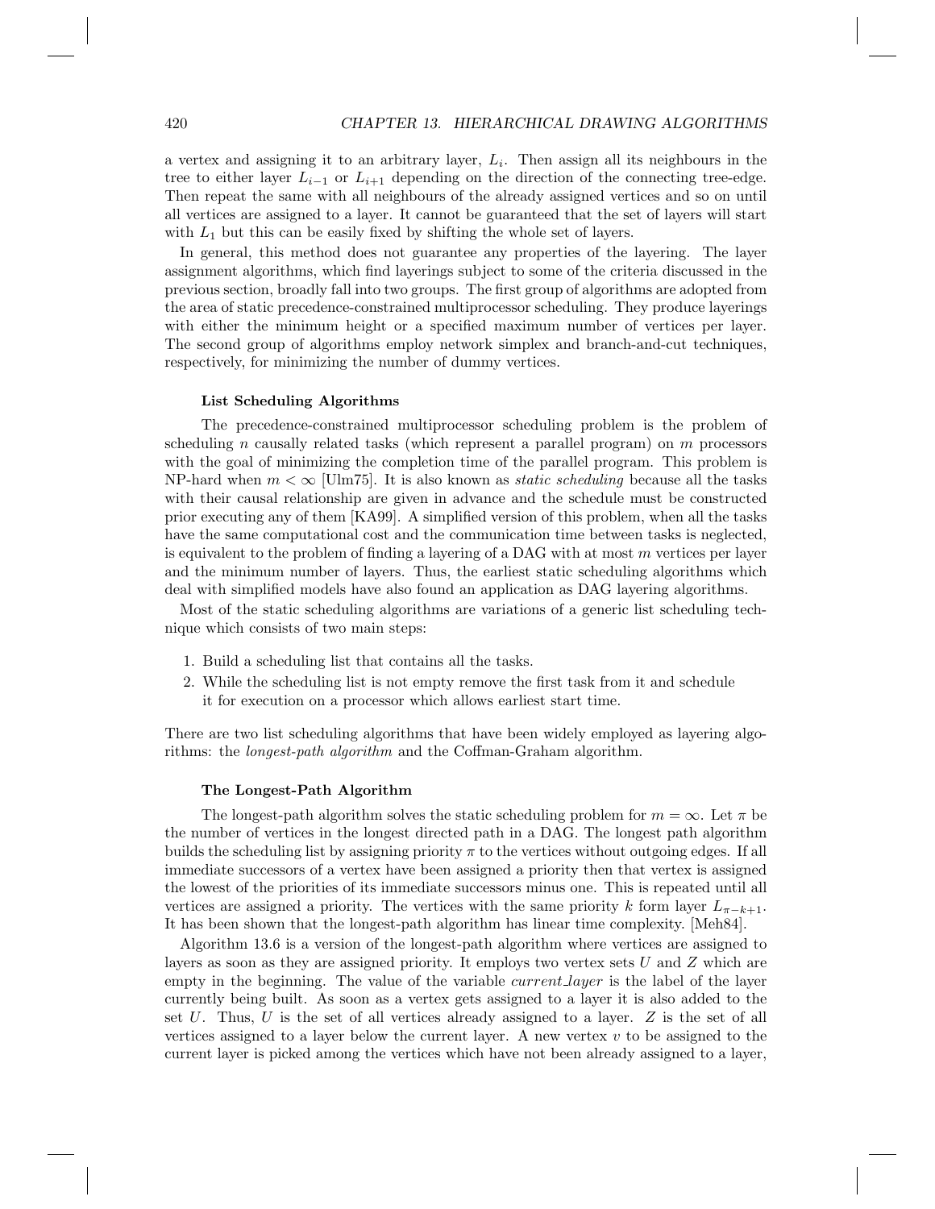a vertex and assigning it to an arbitrary layer, $L_i$. Then assign all its neighbours in the tree to either layer $L_{i-1}$ or $L_{i+1}$ depending on the direction of the connecting tree-edge. Then repeat the same with all neighbours of the already assigned vertices and so on until all vertices are assigned to a layer. It cannot be guaranteed that the set of layers will start with $L_1$ but this can be easily fixed by shifting the whole set of layers.

In general, this method does not guarantee any properties of the layering. The layer assignment algorithms, which find layerings subject to some of the criteria discussed in the previous section, broadly fall into two groups. The first group of algorithms are adopted from the area of static precedence-constrained multiprocessor scheduling. They produce layerings with either the minimum height or a specified maximum number of vertices per layer. The second group of algorithms employ network simplex and branch-and-cut techniques, respectively, for minimizing the number of dummy vertices.

#### List Scheduling Algorithms

The precedence-constrained multiprocessor scheduling problem is the problem of scheduling $n$ causally related tasks (which represent a parallel program) on $m$ processors with the goal of minimizing the completion time of the parallel program. This problem is NP-hard when $m < \infty$ [Ulm75]. It is also known as *static scheduling* because all the tasks with their causal relationship are given in advance and the schedule must be constructed prior executing any of them [KA99]. A simplified version of this problem, when all the tasks have the same computational cost and the communication time between tasks is neglected, is equivalent to the problem of finding a layering of a DAG with at most $m$ vertices per layer and the minimum number of layers. Thus, the earliest static scheduling algorithms which deal with simplified models have also found an application as DAG layering algorithms.

Most of the static scheduling algorithms are variations of a generic list scheduling technique which consists of two main steps:

1. Build a scheduling list that contains all the tasks.
2. While the scheduling list is not empty remove the first task from it and schedule it for execution on a processor which allows earliest start time.

There are two list scheduling algorithms that have been widely employed as layering algorithms: the *longest-path algorithm* and the Coffman-Graham algorithm.

#### The Longest-Path Algorithm

The longest-path algorithm solves the static scheduling problem for $m = \infty$. Let $\pi$ be the number of vertices in the longest directed path in a DAG. The longest path algorithm builds the scheduling list by assigning priority $\pi$ to the vertices without outgoing edges. If all immediate successors of a vertex have been assigned a priority then that vertex is assigned the lowest of the priorities of its immediate successors minus one. This is repeated until all vertices are assigned a priority. The vertices with the same priority $k$ form layer $L_{\pi-k+1}$. It has been shown that the longest-path algorithm has linear time complexity. [Meh84].

Algorithm 13.6 is a version of the longest-path algorithm where vertices are assigned to layers as soon as they are assigned priority. It employs two vertex sets $U$ and $Z$ which are empty in the beginning. The value of the variable *current_layer* is the label of the layer currently being built. As soon as a vertex gets assigned to a layer it is also added to the set $U$. Thus, $U$ is the set of all vertices already assigned to a layer. $Z$ is the set of all vertices assigned to a layer below the current layer. A new vertex $v$ to be assigned to the current layer is picked among the vertices which have not been already assigned to a layer,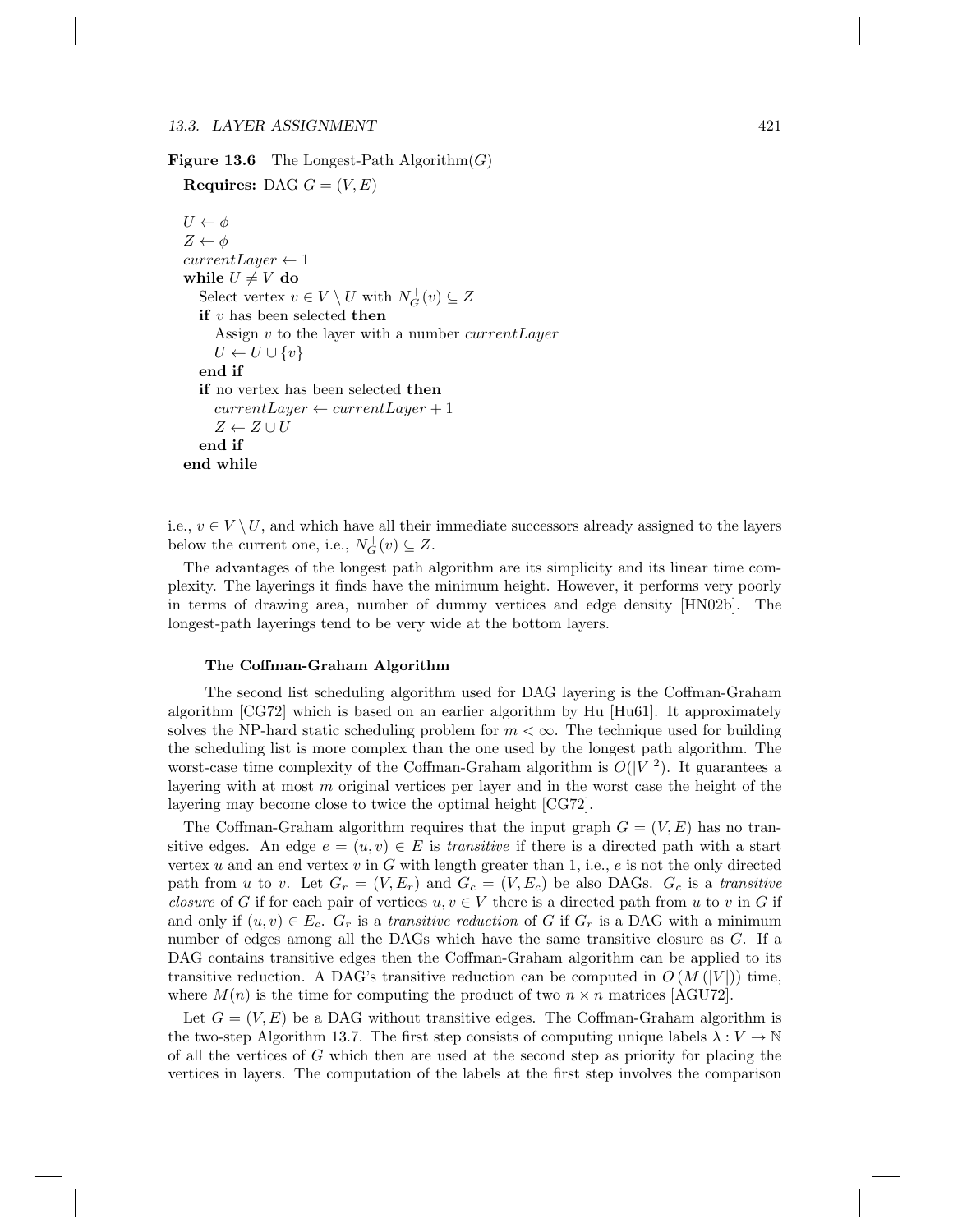**Figure 13.6** The Longest-Path Algorithm($G$)

**Requires:** DAG $G = (V, E)$

$U \leftarrow \phi$
$Z \leftarrow \phi$
$currentLayer \leftarrow 1$
**while** $U \neq V$ **do**
  Select vertex $v \in V \setminus U$ with $N_G^+(v) \subseteq Z$
  **if** $v$ has been selected **then**
    Assign $v$ to the layer with a number $currentLayer$
    $U \leftarrow U \cup \{v\}$
  **end if**
  **if** no vertex has been selected **then**
    $currentLayer \leftarrow currentLayer + 1$
    $Z \leftarrow Z \cup U$
  **end if**
**end while**

i.e., $v \in V \setminus U$, and which have all their immediate successors already assigned to the layers below the current one, i.e., $N_G^+(v) \subseteq Z$.

The advantages of the longest path algorithm are its simplicity and its linear time complexity. The layerings it finds have the minimum height. However, it performs very poorly in terms of drawing area, number of dummy vertices and edge density [HN02b]. The longest-path layerings tend to be very wide at the bottom layers.

#### The Coffman-Graham Algorithm

The second list scheduling algorithm used for DAG layering is the Coffman-Graham algorithm [CG72] which is based on an earlier algorithm by Hu [Hu61]. It approximately solves the NP-hard static scheduling problem for $m < \infty$. The technique used for building the scheduling list is more complex than the one used by the longest path algorithm. The worst-case time complexity of the Coffman-Graham algorithm is $O(|V|^2)$. It guarantees a layering with at most $m$ original vertices per layer and in the worst case the height of the layering may become close to twice the optimal height [CG72].

The Coffman-Graham algorithm requires that the input graph $G = (V, E)$ has no transitive edges. An edge $e = (u, v) \in E$ is *transitive* if there is a directed path with a start vertex $u$ and an end vertex $v$ in $G$ with length greater than 1, i.e., $e$ is not the only directed path from $u$ to $v$. Let $G_r = (V, E_r)$ and $G_c = (V, E_c)$ be also DAGs. $G_c$ is a *transitive closure* of $G$ if for each pair of vertices $u, v \in V$ there is a directed path from $u$ to $v$ in $G$ if and only if $(u, v) \in E_c$. $G_r$ is a *transitive reduction* of $G$ if $G_r$ is a DAG with a minimum number of edges among all the DAGs which have the same transitive closure as $G$. If a DAG contains transitive edges then the Coffman-Graham algorithm can be applied to its transitive reduction. A DAG's transitive reduction can be computed in $O(M(|V|))$ time, where $M(n)$ is the time for computing the product of two $n \times n$ matrices [AGU72].

Let $G = (V, E)$ be a DAG without transitive edges. The Coffman-Graham algorithm is the two-step Algorithm 13.7. The first step consists of computing unique labels $\lambda : V \to \mathbb{N}$ of all the vertices of $G$ which then are used at the second step as priority for placing the vertices in layers. The computation of the labels at the first step involves the comparison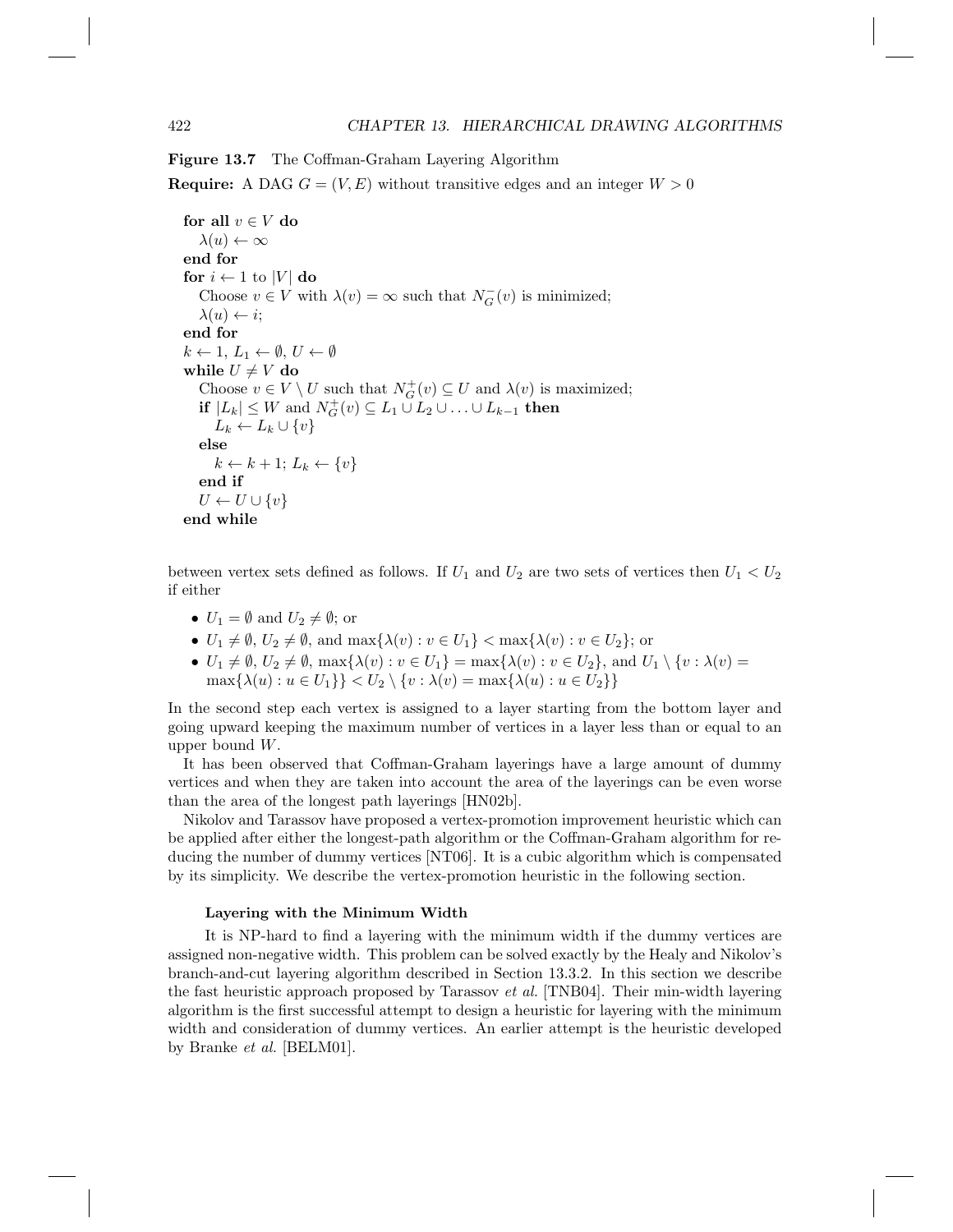**Figure 13.7** The Coffman-Graham Layering Algorithm

**Require:** A DAG $G = (V, E)$ without transitive edges and an integer $W > 0$

```
for all v ∈ V do
  λ(u) ← ∞
end for
for i ← 1 to |V| do
  Choose v ∈ V with λ(v) = ∞ such that N_G^-(v) is minimized;
  λ(u) ← i;
end for
k ← 1, L_1 ← ∅, U ← ∅
while U ≠ V do
  Choose v ∈ V \ U such that N_G^+(v) ⊆ U and λ(v) is maximized;
  if |L_k| ≤ W and N_G^+(v) ⊆ L_1 ∪ L_2 ∪ ... ∪ L_{k-1} then
    L_k ← L_k ∪ {v}
  else
    k ← k + 1; L_k ← {v}
  end if
  U ← U ∪ {v}
end while
```

between vertex sets defined as follows. If $U_1$ and $U_2$ are two sets of vertices then $U_1 < U_2$ if either

- $U_1 = \emptyset$ and $U_2 \neq \emptyset$; or
- $U_1 \neq \emptyset$, $U_2 \neq \emptyset$, and $\max\{\lambda(v) : v \in U_1\} < \max\{\lambda(v) : v \in U_2\}$; or
- $U_1 \neq \emptyset$, $U_2 \neq \emptyset$, $\max\{\lambda(v) : v \in U_1\} = \max\{\lambda(v) : v \in U_2\}$, and $U_1 \setminus \{v : \lambda(v) = \max\{\lambda(u) : u \in U_1\}\} < U_2 \setminus \{v : \lambda(v) = \max\{\lambda(u) : u \in U_2\}\}$

In the second step each vertex is assigned to a layer starting from the bottom layer and going upward keeping the maximum number of vertices in a layer less than or equal to an upper bound $W$.

It has been observed that Coffman-Graham layerings have a large amount of dummy vertices and when they are taken into account the area of the layerings can be even worse than the area of the longest path layerings [HN02b].

Nikolov and Tarassov have proposed a vertex-promotion improvement heuristic which can be applied after either the longest-path algorithm or the Coffman-Graham algorithm for reducing the number of dummy vertices [NT06]. It is a cubic algorithm which is compensated by its simplicity. We describe the vertex-promotion heuristic in the following section.

#### Layering with the Minimum Width

It is NP-hard to find a layering with the minimum width if the dummy vertices are assigned non-negative width. This problem can be solved exactly by the Healy and Nikolov's branch-and-cut layering algorithm described in Section 13.3.2. In this section we describe the fast heuristic approach proposed by Tarassov *et al.* [TNB04]. Their min-width layering algorithm is the first successful attempt to design a heuristic for layering with the minimum width and consideration of dummy vertices. An earlier attempt is the heuristic developed by Branke *et al.* [BELM01].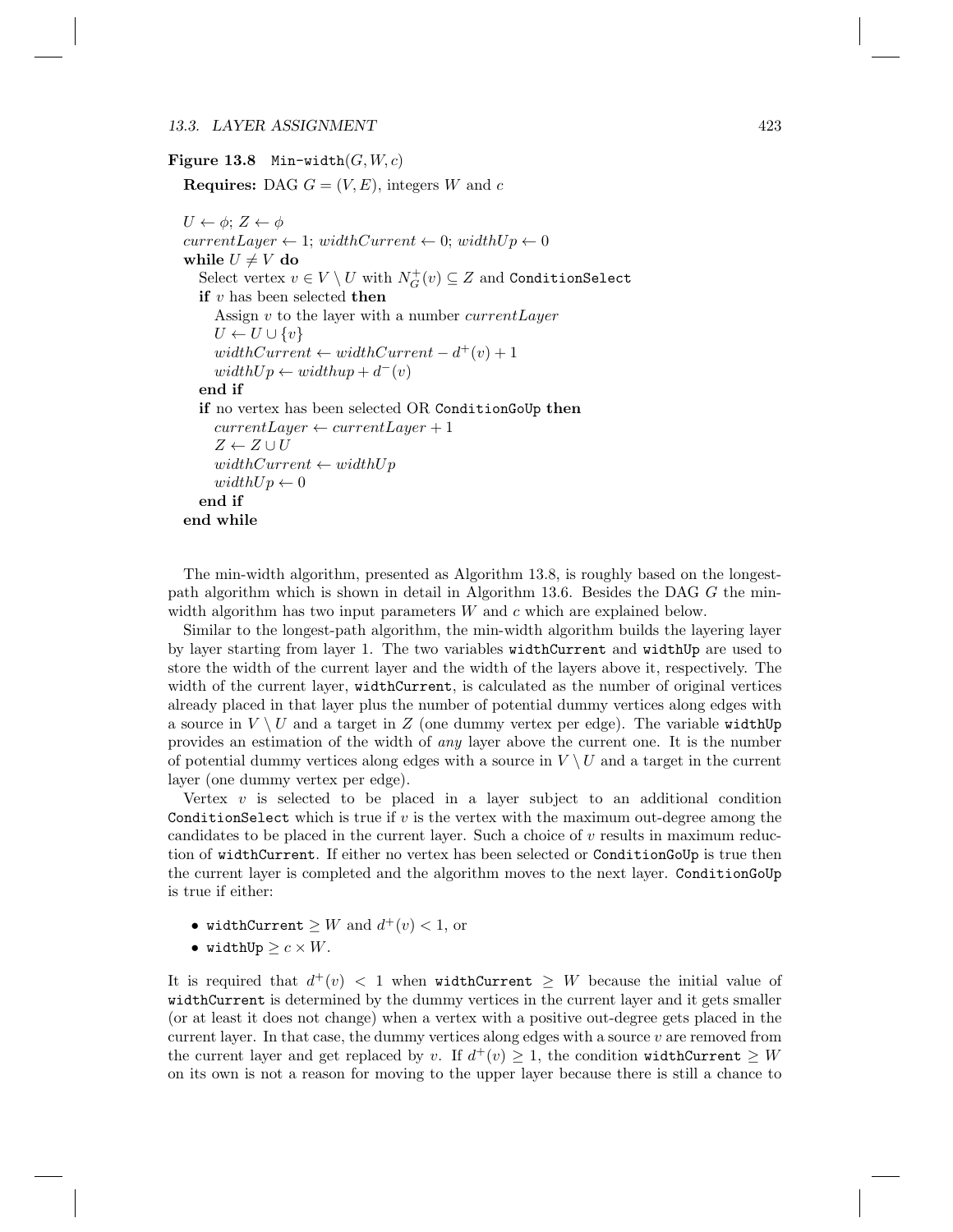**Figure 13.8** `Min-width`$(G, W, c)$

**Requires:** DAG $G = (V, E)$, integers $W$ and $c$

$U \leftarrow \phi$; $Z \leftarrow \phi$
$currentLayer \leftarrow 1$; $widthCurrent \leftarrow 0$; $widthUp \leftarrow 0$
**while** $U \neq V$ **do**
  Select vertex $v \in V \setminus U$ with $N_G^+(v) \subseteq Z$ and `ConditionSelect`
  **if** $v$ has been selected **then**
    Assign $v$ to the layer with a number $currentLayer$
    $U \leftarrow U \cup \{v\}$
    $widthCurrent \leftarrow widthCurrent - d^+(v) + 1$
    $widthUp \leftarrow widthup + d^-(v)$
  **end if**
  **if** no vertex has been selected OR `ConditionGoUp` **then**
    $currentLayer \leftarrow currentLayer + 1$
    $Z \leftarrow Z \cup U$
    $widthCurrent \leftarrow widthUp$
    $widthUp \leftarrow 0$
  **end if**
**end while**

The min-width algorithm, presented as Algorithm 13.8, is roughly based on the longest-path algorithm which is shown in detail in Algorithm 13.6. Besides the DAG $G$ the min-width algorithm has two input parameters $W$ and $c$ which are explained below.

Similar to the longest-path algorithm, the min-width algorithm builds the layering layer by layer starting from layer 1. The two variables `widthCurrent` and `widthUp` are used to store the width of the current layer and the width of the layers above it, respectively. The width of the current layer, `widthCurrent`, is calculated as the number of original vertices already placed in that layer plus the number of potential dummy vertices along edges with a source in $V \setminus U$ and a target in $Z$ (one dummy vertex per edge). The variable `widthUp` provides an estimation of the width of *any* layer above the current one. It is the number of potential dummy vertices along edges with a source in $V \setminus U$ and a target in the current layer (one dummy vertex per edge).

Vertex $v$ is selected to be placed in a layer subject to an additional condition `ConditionSelect` which is true if $v$ is the vertex with the maximum out-degree among the candidates to be placed in the current layer. Such a choice of $v$ results in maximum reduction of `widthCurrent`. If either no vertex has been selected or `ConditionGoUp` is true then the current layer is completed and the algorithm moves to the next layer. `ConditionGoUp` is true if either:

- `widthCurrent` $\geq W$ and $d^+(v) < 1$, or
- `widthUp` $\geq c \times W$.

It is required that $d^+(v) < 1$ when `widthCurrent` $\geq W$ because the initial value of `widthCurrent` is determined by the dummy vertices in the current layer and it gets smaller (or at least it does not change) when a vertex with a positive out-degree gets placed in the current layer. In that case, the dummy vertices along edges with a source $v$ are removed from the current layer and get replaced by $v$. If $d^+(v) \geq 1$, the condition `widthCurrent` $\geq W$ on its own is not a reason for moving to the upper layer because there is still a chance to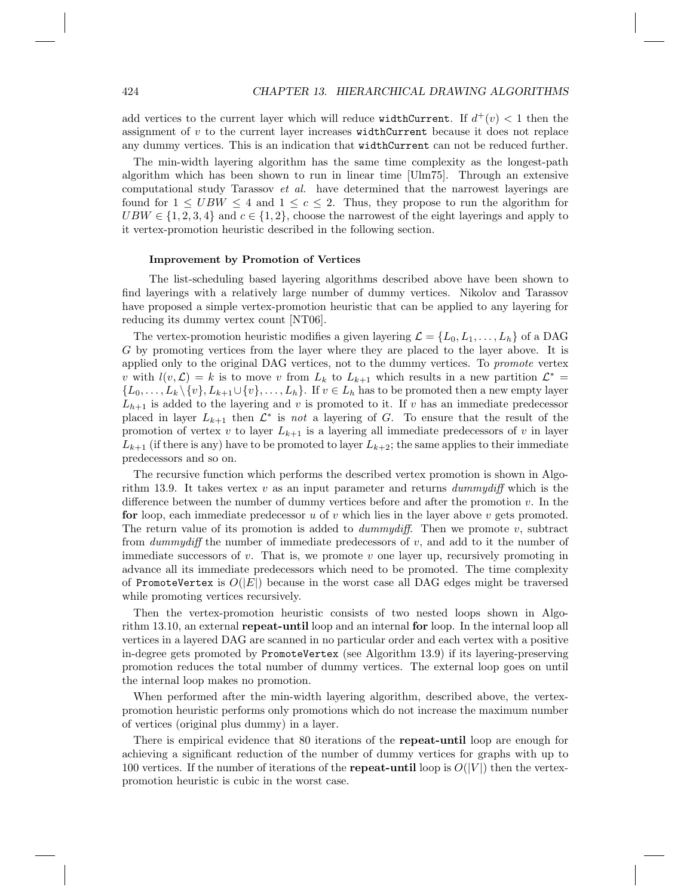add vertices to the current layer which will reduce `widthCurrent`. If $d^+(v) < 1$ then the assignment of $v$ to the current layer increases `widthCurrent` because it does not replace any dummy vertices. This is an indication that `widthCurrent` can not be reduced further.

The min-width layering algorithm has the same time complexity as the longest-path algorithm which has been shown to run in linear time [Ulm75]. Through an extensive computational study Tarassov *et al.* have determined that the narrowest layerings are found for $1 \leq UBW \leq 4$ and $1 \leq c \leq 2$. Thus, they propose to run the algorithm for $UBW \in \{1, 2, 3, 4\}$ and $c \in \{1, 2\}$, choose the narrowest of the eight layerings and apply to it vertex-promotion heuristic described in the following section.

#### Improvement by Promotion of Vertices

The list-scheduling based layering algorithms described above have been shown to find layerings with a relatively large number of dummy vertices. Nikolov and Tarassov have proposed a simple vertex-promotion heuristic that can be applied to any layering for reducing its dummy vertex count [NT06].

The vertex-promotion heuristic modifies a given layering $\mathcal{L} = \{L_0, L_1, \ldots, L_h\}$ of a DAG $G$ by promoting vertices from the layer where they are placed to the layer above. It is applied only to the original DAG vertices, not to the dummy vertices. To *promote* vertex $v$ with $l(v, \mathcal{L}) = k$ is to move $v$ from $L_k$ to $L_{k+1}$ which results in a new partition $\mathcal{L}^* = \{L_0, \ldots, L_k \setminus \{v\}, L_{k+1} \cup \{v\}, \ldots, L_h\}$. If $v \in L_h$ has to be promoted then a new empty layer $L_{h+1}$ is added to the layering and $v$ is promoted to it. If $v$ has an immediate predecessor placed in layer $L_{k+1}$ then $\mathcal{L}^*$ is *not* a layering of $G$. To ensure that the result of the promotion of vertex $v$ to layer $L_{k+1}$ is a layering all immediate predecessors of $v$ in layer $L_{k+1}$ (if there is any) have to be promoted to layer $L_{k+2}$; the same applies to their immediate predecessors and so on.

The recursive function which performs the described vertex promotion is shown in Algorithm 13.9. It takes vertex $v$ as an input parameter and returns *dummydiff* which is the difference between the number of dummy vertices before and after the promotion $v$. In the **for** loop, each immediate predecessor $u$ of $v$ which lies in the layer above $v$ gets promoted. The return value of its promotion is added to *dummydiff*. Then we promote $v$, subtract from *dummydiff* the number of immediate predecessors of $v$, and add to it the number of immediate successors of $v$. That is, we promote $v$ one layer up, recursively promoting in advance all its immediate predecessors which need to be promoted. The time complexity of `PromoteVertex` is $O(|E|)$ because in the worst case all DAG edges might be traversed while promoting vertices recursively.

Then the vertex-promotion heuristic consists of two nested loops shown in Algorithm 13.10, an external **repeat-until** loop and an internal **for** loop. In the internal loop all vertices in a layered DAG are scanned in no particular order and each vertex with a positive in-degree gets promoted by `PromoteVertex` (see Algorithm 13.9) if its layering-preserving promotion reduces the total number of dummy vertices. The external loop goes on until the internal loop makes no promotion.

When performed after the min-width layering algorithm, described above, the vertex-promotion heuristic performs only promotions which do not increase the maximum number of vertices (original plus dummy) in a layer.

There is empirical evidence that 80 iterations of the **repeat-until** loop are enough for achieving a significant reduction of the number of dummy vertices for graphs with up to 100 vertices. If the number of iterations of the **repeat-until** loop is $O(|V|)$ then the vertex-promotion heuristic is cubic in the worst case.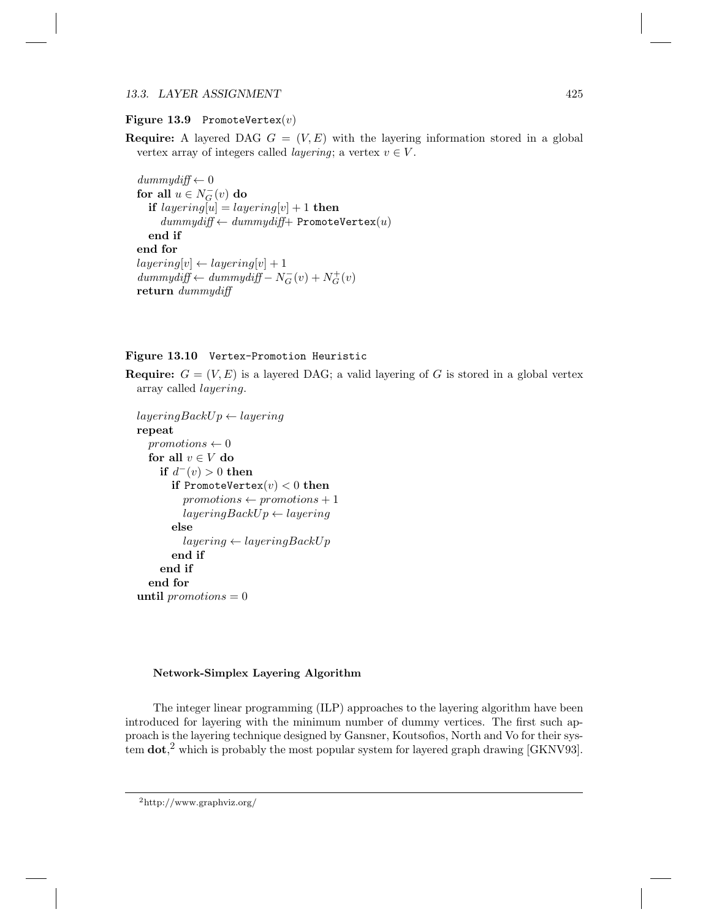**Figure 13.9** `PromoteVertex`$(v)$

**Require:** A layered DAG $G = (V, E)$ with the layering information stored in a global vertex array of integers called *layering*; a vertex $v \in V$.

```
dummydiff ← 0
for all u ∈ N⁻_G(v) do
    if layering[u] = layering[v] + 1 then
        dummydiff ← dummydiff + PromoteVertex(u)
    end if
end for
layering[v] ← layering[v] + 1
dummydiff ← dummydiff − N⁻_G(v) + N⁺_G(v)
return dummydiff
```

**Figure 13.10** `Vertex-Promotion Heuristic`

**Require:** $G = (V, E)$ is a layered DAG; a valid layering of $G$ is stored in a global vertex array called *layering*.

```
layeringBackUp ← layering
repeat
    promotions ← 0
    for all v ∈ V do
        if d⁻(v) > 0 then
            if PromoteVertex(v) < 0 then
                promotions ← promotions + 1
                layeringBackUp ← layering
            else
                layering ← layeringBackUp
            end if
        end if
    end for
until promotions = 0
```

#### Network-Simplex Layering Algorithm

The integer linear programming (ILP) approaches to the layering algorithm have been introduced for layering with the minimum number of dummy vertices. The first such approach is the layering technique designed by Gansner, Koutsofios, North and Vo for their system **dot**,[2] which is probably the most popular system for layered graph drawing [GKNV93].

[2] http://www.graphviz.org/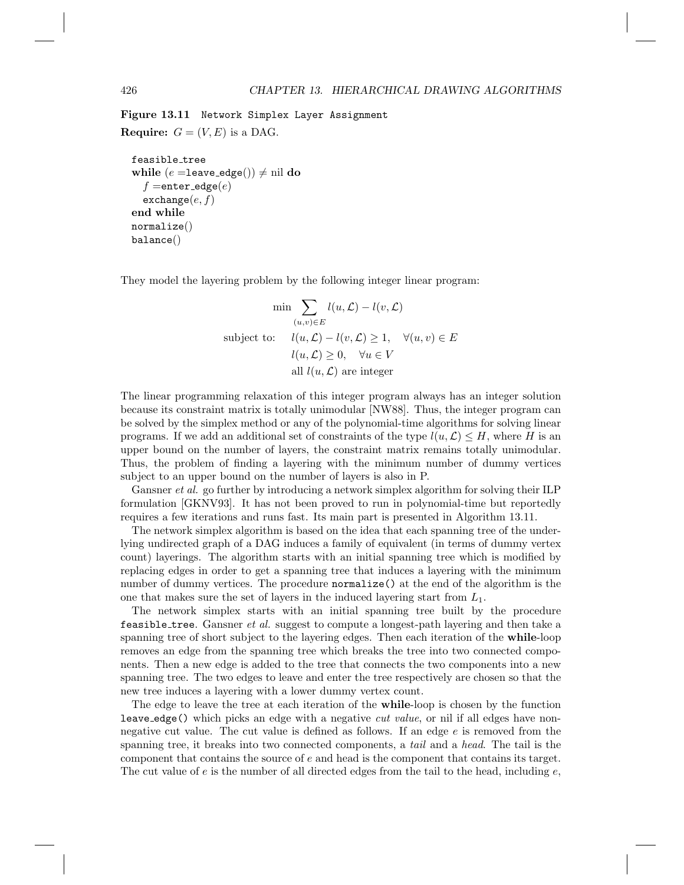**Figure 13.11** Network Simplex Layer Assignment

**Require:** $G = (V, E)$ is a DAG.

```
feasible_tree
while (e = leave_edge()) ≠ nil do
  f = enter_edge(e)
  exchange(e, f)
end while
normalize()
balance()
```

They model the layering problem by the following integer linear program:

$$\min \sum_{(u,v)\in E} l(u,\mathcal{L}) - l(v,\mathcal{L})$$

$$\text{subject to:} \quad l(u,\mathcal{L}) - l(v,\mathcal{L}) \geq 1, \quad \forall (u,v) \in E$$

$$l(u,\mathcal{L}) \geq 0, \quad \forall u \in V$$

$$\text{all } l(u,\mathcal{L}) \text{ are integer}$$

The linear programming relaxation of this integer program always has an integer solution because its constraint matrix is totally unimodular [NW88]. Thus, the integer program can be solved by the simplex method or any of the polynomial-time algorithms for solving linear programs. If we add an additional set of constraints of the type $l(u,\mathcal{L}) \leq H$, where $H$ is an upper bound on the number of layers, the constraint matrix remains totally unimodular. Thus, the problem of finding a layering with the minimum number of dummy vertices subject to an upper bound on the number of layers is also in P.

Gansner *et al.* go further by introducing a network simplex algorithm for solving their ILP formulation [GKNV93]. It has not been proved to run in polynomial-time but reportedly requires a few iterations and runs fast. Its main part is presented in Algorithm 13.11.

The network simplex algorithm is based on the idea that each spanning tree of the underlying undirected graph of a DAG induces a family of equivalent (in terms of dummy vertex count) layerings. The algorithm starts with an initial spanning tree which is modified by replacing edges in order to get a spanning tree that induces a layering with the minimum number of dummy vertices. The procedure `normalize()` at the end of the algorithm is the one that makes sure the set of layers in the induced layering start from $L_1$.

The network simplex starts with an initial spanning tree built by the procedure `feasible_tree`. Gansner *et al.* suggest to compute a longest-path layering and then take a spanning tree of short subject to the layering edges. Then each iteration of the **while**-loop removes an edge from the spanning tree which breaks the tree into two connected components. Then a new edge is added to the tree that connects the two components into a new spanning tree. The two edges to leave and enter the tree respectively are chosen so that the new tree induces a layering with a lower dummy vertex count.

The edge to leave the tree at each iteration of the **while**-loop is chosen by the function `leave_edge()` which picks an edge with a negative *cut value*, or nil if all edges have non-negative cut value. The cut value is defined as follows. If an edge $e$ is removed from the spanning tree, it breaks into two connected components, a *tail* and a *head*. The tail is the component that contains the source of $e$ and head is the component that contains its target. The cut value of $e$ is the number of all directed edges from the tail to the head, including $e$,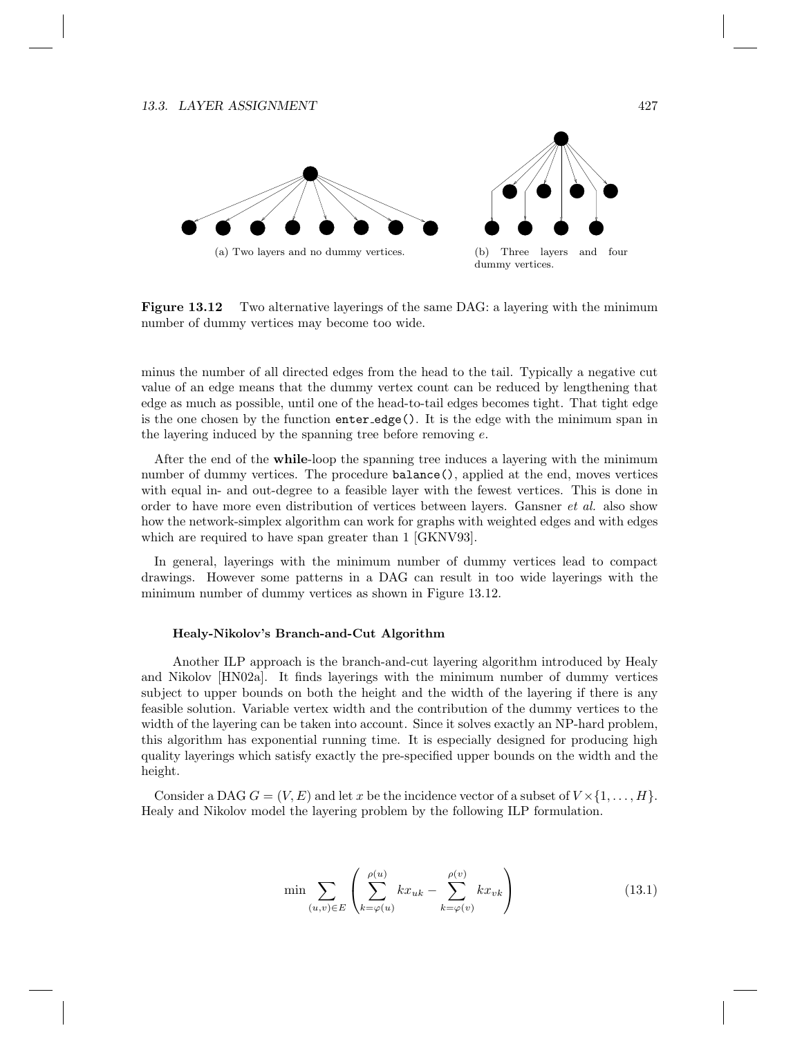(a) Two layers and no dummy vertices.

(b) Three layers and four dummy vertices.

**Figure 13.12** Two alternative layerings of the same DAG: a layering with the minimum number of dummy vertices may become too wide.

minus the number of all directed edges from the head to the tail. Typically a negative cut value of an edge means that the dummy vertex count can be reduced by lengthening that edge as much as possible, until one of the head-to-tail edges becomes tight. That tight edge is the one chosen by the function `enter_edge()`. It is the edge with the minimum span in the layering induced by the spanning tree before removing $e$.

After the end of the **while**-loop the spanning tree induces a layering with the minimum number of dummy vertices. The procedure `balance()`, applied at the end, moves vertices with equal in- and out-degree to a feasible layer with the fewest vertices. This is done in order to have more even distribution of vertices between layers. Gansner *et al.* also show how the network-simplex algorithm can work for graphs with weighted edges and with edges which are required to have span greater than 1 [GKNV93].

In general, layerings with the minimum number of dummy vertices lead to compact drawings. However some patterns in a DAG can result in too wide layerings with the minimum number of dummy vertices as shown in Figure 13.12.

#### Healy-Nikolov's Branch-and-Cut Algorithm

Another ILP approach is the branch-and-cut layering algorithm introduced by Healy and Nikolov [HN02a]. It finds layerings with the minimum number of dummy vertices subject to upper bounds on both the height and the width of the layering if there is any feasible solution. Variable vertex width and the contribution of the dummy vertices to the width of the layering can be taken into account. Since it solves exactly an NP-hard problem, this algorithm has exponential running time. It is especially designed for producing high quality layerings which satisfy exactly the pre-specified upper bounds on the width and the height.

Consider a DAG $G = (V, E)$ and let $x$ be the incidence vector of a subset of $V \times \{1, \ldots, H\}$. Healy and Nikolov model the layering problem by the following ILP formulation.

$$\min \sum_{(u,v)\in E} \left( \sum_{k=\varphi(u)}^{\rho(u)} kx_{uk} - \sum_{k=\varphi(v)}^{\rho(v)} kx_{vk} \right) \tag{13.1}$$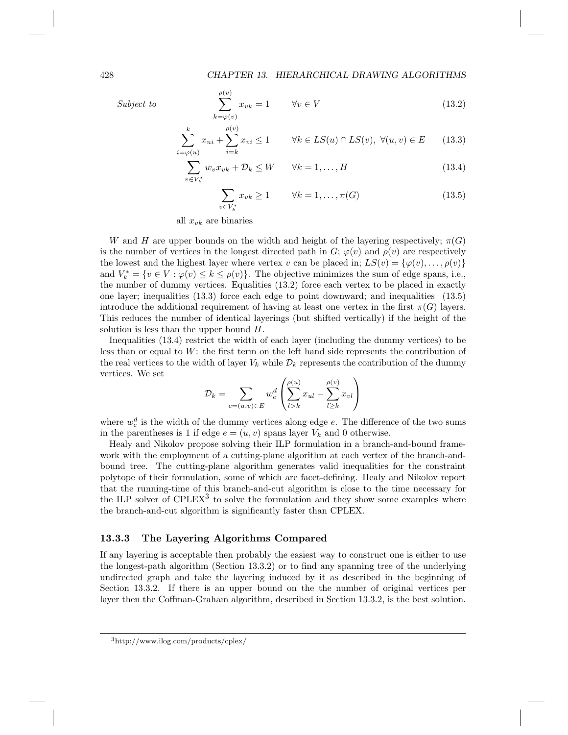*Subject to*

$$\sum_{k=\varphi(v)}^{\rho(v)} x_{vk} = 1 \qquad \forall v \in V \tag{13.2}$$

$$\sum_{i=\varphi(u)}^{k} x_{ui} + \sum_{i=k}^{\rho(v)} x_{vi} \leq 1 \qquad \forall k \in LS(u) \cap LS(v),\ \forall (u,v) \in E \tag{13.3}$$

$$\sum_{v \in V_k^*} w_v x_{vk} + \mathcal{D}_k \leq W \qquad \forall k = 1, \ldots, H \tag{13.4}$$

$$\sum_{v \in V_k^*} x_{vk} \geq 1 \qquad \forall k = 1, \ldots, \pi(G) \tag{13.5}$$

all $x_{vk}$ are binaries

$W$ and $H$ are upper bounds on the width and height of the layering respectively; $\pi(G)$ is the number of vertices in the longest directed path in $G$; $\varphi(v)$ and $\rho(v)$ are respectively the lowest and the highest layer where vertex $v$ can be placed in; $LS(v) = \{\varphi(v), \ldots, \rho(v)\}$ and $V_k^* = \{v \in V : \varphi(v) \leq k \leq \rho(v)\}$. The objective minimizes the sum of edge spans, i.e., the number of dummy vertices. Equalities (13.2) force each vertex to be placed in exactly one layer; inequalities (13.3) force each edge to point downward; and inequalities (13.5) introduce the additional requirement of having at least one vertex in the first $\pi(G)$ layers. This reduces the number of identical layerings (but shifted vertically) if the height of the solution is less than the upper bound $H$.

Inequalities (13.4) restrict the width of each layer (including the dummy vertices) to be less than or equal to $W$: the first term on the left hand side represents the contribution of the real vertices to the width of layer $V_k$ while $\mathcal{D}_k$ represents the contribution of the dummy vertices. We set

$$\mathcal{D}_k = \sum_{e=(u,v)\in E} w_e^d \left( \sum_{l>k}^{\rho(u)} x_{ul} - \sum_{l \geq k}^{\rho(v)} x_{vl} \right)$$

where $w_e^d$ is the width of the dummy vertices along edge $e$. The difference of the two sums in the parentheses is 1 if edge $e = (u,v)$ spans layer $V_k$ and 0 otherwise.

Healy and Nikolov propose solving their ILP formulation in a branch-and-bound framework with the employment of a cutting-plane algorithm at each vertex of the branch-and-bound tree. The cutting-plane algorithm generates valid inequalities for the constraint polytope of their formulation, some of which are facet-defining. Healy and Nikolov report that the running-time of this branch-and-cut algorithm is close to the time necessary for the ILP solver of CPLEX[3] to solve the formulation and they show some examples where the branch-and-cut algorithm is significantly faster than CPLEX.

### 13.3.3 The Layering Algorithms Compared

If any layering is acceptable then probably the easiest way to construct one is either to use the longest-path algorithm (Section 13.3.2) or to find any spanning tree of the underlying undirected graph and take the layering induced by it as described in the beginning of Section 13.3.2. If there is an upper bound on the the number of original vertices per layer then the Coffman-Graham algorithm, described in Section 13.3.2, is the best solution.

[3] http://www.ilog.com/products/cplex/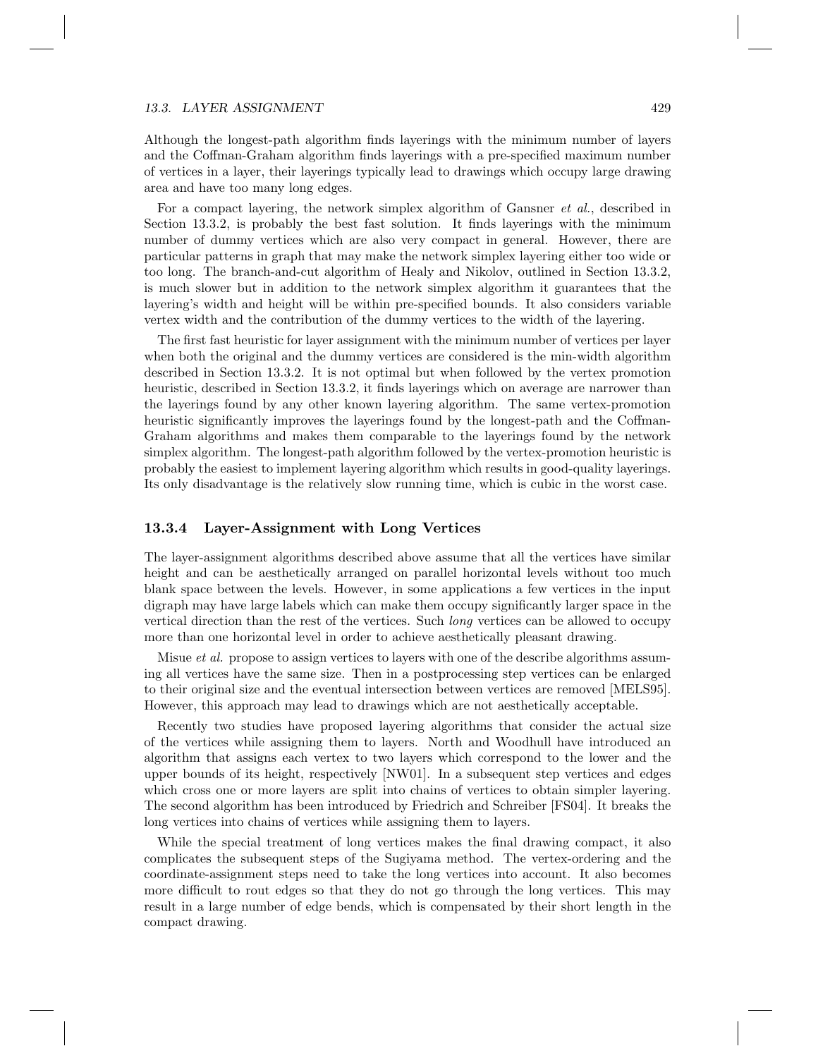Although the longest-path algorithm finds layerings with the minimum number of layers and the Coffman-Graham algorithm finds layerings with a pre-specified maximum number of vertices in a layer, their layerings typically lead to drawings which occupy large drawing area and have too many long edges.

For a compact layering, the network simplex algorithm of Gansner *et al.*, described in Section 13.3.2, is probably the best fast solution. It finds layerings with the minimum number of dummy vertices which are also very compact in general. However, there are particular patterns in graph that may make the network simplex layering either too wide or too long. The branch-and-cut algorithm of Healy and Nikolov, outlined in Section 13.3.2, is much slower but in addition to the network simplex algorithm it guarantees that the layering's width and height will be within pre-specified bounds. It also considers variable vertex width and the contribution of the dummy vertices to the width of the layering.

The first fast heuristic for layer assignment with the minimum number of vertices per layer when both the original and the dummy vertices are considered is the min-width algorithm described in Section 13.3.2. It is not optimal but when followed by the vertex promotion heuristic, described in Section 13.3.2, it finds layerings which on average are narrower than the layerings found by any other known layering algorithm. The same vertex-promotion heuristic significantly improves the layerings found by the longest-path and the Coffman-Graham algorithms and makes them comparable to the layerings found by the network simplex algorithm. The longest-path algorithm followed by the vertex-promotion heuristic is probably the easiest to implement layering algorithm which results in good-quality layerings. Its only disadvantage is the relatively slow running time, which is cubic in the worst case.

### 13.3.4 Layer-Assignment with Long Vertices

The layer-assignment algorithms described above assume that all the vertices have similar height and can be aesthetically arranged on parallel horizontal levels without too much blank space between the levels. However, in some applications a few vertices in the input digraph may have large labels which can make them occupy significantly larger space in the vertical direction than the rest of the vertices. Such *long* vertices can be allowed to occupy more than one horizontal level in order to achieve aesthetically pleasant drawing.

Misue *et al.* propose to assign vertices to layers with one of the describe algorithms assuming all vertices have the same size. Then in a postprocessing step vertices can be enlarged to their original size and the eventual intersection between vertices are removed [MELS95]. However, this approach may lead to drawings which are not aesthetically acceptable.

Recently two studies have proposed layering algorithms that consider the actual size of the vertices while assigning them to layers. North and Woodhull have introduced an algorithm that assigns each vertex to two layers which correspond to the lower and the upper bounds of its height, respectively [NW01]. In a subsequent step vertices and edges which cross one or more layers are split into chains of vertices to obtain simpler layering. The second algorithm has been introduced by Friedrich and Schreiber [FS04]. It breaks the long vertices into chains of vertices while assigning them to layers.

While the special treatment of long vertices makes the final drawing compact, it also complicates the subsequent steps of the Sugiyama method. The vertex-ordering and the coordinate-assignment steps need to take the long vertices into account. It also becomes more difficult to rout edges so that they do not go through the long vertices. This may result in a large number of edge bends, which is compensated by their short length in the compact drawing.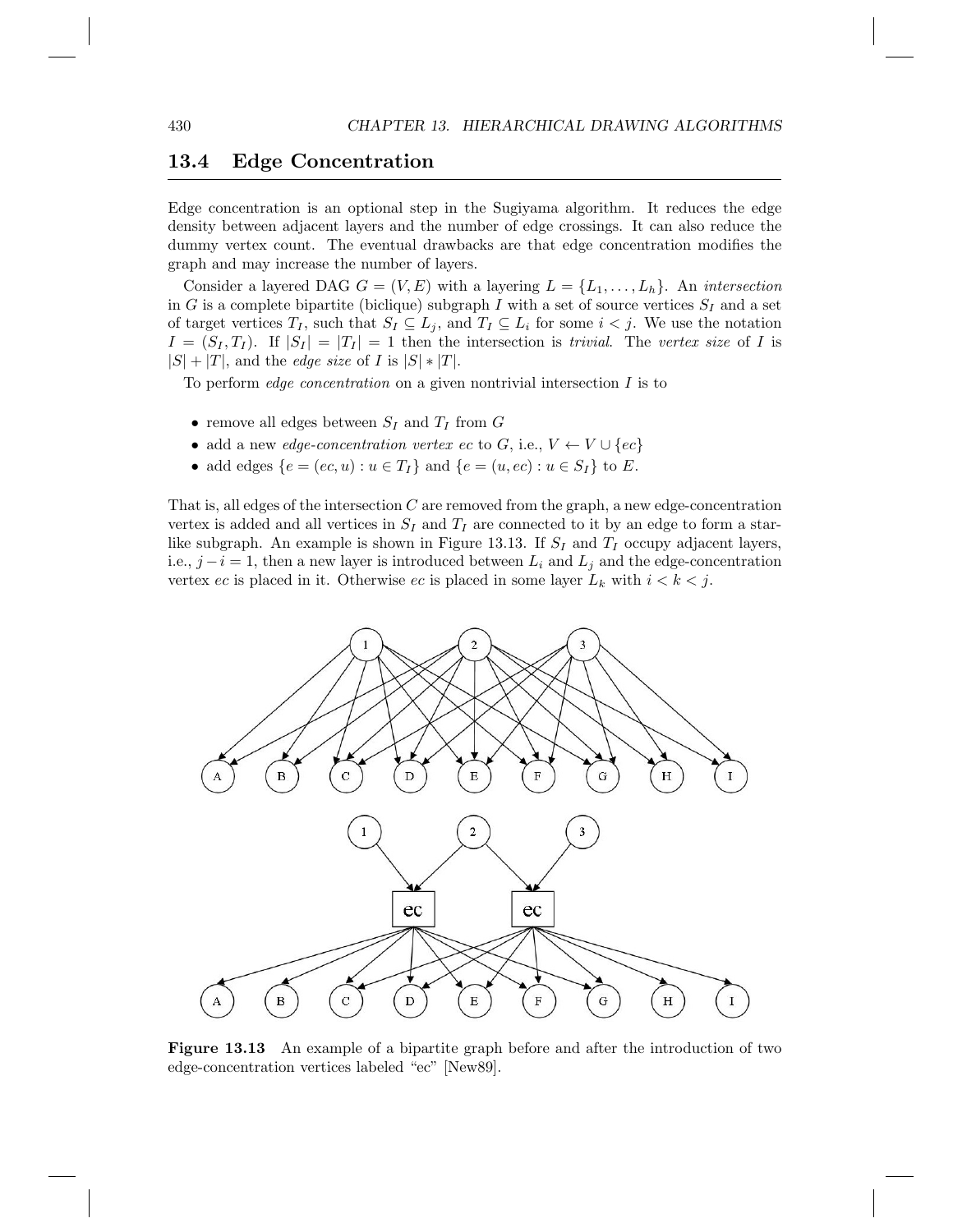## 13.4 Edge Concentration

Edge concentration is an optional step in the Sugiyama algorithm. It reduces the edge density between adjacent layers and the number of edge crossings. It can also reduce the dummy vertex count. The eventual drawbacks are that edge concentration modifies the graph and may increase the number of layers.

Consider a layered DAG $G = (V, E)$ with a layering $L = \{L_1, \ldots, L_h\}$. An *intersection* in $G$ is a complete bipartite (biclique) subgraph $I$ with a set of source vertices $S_I$ and a set of target vertices $T_I$, such that $S_I \subseteq L_j$, and $T_I \subseteq L_i$ for some $i < j$. We use the notation $I = (S_I, T_I)$. If $|S_I| = |T_I| = 1$ then the intersection is *trivial*. The *vertex size* of $I$ is $|S| + |T|$, and the *edge size* of $I$ is $|S| * |T|$.

To perform *edge concentration* on a given nontrivial intersection $I$ is to

- remove all edges between $S_I$ and $T_I$ from $G$
- add a new *edge-concentration vertex* $ec$ to $G$, i.e., $V \leftarrow V \cup \{ec\}$
- add edges $\{e = (ec, u) : u \in T_I\}$ and $\{e = (u, ec) : u \in S_I\}$ to $E$.

That is, all edges of the intersection $C$ are removed from the graph, a new edge-concentration vertex is added and all vertices in $S_I$ and $T_I$ are connected to it by an edge to form a star-like subgraph. An example is shown in Figure 13.13. If $S_I$ and $T_I$ occupy adjacent layers, i.e., $j - i = 1$, then a new layer is introduced between $L_i$ and $L_j$ and the edge-concentration vertex $ec$ is placed in it. Otherwise $ec$ is placed in some layer $L_k$ with $i < k < j$.

**Figure 13.13** An example of a bipartite graph before and after the introduction of two edge-concentration vertices labeled "ec" [New89].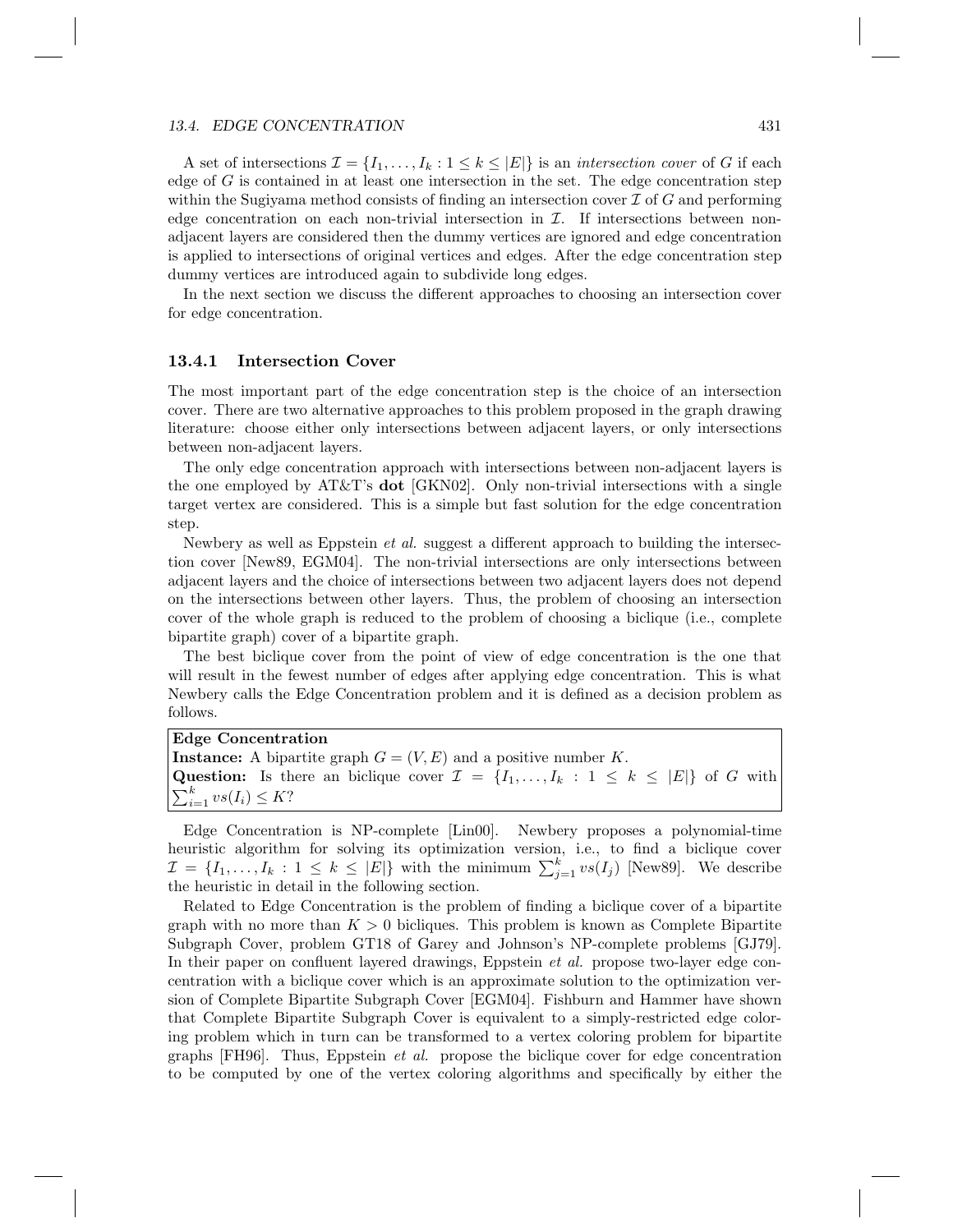A set of intersections $\mathcal{I} = \{I_1, \ldots, I_k : 1 \leq k \leq |E|\}$ is an *intersection cover* of $G$ if each edge of $G$ is contained in at least one intersection in the set. The edge concentration step within the Sugiyama method consists of finding an intersection cover $\mathcal{I}$ of $G$ and performing edge concentration on each non-trivial intersection in $\mathcal{I}$. If intersections between non-adjacent layers are considered then the dummy vertices are ignored and edge concentration is applied to intersections of original vertices and edges. After the edge concentration step dummy vertices are introduced again to subdivide long edges.

In the next section we discuss the different approaches to choosing an intersection cover for edge concentration.

### 13.4.1 Intersection Cover

The most important part of the edge concentration step is the choice of an intersection cover. There are two alternative approaches to this problem proposed in the graph drawing literature: choose either only intersections between adjacent layers, or only intersections between non-adjacent layers.

The only edge concentration approach with intersections between non-adjacent layers is the one employed by AT&T's **dot** [GKN02]. Only non-trivial intersections with a single target vertex are considered. This is a simple but fast solution for the edge concentration step.

Newbery as well as Eppstein *et al.* suggest a different approach to building the intersection cover [New89, EGM04]. The non-trivial intersections are only intersections between adjacent layers and the choice of intersections between two adjacent layers does not depend on the intersections between other layers. Thus, the problem of choosing an intersection cover of the whole graph is reduced to the problem of choosing a biclique (i.e., complete bipartite graph) cover of a bipartite graph.

The best biclique cover from the point of view of edge concentration is the one that will result in the fewest number of edges after applying edge concentration. This is what Newbery calls the Edge Concentration problem and it is defined as a decision problem as follows.

**Edge Concentration**
**Instance:** A bipartite graph $G = (V, E)$ and a positive number $K$.
**Question:** Is there an biclique cover $\mathcal{I} = \{I_1, \ldots, I_k : 1 \leq k \leq |E|\}$ of $G$ with $\sum_{i=1}^{k} vs(I_i) \leq K$?

Edge Concentration is NP-complete [Lin00]. Newbery proposes a polynomial-time heuristic algorithm for solving its optimization version, i.e., to find a biclique cover $\mathcal{I} = \{I_1, \ldots, I_k : 1 \leq k \leq |E|\}$ with the minimum $\sum_{j=1}^{k} vs(I_j)$ [New89]. We describe the heuristic in detail in the following section.

Related to Edge Concentration is the problem of finding a biclique cover of a bipartite graph with no more than $K > 0$ bicliques. This problem is known as Complete Bipartite Subgraph Cover, problem GT18 of Garey and Johnson's NP-complete problems [GJ79]. In their paper on confluent layered drawings, Eppstein *et al.* propose two-layer edge concentration with a biclique cover which is an approximate solution to the optimization version of Complete Bipartite Subgraph Cover [EGM04]. Fishburn and Hammer have shown that Complete Bipartite Subgraph Cover is equivalent to a simply-restricted edge coloring problem which in turn can be transformed to a vertex coloring problem for bipartite graphs [FH96]. Thus, Eppstein *et al.* propose the biclique cover for edge concentration to be computed by one of the vertex coloring algorithms and specifically by either the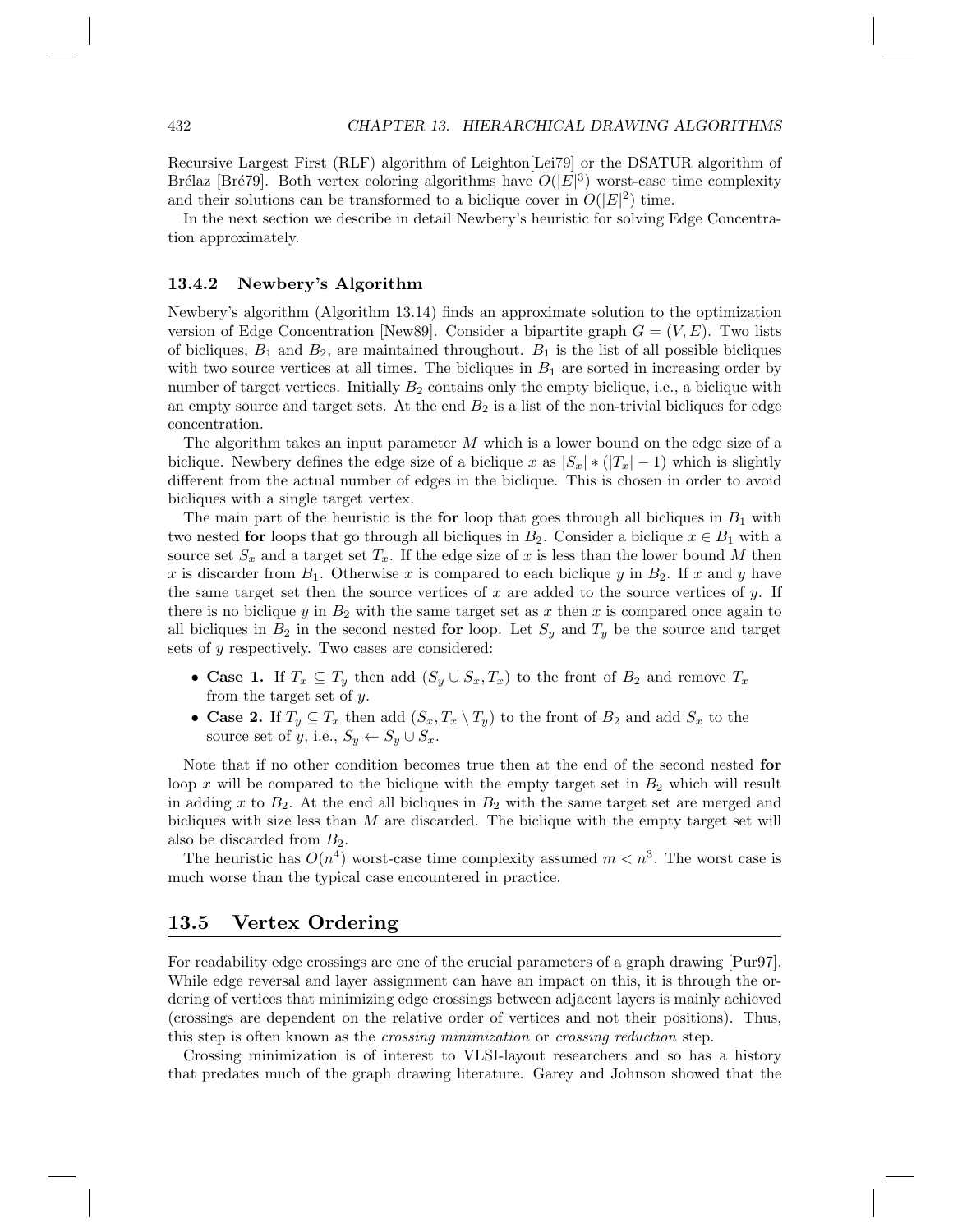Recursive Largest First (RLF) algorithm of Leighton[Lei79] or the DSATUR algorithm of Brélaz [Bré79]. Both vertex coloring algorithms have $O(|E|^3)$ worst-case time complexity and their solutions can be transformed to a biclique cover in $O(|E|^2)$ time.

In the next section we describe in detail Newbery's heuristic for solving Edge Concentration approximately.

### 13.4.2 Newbery's Algorithm

Newbery's algorithm (Algorithm 13.14) finds an approximate solution to the optimization version of Edge Concentration [New89]. Consider a bipartite graph $G = (V, E)$. Two lists of bicliques, $B_1$ and $B_2$, are maintained throughout. $B_1$ is the list of all possible bicliques with two source vertices at all times. The bicliques in $B_1$ are sorted in increasing order by number of target vertices. Initially $B_2$ contains only the empty biclique, i.e., a biclique with an empty source and target sets. At the end $B_2$ is a list of the non-trivial bicliques for edge concentration.

The algorithm takes an input parameter $M$ which is a lower bound on the edge size of a biclique. Newbery defines the edge size of a biclique $x$ as $|S_x| * (|T_x| - 1)$ which is slightly different from the actual number of edges in the biclique. This is chosen in order to avoid bicliques with a single target vertex.

The main part of the heuristic is the **for** loop that goes through all bicliques in $B_1$ with two nested **for** loops that go through all bicliques in $B_2$. Consider a biclique $x \in B_1$ with a source set $S_x$ and a target set $T_x$. If the edge size of $x$ is less than the lower bound $M$ then $x$ is discarder from $B_1$. Otherwise $x$ is compared to each biclique $y$ in $B_2$. If $x$ and $y$ have the same target set then the source vertices of $x$ are added to the source vertices of $y$. If there is no biclique $y$ in $B_2$ with the same target set as $x$ then $x$ is compared once again to all bicliques in $B_2$ in the second nested **for** loop. Let $S_y$ and $T_y$ be the source and target sets of $y$ respectively. Two cases are considered:

- **Case 1.** If $T_x \subseteq T_y$ then add $(S_y \cup S_x, T_x)$ to the front of $B_2$ and remove $T_x$ from the target set of $y$.
- **Case 2.** If $T_y \subseteq T_x$ then add $(S_x, T_x \setminus T_y)$ to the front of $B_2$ and add $S_x$ to the source set of $y$, i.e., $S_y \leftarrow S_y \cup S_x$.

Note that if no other condition becomes true then at the end of the second nested **for** loop $x$ will be compared to the biclique with the empty target set in $B_2$ which will result in adding $x$ to $B_2$. At the end all bicliques in $B_2$ with the same target set are merged and bicliques with size less than $M$ are discarded. The biclique with the empty target set will also be discarded from $B_2$.

The heuristic has $O(n^4)$ worst-case time complexity assumed $m < n^3$. The worst case is much worse than the typical case encountered in practice.

## 13.5 Vertex Ordering

For readability edge crossings are one of the crucial parameters of a graph drawing [Pur97]. While edge reversal and layer assignment can have an impact on this, it is through the ordering of vertices that minimizing edge crossings between adjacent layers is mainly achieved (crossings are dependent on the relative order of vertices and not their positions). Thus, this step is often known as the *crossing minimization* or *crossing reduction* step.

Crossing minimization is of interest to VLSI-layout researchers and so has a history that predates much of the graph drawing literature. Garey and Johnson showed that the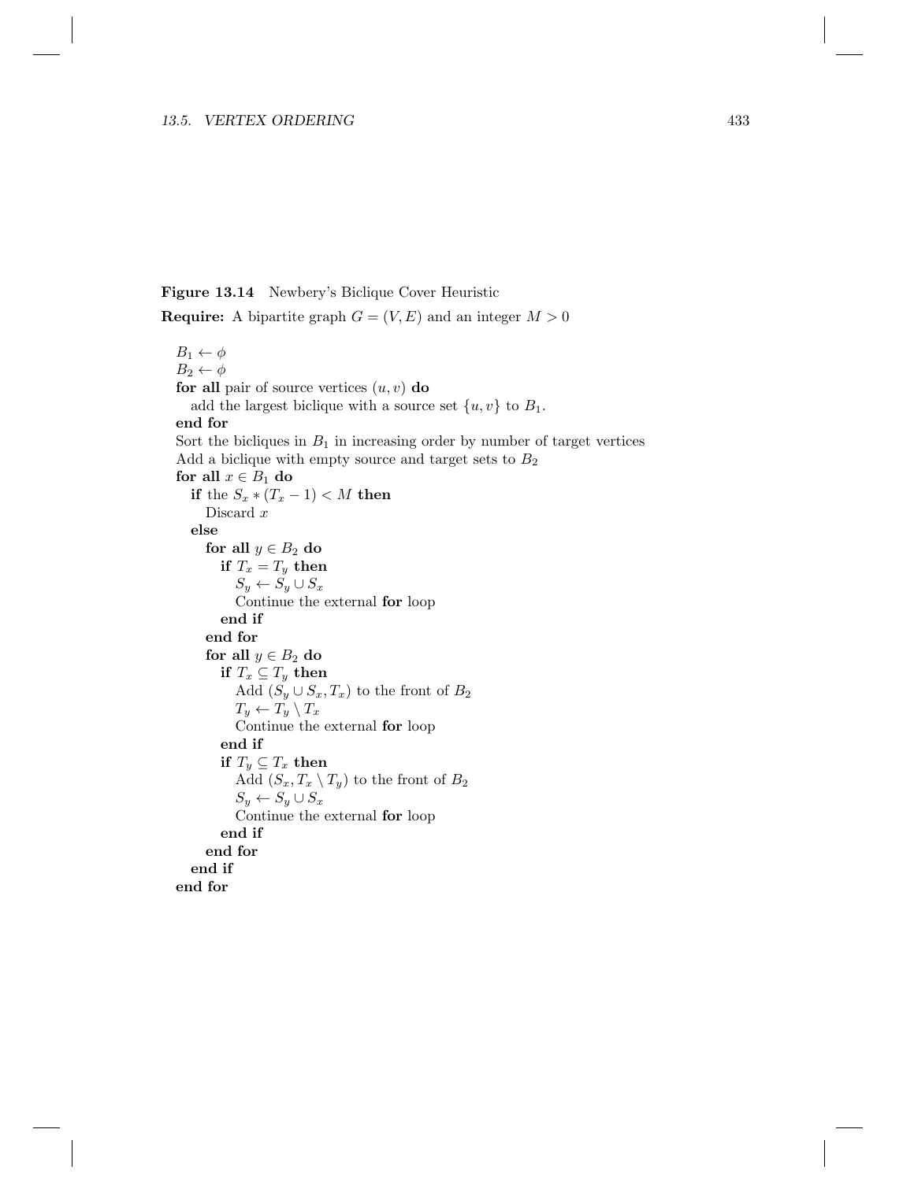**Figure 13.14** Newbery's Biclique Cover Heuristic

**Require:** A bipartite graph $G = (V, E)$ and an integer $M > 0$

```
B_1 ← φ
B_2 ← φ
for all pair of source vertices (u, v) do
   add the largest biclique with a source set {u, v} to B_1.
end for
Sort the bicliques in B_1 in increasing order by number of target vertices
Add a biclique with empty source and target sets to B_2
for all x ∈ B_1 do
   if the S_x * (T_x − 1) < M then
      Discard x
   else
      for all y ∈ B_2 do
         if T_x = T_y then
            S_y ← S_y ∪ S_x
            Continue the external for loop
         end if
      end for
      for all y ∈ B_2 do
         if T_x ⊆ T_y then
            Add (S_y ∪ S_x, T_x) to the front of B_2
            T_y ← T_y \ T_x
            Continue the external for loop
         end if
         if T_y ⊆ T_x then
            Add (S_x, T_x \ T_y) to the front of B_2
            S_y ← S_y ∪ S_x
            Continue the external for loop
         end if
      end for
   end if
end for
```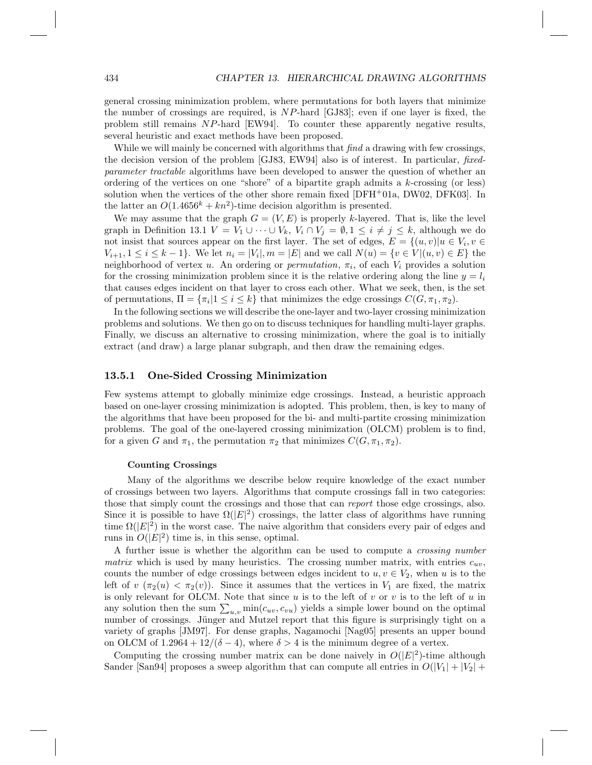general crossing minimization problem, where permutations for both layers that minimize the number of crossings are required, is $NP$-hard [GJ83]; even if one layer is fixed, the problem still remains $NP$-hard [EW94]. To counter these apparently negative results, several heuristic and exact methods have been proposed.

While we will mainly be concerned with algorithms that *find* a drawing with few crossings, the decision version of the problem [GJ83, EW94] also is of interest. In particular, *fixed-parameter tractable* algorithms have been developed to answer the question of whether an ordering of the vertices on one "shore" of a bipartite graph admits a $k$-crossing (or less) solution when the vertices of the other shore remain fixed [DFH$^+$01a, DW02, DFK03]. In the latter an $O(1.4656^k + kn^2)$-time decision algorithm is presented.

We may assume that the graph $G = (V, E)$ is properly $k$-layered. That is, like the level graph in Definition 13.1 $V = V_1 \cup \cdots \cup V_k$, $V_i \cap V_j = \emptyset, 1 \leq i \neq j \leq k$, although we do not insist that sources appear on the first layer. The set of edges, $E = \{(u, v) | u \in V_i, v \in V_{i+1}, 1 \leq i \leq k-1\}$. We let $n_i = |V_i|, m = |E|$ and we call $N(u) = \{v \in V | (u, v) \in E\}$ the neighborhood of vertex $u$. An ordering or *permutation*, $\pi_i$, of each $V_i$ provides a solution for the crossing minimization problem since it is the relative ordering along the line $y = l_i$ that causes edges incident on that layer to cross each other. What we seek, then, is the set of permutations, $\Pi = \{\pi_i | 1 \leq i \leq k\}$ that minimizes the edge crossings $C(G, \pi_1, \pi_2)$.

In the following sections we will describe the one-layer and two-layer crossing minimization problems and solutions. We then go on to discuss techniques for handling multi-layer graphs. Finally, we discuss an alternative to crossing minimization, where the goal is to initially extract (and draw) a large planar subgraph, and then draw the remaining edges.

### 13.5.1 One-Sided Crossing Minimization

Few systems attempt to globally minimize edge crossings. Instead, a heuristic approach based on one-layer crossing minimization is adopted. This problem, then, is key to many of the algorithms that have been proposed for the bi- and multi-partite crossing minimization problems. The goal of the one-layered crossing minimization (OLCM) problem is to find, for a given $G$ and $\pi_1$, the permutation $\pi_2$ that minimizes $C(G, \pi_1, \pi_2)$.

#### Counting Crossings

Many of the algorithms we describe below require knowledge of the exact number of crossings between two layers. Algorithms that compute crossings fall in two categories: those that simply count the crossings and those that can *report* those edge crossings, also. Since it is possible to have $\Omega(|E|^2)$ crossings, the latter class of algorithms have running time $\Omega(|E|^2)$ in the worst case. The naive algorithm that considers every pair of edges and runs in $O(|E|^2)$ time is, in this sense, optimal.

A further issue is whether the algorithm can be used to compute a *crossing number matrix* which is used by many heuristics. The crossing number matrix, with entries $c_{uv}$, counts the number of edge crossings between edges incident to $u, v \in V_2$, when $u$ is to the left of $v$ ($\pi_2(u) < \pi_2(v)$). Since it assumes that the vertices in $V_1$ are fixed, the matrix is only relevant for OLCM. Note that since $u$ is to the left of $v$ or $v$ is to the left of $u$ in any solution then the sum $\sum_{u,v} \min(c_{uv}, c_{vu})$ yields a simple lower bound on the optimal number of crossings. Jünger and Mutzel report that this figure is surprisingly tight on a variety of graphs [JM97]. For dense graphs, Nagamochi [Nag05] presents an upper bound on OLCM of $1.2964 + 12/(\delta - 4)$, where $\delta > 4$ is the minimum degree of a vertex.

Computing the crossing number matrix can be done naively in $O(|E|^2)$-time although Sander [San94] proposes a sweep algorithm that can compute all entries in $O(|V_1| + |V_2| +$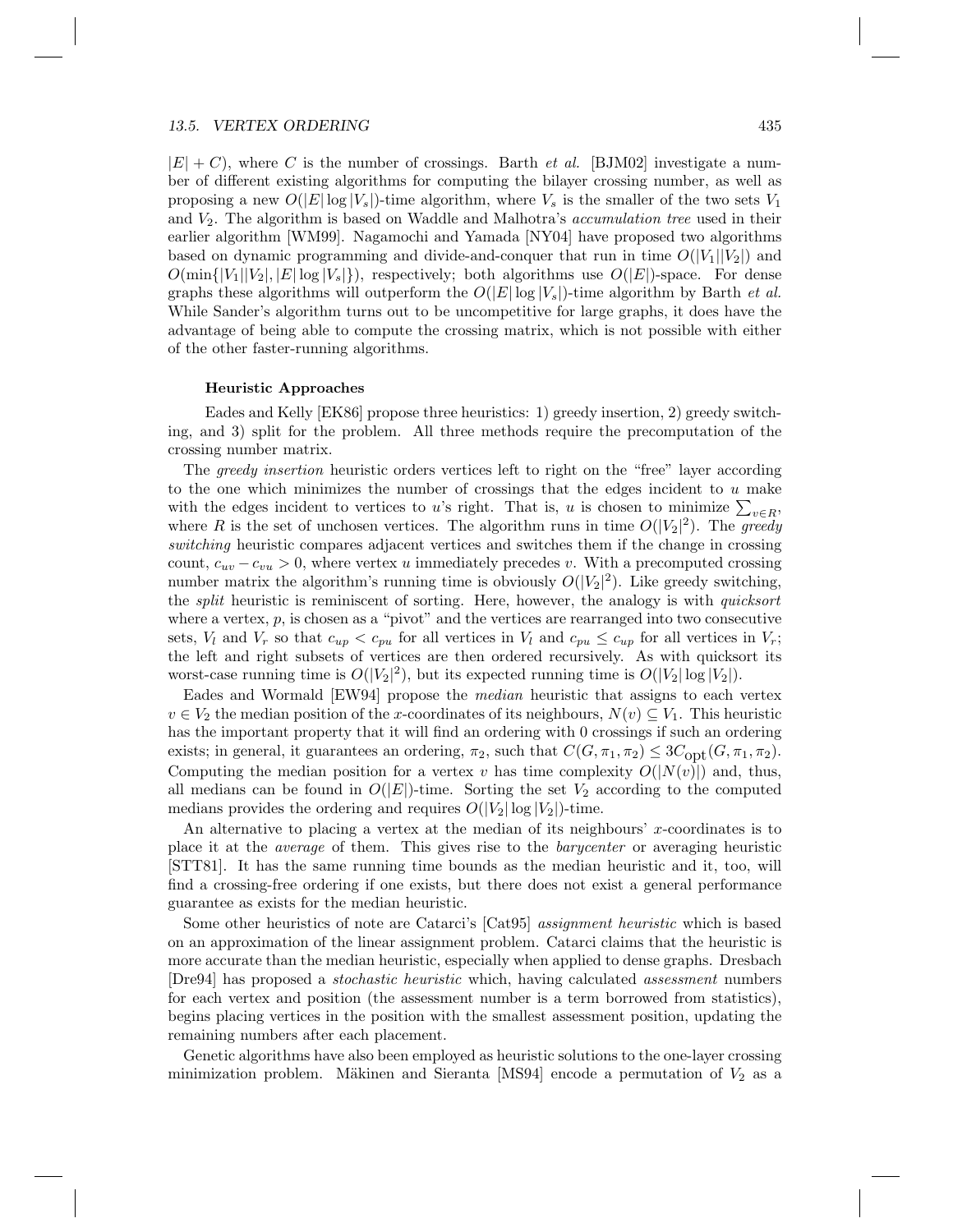$|E| + C$), where $C$ is the number of crossings. Barth *et al.* [BJM02] investigate a number of different existing algorithms for computing the bilayer crossing number, as well as proposing a new $O(|E| \log |V_s|)$-time algorithm, where $V_s$ is the smaller of the two sets $V_1$ and $V_2$. The algorithm is based on Waddle and Malhotra's *accumulation tree* used in their earlier algorithm [WM99]. Nagamochi and Yamada [NY04] have proposed two algorithms based on dynamic programming and divide-and-conquer that run in time $O(|V_1||V_2|)$ and $O(\min\{|V_1||V_2|, |E| \log |V_s|\})$, respectively; both algorithms use $O(|E|)$-space. For dense graphs these algorithms will outperform the $O(|E| \log |V_s|)$-time algorithm by Barth *et al.* While Sander's algorithm turns out to be uncompetitive for large graphs, it does have the advantage of being able to compute the crossing matrix, which is not possible with either of the other faster-running algorithms.

**Heuristic Approaches**

Eades and Kelly [EK86] propose three heuristics: 1) greedy insertion, 2) greedy switching, and 3) split for the problem. All three methods require the precomputation of the crossing number matrix.

The *greedy insertion* heuristic orders vertices left to right on the "free" layer according to the one which minimizes the number of crossings that the edges incident to $u$ make with the edges incident to vertices to $u$'s right. That is, $u$ is chosen to minimize $\sum_{v \in R}$, where $R$ is the set of unchosen vertices. The algorithm runs in time $O(|V_2|^2)$. The *greedy switching* heuristic compares adjacent vertices and switches them if the change in crossing count, $c_{uv} - c_{vu} > 0$, where vertex $u$ immediately precedes $v$. With a precomputed crossing number matrix the algorithm's running time is obviously $O(|V_2|^2)$. Like greedy switching, the *split* heuristic is reminiscent of sorting. Here, however, the analogy is with *quicksort* where a vertex, $p$, is chosen as a "pivot" and the vertices are rearranged into two consecutive sets, $V_l$ and $V_r$ so that $c_{up} < c_{pu}$ for all vertices in $V_l$ and $c_{pu} \leq c_{up}$ for all vertices in $V_r$; the left and right subsets of vertices are then ordered recursively. As with quicksort its worst-case running time is $O(|V_2|^2)$, but its expected running time is $O(|V_2| \log |V_2|)$.

Eades and Wormald [EW94] propose the *median* heuristic that assigns to each vertex $v \in V_2$ the median position of the $x$-coordinates of its neighbours, $N(v) \subseteq V_1$. This heuristic has the important property that it will find an ordering with 0 crossings if such an ordering exists; in general, it guarantees an ordering, $\pi_2$, such that $C(G, \pi_1, \pi_2) \leq 3C_{\text{opt}}(G, \pi_1, \pi_2)$. Computing the median position for a vertex $v$ has time complexity $O(|N(v)|)$ and, thus, all medians can be found in $O(|E|)$-time. Sorting the set $V_2$ according to the computed medians provides the ordering and requires $O(|V_2| \log |V_2|)$-time.

An alternative to placing a vertex at the median of its neighbours' $x$-coordinates is to place it at the *average* of them. This gives rise to the *barycenter* or averaging heuristic [STT81]. It has the same running time bounds as the median heuristic and it, too, will find a crossing-free ordering if one exists, but there does not exist a general performance guarantee as exists for the median heuristic.

Some other heuristics of note are Catarci's [Cat95] *assignment heuristic* which is based on an approximation of the linear assignment problem. Catarci claims that the heuristic is more accurate than the median heuristic, especially when applied to dense graphs. Dresbach [Dre94] has proposed a *stochastic heuristic* which, having calculated *assessment* numbers for each vertex and position (the assessment number is a term borrowed from statistics), begins placing vertices in the position with the smallest assessment position, updating the remaining numbers after each placement.

Genetic algorithms have also been employed as heuristic solutions to the one-layer crossing minimization problem. Mäkinen and Sieranta [MS94] encode a permutation of $V_2$ as a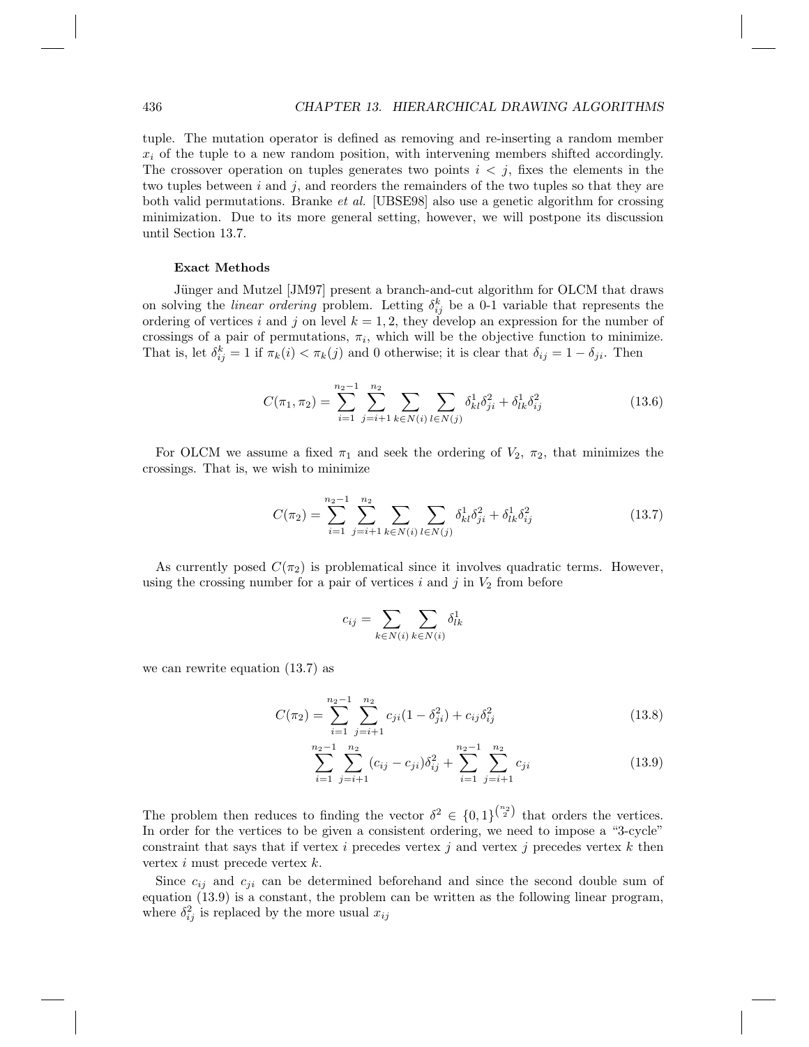tuple. The mutation operator is defined as removing and re-inserting a random member $x_i$ of the tuple to a new random position, with intervening members shifted accordingly. The crossover operation on tuples generates two points $i < j$, fixes the elements in the two tuples between $i$ and $j$, and reorders the remainders of the two tuples so that they are both valid permutations. Branke *et al.* [UBSE98] also use a genetic algorithm for crossing minimization. Due to its more general setting, however, we will postpone its discussion until Section 13.7.

**Exact Methods**

Jünger and Mutzel [JM97] present a branch-and-cut algorithm for OLCM that draws on solving the *linear ordering* problem. Letting $\delta_{ij}^k$ be a 0-1 variable that represents the ordering of vertices $i$ and $j$ on level $k = 1, 2$, they develop an expression for the number of crossings of a pair of permutations, $\pi_i$, which will be the objective function to minimize. That is, let $\delta_{ij}^k = 1$ if $\pi_k(i) < \pi_k(j)$ and 0 otherwise; it is clear that $\delta_{ij} = 1 - \delta_{ji}$. Then

$$C(\pi_1, \pi_2) = \sum_{i=1}^{n_2-1} \sum_{j=i+1}^{n_2} \sum_{k \in N(i)} \sum_{l \in N(j)} \delta_{kl}^1 \delta_{ji}^2 + \delta_{lk}^1 \delta_{ij}^2 \tag{13.6}$$

For OLCM we assume a fixed $\pi_1$ and seek the ordering of $V_2$, $\pi_2$, that minimizes the crossings. That is, we wish to minimize

$$C(\pi_2) = \sum_{i=1}^{n_2-1} \sum_{j=i+1}^{n_2} \sum_{k \in N(i)} \sum_{l \in N(j)} \delta_{kl}^1 \delta_{ji}^2 + \delta_{lk}^1 \delta_{ij}^2 \tag{13.7}$$

As currently posed $C(\pi_2)$ is problematical since it involves quadratic terms. However, using the crossing number for a pair of vertices $i$ and $j$ in $V_2$ from before

$$c_{ij} = \sum_{k \in N(i)} \sum_{k \in N(i)} \delta_{lk}^1$$

we can rewrite equation (13.7) as

$$C(\pi_2) = \sum_{i=1}^{n_2-1} \sum_{j=i+1}^{n_2} c_{ji}(1 - \delta_{ji}^2) + c_{ij}\delta_{ij}^2 \tag{13.8}$$

$$\sum_{i=1}^{n_2-1} \sum_{j=i+1}^{n_2} (c_{ij} - c_{ji})\delta_{ij}^2 + \sum_{i=1}^{n_2-1} \sum_{j=i+1}^{n_2} c_{ji} \tag{13.9}$$

The problem then reduces to finding the vector $\delta^2 \in \{0,1\}^{\binom{n_2}{2}}$ that orders the vertices. In order for the vertices to be given a consistent ordering, we need to impose a "3-cycle" constraint that says that if vertex $i$ precedes vertex $j$ and vertex $j$ precedes vertex $k$ then vertex $i$ must precede vertex $k$.

Since $c_{ij}$ and $c_{ji}$ can be determined beforehand and since the second double sum of equation (13.9) is a constant, the problem can be written as the following linear program, where $\delta_{ij}^2$ is replaced by the more usual $x_{ij}$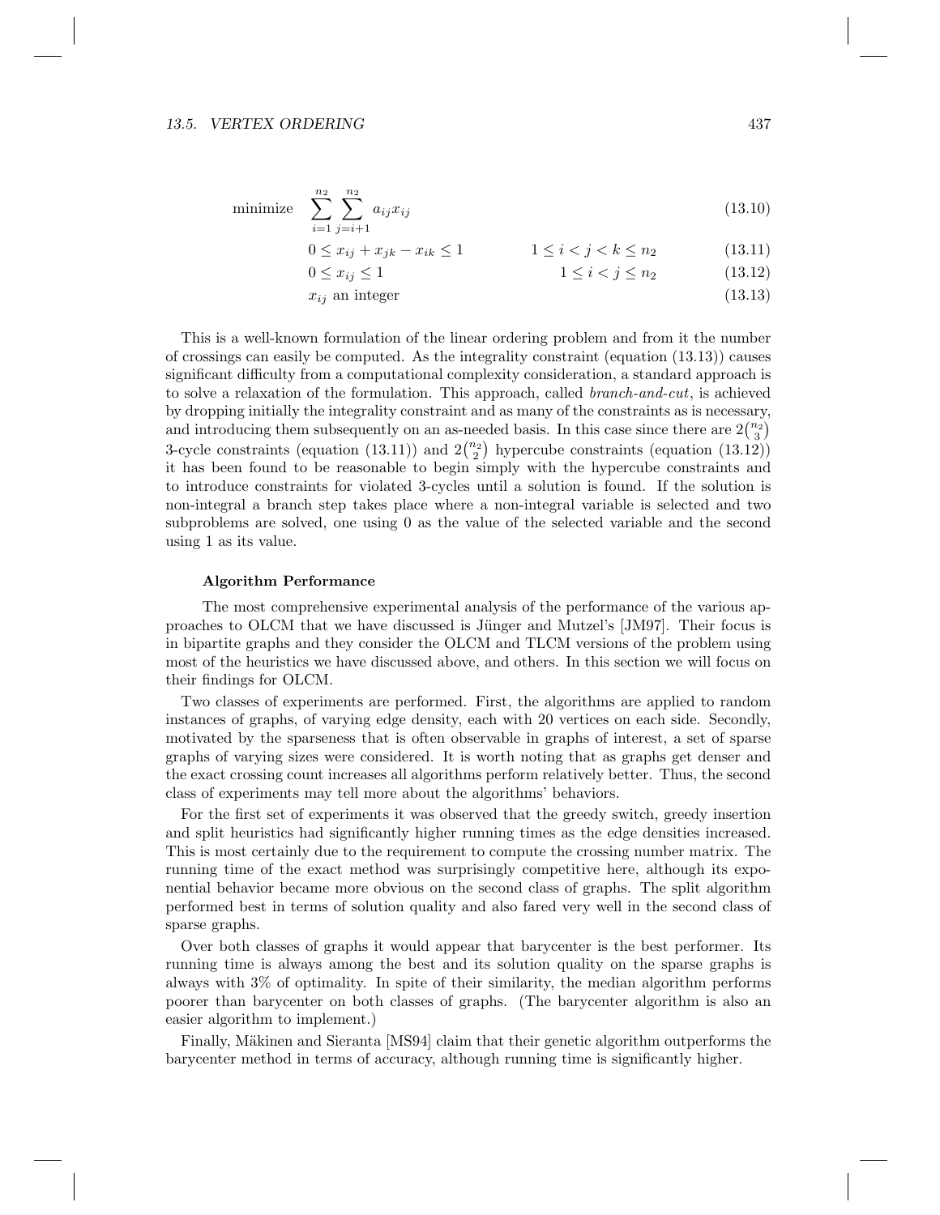$$\text{minimize} \quad \sum_{i=1}^{n_2} \sum_{j=i+1}^{n_2} a_{ij} x_{ij} \tag{13.10}$$

$$0 \leq x_{ij} + x_{jk} - x_{ik} \leq 1 \qquad 1 \leq i < j < k \leq n_2 \tag{13.11}$$

$$0 \leq x_{ij} \leq 1 \qquad 1 \leq i < j \leq n_2 \tag{13.12}$$

$$x_{ij} \text{ an integer} \tag{13.13}$$

This is a well-known formulation of the linear ordering problem and from it the number of crossings can easily be computed. As the integrality constraint (equation (13.13)) causes significant difficulty from a computational complexity consideration, a standard approach is to solve a relaxation of the formulation. This approach, called *branch-and-cut*, is achieved by dropping initially the integrality constraint and as many of the constraints as is necessary, and introducing them subsequently on an as-needed basis. In this case since there are $2\binom{n_2}{3}$ 3-cycle constraints (equation (13.11)) and $2\binom{n_2}{2}$ hypercube constraints (equation (13.12)) it has been found to be reasonable to begin simply with the hypercube constraints and to introduce constraints for violated 3-cycles until a solution is found. If the solution is non-integral a branch step takes place where a non-integral variable is selected and two subproblems are solved, one using 0 as the value of the selected variable and the second using 1 as its value.

#### Algorithm Performance

The most comprehensive experimental analysis of the performance of the various approaches to OLCM that we have discussed is Jünger and Mutzel's [JM97]. Their focus is in bipartite graphs and they consider the OLCM and TLCM versions of the problem using most of the heuristics we have discussed above, and others. In this section we will focus on their findings for OLCM.

Two classes of experiments are performed. First, the algorithms are applied to random instances of graphs, of varying edge density, each with 20 vertices on each side. Secondly, motivated by the sparseness that is often observable in graphs of interest, a set of sparse graphs of varying sizes were considered. It is worth noting that as graphs get denser and the exact crossing count increases all algorithms perform relatively better. Thus, the second class of experiments may tell more about the algorithms' behaviors.

For the first set of experiments it was observed that the greedy switch, greedy insertion and split heuristics had significantly higher running times as the edge densities increased. This is most certainly due to the requirement to compute the crossing number matrix. The running time of the exact method was surprisingly competitive here, although its exponential behavior became more obvious on the second class of graphs. The split algorithm performed best in terms of solution quality and also fared very well in the second class of sparse graphs.

Over both classes of graphs it would appear that barycenter is the best performer. Its running time is always among the best and its solution quality on the sparse graphs is always with 3% of optimality. In spite of their similarity, the median algorithm performs poorer than barycenter on both classes of graphs. (The barycenter algorithm is also an easier algorithm to implement.)

Finally, Mäkinen and Sieranta [MS94] claim that their genetic algorithm outperforms the barycenter method in terms of accuracy, although running time is significantly higher.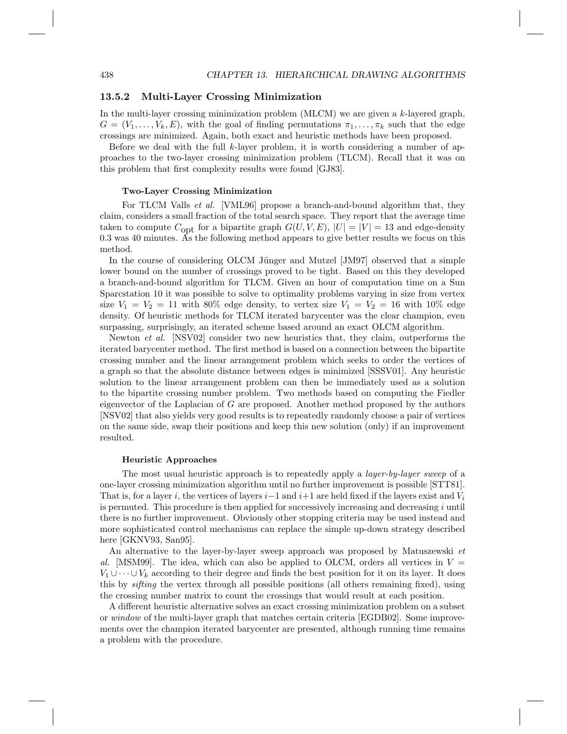### 13.5.2 Multi-Layer Crossing Minimization

In the multi-layer crossing minimization problem (MLCM) we are given a $k$-layered graph, $G = (V_1, \ldots, V_k, E)$, with the goal of finding permutations $\pi_1, \ldots, \pi_k$ such that the edge crossings are minimized. Again, both exact and heuristic methods have been proposed.

Before we deal with the full $k$-layer problem, it is worth considering a number of approaches to the two-layer crossing minimization problem (TLCM). Recall that it was on this problem that first complexity results were found [GJ83].

#### Two-Layer Crossing Minimization

For TLCM Valls *et al.* [VML96] propose a branch-and-bound algorithm that, they claim, considers a small fraction of the total search space. They report that the average time taken to compute $C_{\text{opt}}$ for a bipartite graph $G(U, V, E)$, $|U| = |V| = 13$ and edge-density 0.3 was 40 minutes. As the following method appears to give better results we focus on this method.

In the course of considering OLCM Jünger and Mutzel [JM97] observed that a simple lower bound on the number of crossings proved to be tight. Based on this they developed a branch-and-bound algorithm for TLCM. Given an hour of computation time on a Sun Sparcstation 10 it was possible to solve to optimality problems varying in size from vertex size $V_1 = V_2 = 11$ with 80% edge density, to vertex size $V_1 = V_2 = 16$ with 10% edge density. Of heuristic methods for TLCM iterated barycenter was the clear champion, even surpassing, surprisingly, an iterated scheme based around an exact OLCM algorithm.

Newton *et al.* [NSV02] consider two new heuristics that, they claim, outperforms the iterated barycenter method. The first method is based on a connection between the bipartite crossing number and the linear arrangement problem which seeks to order the vertices of a graph so that the absolute distance between edges is minimized [SSSV01]. Any heuristic solution to the linear arrangement problem can then be immediately used as a solution to the bipartite crossing number problem. Two methods based on computing the Fiedler eigenvector of the Laplacian of $G$ are proposed. Another method proposed by the authors [NSV02] that also yields very good results is to repeatedly randomly choose a pair of vertices on the same side, swap their positions and keep this new solution (only) if an improvement resulted.

#### Heuristic Approaches

The most usual heuristic approach is to repeatedly apply a *layer-by-layer sweep* of a one-layer crossing minimization algorithm until no further improvement is possible [STT81]. That is, for a layer $i$, the vertices of layers $i-1$ and $i+1$ are held fixed if the layers exist and $V_i$ is permuted. This procedure is then applied for successively increasing and decreasing $i$ until there is no further improvement. Obviously other stopping criteria may be used instead and more sophisticated control mechanisms can replace the simple up-down strategy described here [GKNV93, San95].

An alternative to the layer-by-layer sweep approach was proposed by Matuszewski *et al.* [MSM99]. The idea, which can also be applied to OLCM, orders all vertices in $V = V_1 \cup \cdots \cup V_k$ according to their degree and finds the best position for it on its layer. It does this by *sifting* the vertex through all possible positions (all others remaining fixed), using the crossing number matrix to count the crossings that would result at each position.

A different heuristic alternative solves an exact crossing minimization problem on a subset or *window* of the multi-layer graph that matches certain criteria [EGDB02]. Some improvements over the champion iterated barycenter are presented, although running time remains a problem with the procedure.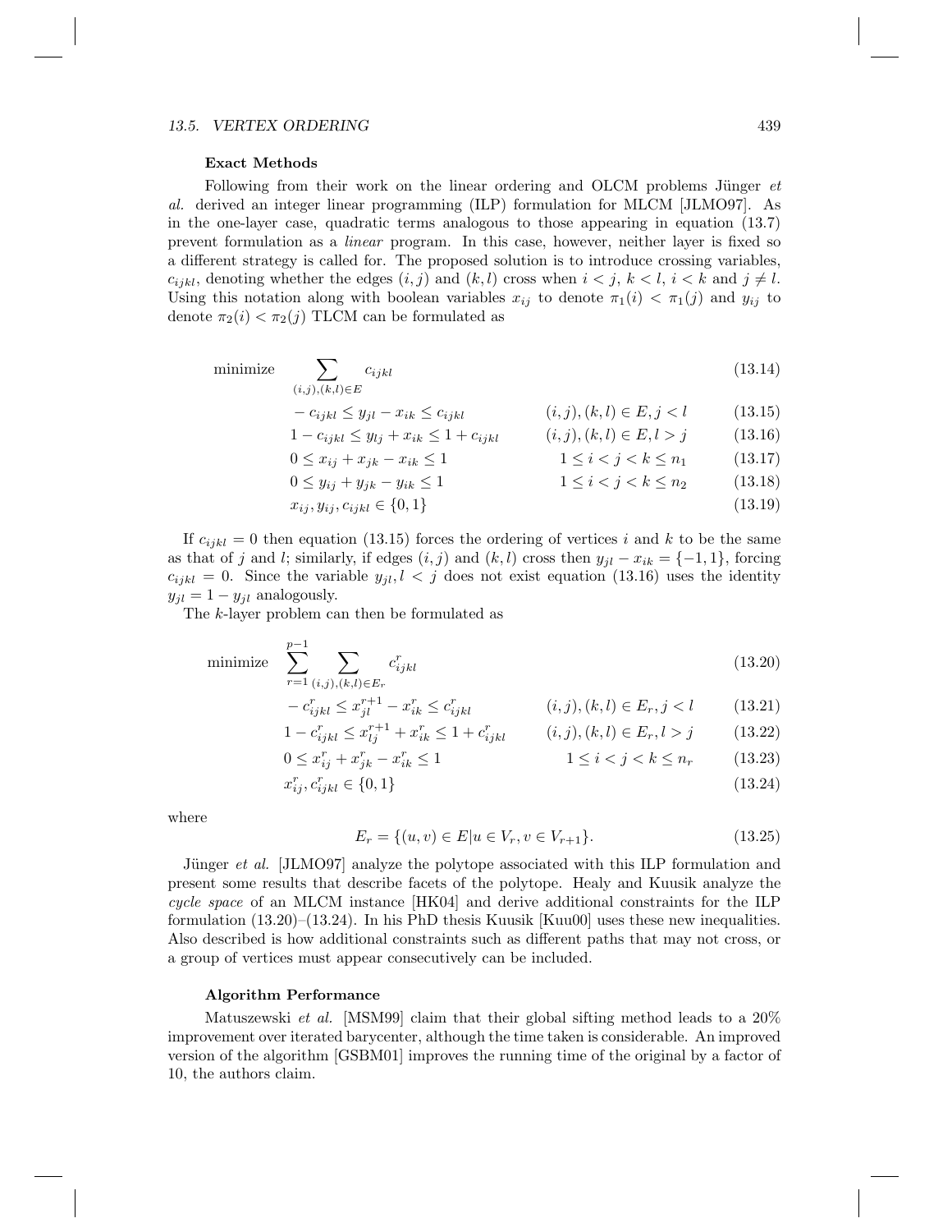### Exact Methods

Following from their work on the linear ordering and OLCM problems Jünger *et al.* derived an integer linear programming (ILP) formulation for MLCM [JLMO97]. As in the one-layer case, quadratic terms analogous to those appearing in equation (13.7) prevent formulation as a *linear* program. In this case, however, neither layer is fixed so a different strategy is called for. The proposed solution is to introduce crossing variables, $c_{ijkl}$, denoting whether the edges $(i,j)$ and $(k,l)$ cross when $i < j$, $k < l$, $i < k$ and $j \neq l$. Using this notation along with boolean variables $x_{ij}$ to denote $\pi_1(i) < \pi_1(j)$ and $y_{ij}$ to denote $\pi_2(i) < \pi_2(j)$ TLCM can be formulated as

$$\text{minimize} \quad \sum_{(i,j),(k,l) \in E} c_{ijkl} \tag{13.14}$$

$$-c_{ijkl} \leq y_{jl} - x_{ik} \leq c_{ijkl} \qquad (i,j),(k,l) \in E, j < l \tag{13.15}$$

$$1 - c_{ijkl} \leq y_{lj} + x_{ik} \leq 1 + c_{ijkl} \qquad (i,j),(k,l) \in E, l > j \tag{13.16}$$

$$0 \leq x_{ij} + x_{jk} - x_{ik} \leq 1 \qquad 1 \leq i < j < k \leq n_1 \tag{13.17}$$

$$0 \leq y_{ij} + y_{jk} - y_{ik} \leq 1 \qquad 1 \leq i < j < k \leq n_2 \tag{13.18}$$

$$x_{ij}, y_{ij}, c_{ijkl} \in \{0,1\} \tag{13.19}$$

If $c_{ijkl} = 0$ then equation (13.15) forces the ordering of vertices $i$ and $k$ to be the same as that of $j$ and $l$; similarly, if edges $(i,j)$ and $(k,l)$ cross then $y_{jl} - x_{ik} = \{-1, 1\}$, forcing $c_{ijkl} = 0$. Since the variable $y_{jl}, l < j$ does not exist equation (13.16) uses the identity $y_{jl} = 1 - y_{jl}$ analogously.

The $k$-layer problem can then be formulated as

$$\text{minimize} \quad \sum_{r=1}^{p-1} \sum_{(i,j),(k,l) \in E_r} c^r_{ijkl} \tag{13.20}$$

$$-c^r_{ijkl} \leq x^{r+1}_{jl} - x^r_{ik} \leq c^r_{ijkl} \qquad (i,j),(k,l) \in E_r, j < l \tag{13.21}$$

$$1 - c^r_{ijkl} \leq x^{r+1}_{lj} + x^r_{ik} \leq 1 + c^r_{ijkl} \qquad (i,j),(k,l) \in E_r, l > j \tag{13.22}$$

$$0 \leq x^r_{ij} + x^r_{jk} - x^r_{ik} \leq 1 \qquad 1 \leq i < j < k \leq n_r \tag{13.23}$$

$$x^r_{ij}, c^r_{ijkl} \in \{0,1\} \tag{13.24}$$

where

$$E_r = \{(u,v) \in E | u \in V_r, v \in V_{r+1}\}. \tag{13.25}$$

Jünger *et al.* [JLMO97] analyze the polytope associated with this ILP formulation and present some results that describe facets of the polytope. Healy and Kuusik analyze the *cycle space* of an MLCM instance [HK04] and derive additional constraints for the ILP formulation (13.20)–(13.24). In his PhD thesis Kuusik [Kuu00] uses these new inequalities. Also described is how additional constraints such as different paths that may not cross, or a group of vertices must appear consecutively can be included.

### Algorithm Performance

Matuszewski *et al.* [MSM99] claim that their global sifting method leads to a 20% improvement over iterated barycenter, although the time taken is considerable. An improved version of the algorithm [GSBM01] improves the running time of the original by a factor of 10, the authors claim.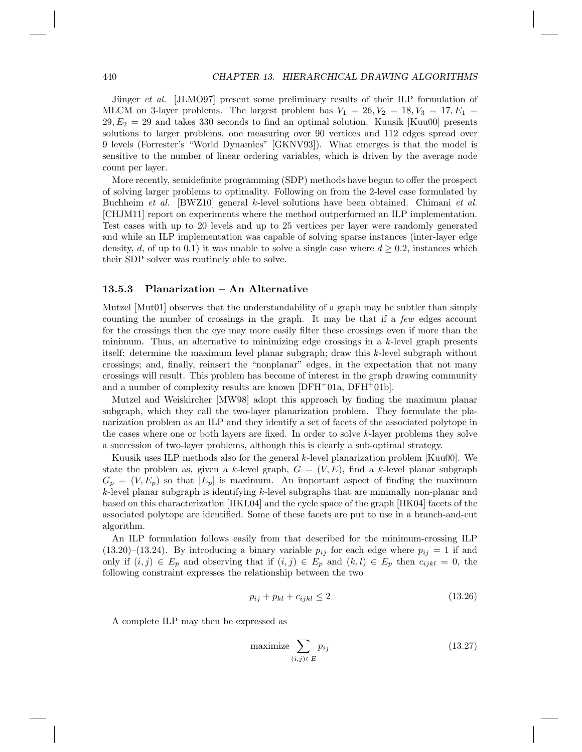Jünger *et al.* [JLMO97] present some preliminary results of their ILP formulation of MLCM on 3-layer problems. The largest problem has $V_1 = 26, V_2 = 18, V_3 = 17, E_1 = 29, E_2 = 29$ and takes 330 seconds to find an optimal solution. Kuusik [Kuu00] presents solutions to larger problems, one measuring over 90 vertices and 112 edges spread over 9 levels (Forrester's "World Dynamics" [GKNV93]). What emerges is that the model is sensitive to the number of linear ordering variables, which is driven by the average node count per layer.

More recently, semidefinite programming (SDP) methods have begun to offer the prospect of solving larger problems to optimality. Following on from the 2-level case formulated by Buchheim *et al.* [BWZ10] general $k$-level solutions have been obtained. Chimani *et al.* [CHJM11] report on experiments where the method outperformed an ILP implementation. Test cases with up to 20 levels and up to 25 vertices per layer were randomly generated and while an ILP implementation was capable of solving sparse instances (inter-layer edge density, $d$, of up to 0.1) it was unable to solve a single case where $d \geq 0.2$, instances which their SDP solver was routinely able to solve.

### 13.5.3 Planarization – An Alternative

Mutzel [Mut01] observes that the understandability of a graph may be subtler than simply counting the number of crossings in the graph. It may be that if a *few* edges account for the crossings then the eye may more easily filter these crossings even if more than the minimum. Thus, an alternative to minimizing edge crossings in a $k$-level graph presents itself: determine the maximum level planar subgraph; draw this $k$-level subgraph without crossings; and, finally, reinsert the "nonplanar" edges, in the expectation that not many crossings will result. This problem has become of interest in the graph drawing community and a number of complexity results are known [DFH+01a, DFH+01b].

Mutzel and Weiskircher [MW98] adopt this approach by finding the maximum planar subgraph, which they call the two-layer planarization problem. They formulate the planarization problem as an ILP and they identify a set of facets of the associated polytope in the cases where one or both layers are fixed. In order to solve $k$-layer problems they solve a succession of two-layer problems, although this is clearly a sub-optimal strategy.

Kuusik uses ILP methods also for the general $k$-level planarization problem [Kuu00]. We state the problem as, given a $k$-level graph, $G = (V, E)$, find a $k$-level planar subgraph $G_p = (V, E_p)$ so that $|E_p|$ is maximum. An important aspect of finding the maximum $k$-level planar subgraph is identifying $k$-level subgraphs that are minimally non-planar and based on this characterization [HKL04] and the cycle space of the graph [HK04] facets of the associated polytope are identified. Some of these facets are put to use in a branch-and-cut algorithm.

An ILP formulation follows easily from that described for the minimum-crossing ILP (13.20)–(13.24). By introducing a binary variable $p_{ij}$ for each edge where $p_{ij} = 1$ if and only if $(i, j) \in E_p$ and observing that if $(i, j) \in E_p$ and $(k, l) \in E_p$ then $c_{ijkl} = 0$, the following constraint expresses the relationship between the two

$$p_{ij} + p_{kl} + c_{ijkl} \leq 2 \tag{13.26}$$

A complete ILP may then be expressed as

$$\text{maximize} \sum_{(i,j) \in E} p_{ij} \tag{13.27}$$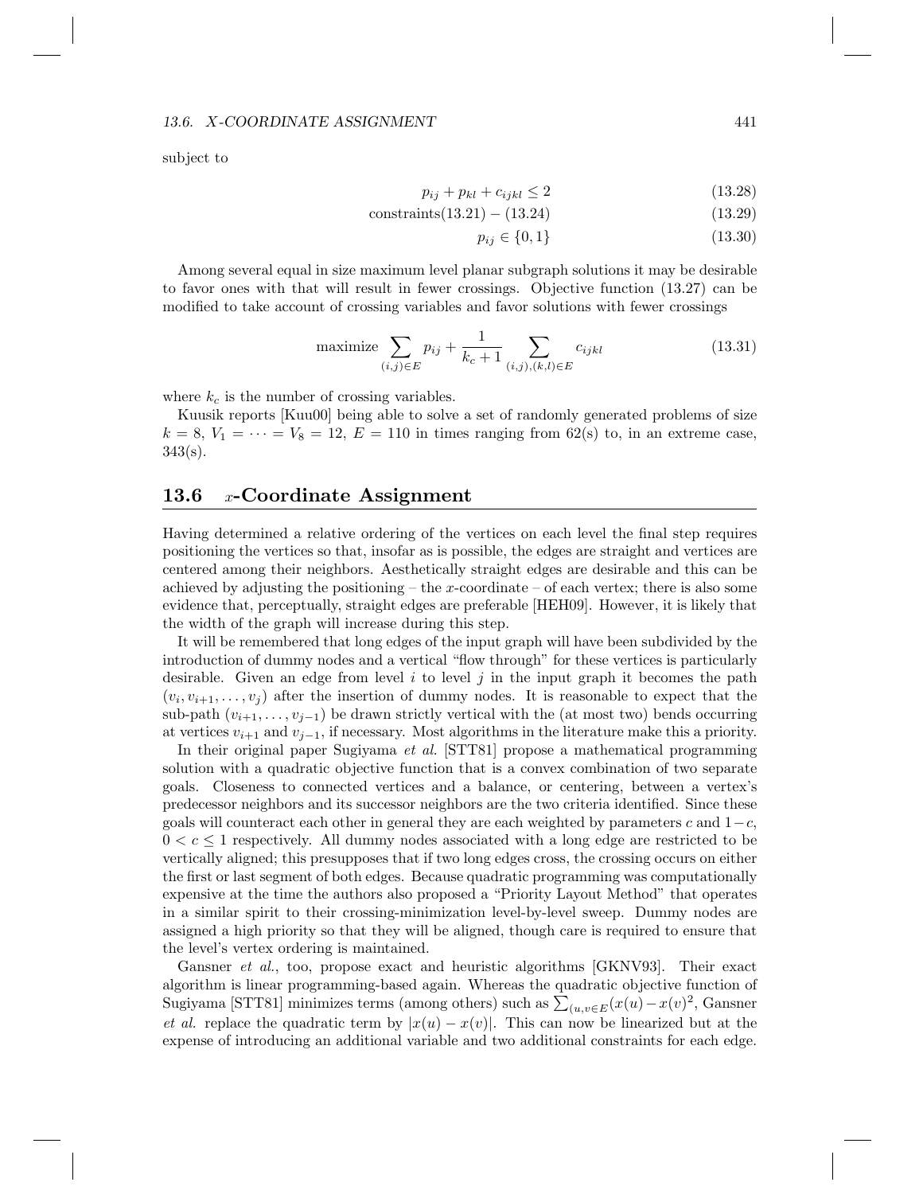subject to

$$p_{ij} + p_{kl} + c_{ijkl} \leq 2 \tag{13.28}$$

$$\text{constraints}(13.21) - (13.24) \tag{13.29}$$

$$p_{ij} \in \{0, 1\} \tag{13.30}$$

Among several equal in size maximum level planar subgraph solutions it may be desirable to favor ones with that will result in fewer crossings. Objective function (13.27) can be modified to take account of crossing variables and favor solutions with fewer crossings

$$\text{maximize} \sum_{(i,j)\in E} p_{ij} + \frac{1}{k_c + 1} \sum_{(i,j),(k,l)\in E} c_{ijkl} \tag{13.31}$$

where $k_c$ is the number of crossing variables.

Kuusik reports [Kuu00] being able to solve a set of randomly generated problems of size $k = 8$, $V_1 = \cdots = V_8 = 12$, $E = 110$ in times ranging from 62(s) to, in an extreme case, 343(s).

## 13.6 $x$-Coordinate Assignment

Having determined a relative ordering of the vertices on each level the final step requires positioning the vertices so that, insofar as is possible, the edges are straight and vertices are centered among their neighbors. Aesthetically straight edges are desirable and this can be achieved by adjusting the positioning – the $x$-coordinate – of each vertex; there is also some evidence that, perceptually, straight edges are preferable [HEH09]. However, it is likely that the width of the graph will increase during this step.

It will be remembered that long edges of the input graph will have been subdivided by the introduction of dummy nodes and a vertical "flow through" for these vertices is particularly desirable. Given an edge from level $i$ to level $j$ in the input graph it becomes the path $(v_i, v_{i+1}, \ldots, v_j)$ after the insertion of dummy nodes. It is reasonable to expect that the sub-path $(v_{i+1}, \ldots, v_{j-1})$ be drawn strictly vertical with the (at most two) bends occurring at vertices $v_{i+1}$ and $v_{j-1}$, if necessary. Most algorithms in the literature make this a priority.

In their original paper Sugiyama *et al.* [STT81] propose a mathematical programming solution with a quadratic objective function that is a convex combination of two separate goals. Closeness to connected vertices and a balance, or centering, between a vertex's predecessor neighbors and its successor neighbors are the two criteria identified. Since these goals will counteract each other in general they are each weighted by parameters $c$ and $1-c$, $0 < c \leq 1$ respectively. All dummy nodes associated with a long edge are restricted to be vertically aligned; this presupposes that if two long edges cross, the crossing occurs on either the first or last segment of both edges. Because quadratic programming was computationally expensive at the time the authors also proposed a "Priority Layout Method" that operates in a similar spirit to their crossing-minimization level-by-level sweep. Dummy nodes are assigned a high priority so that they will be aligned, though care is required to ensure that the level's vertex ordering is maintained.

Gansner *et al.*, too, propose exact and heuristic algorithms [GKNV93]. Their exact algorithm is linear programming-based again. Whereas the quadratic objective function of Sugiyama [STT81] minimizes terms (among others) such as $\sum_{(u,v\in E}(x(u) - x(v)^2$, Gansner *et al.* replace the quadratic term by $|x(u) - x(v)|$. This can now be linearized but at the expense of introducing an additional variable and two additional constraints for each edge.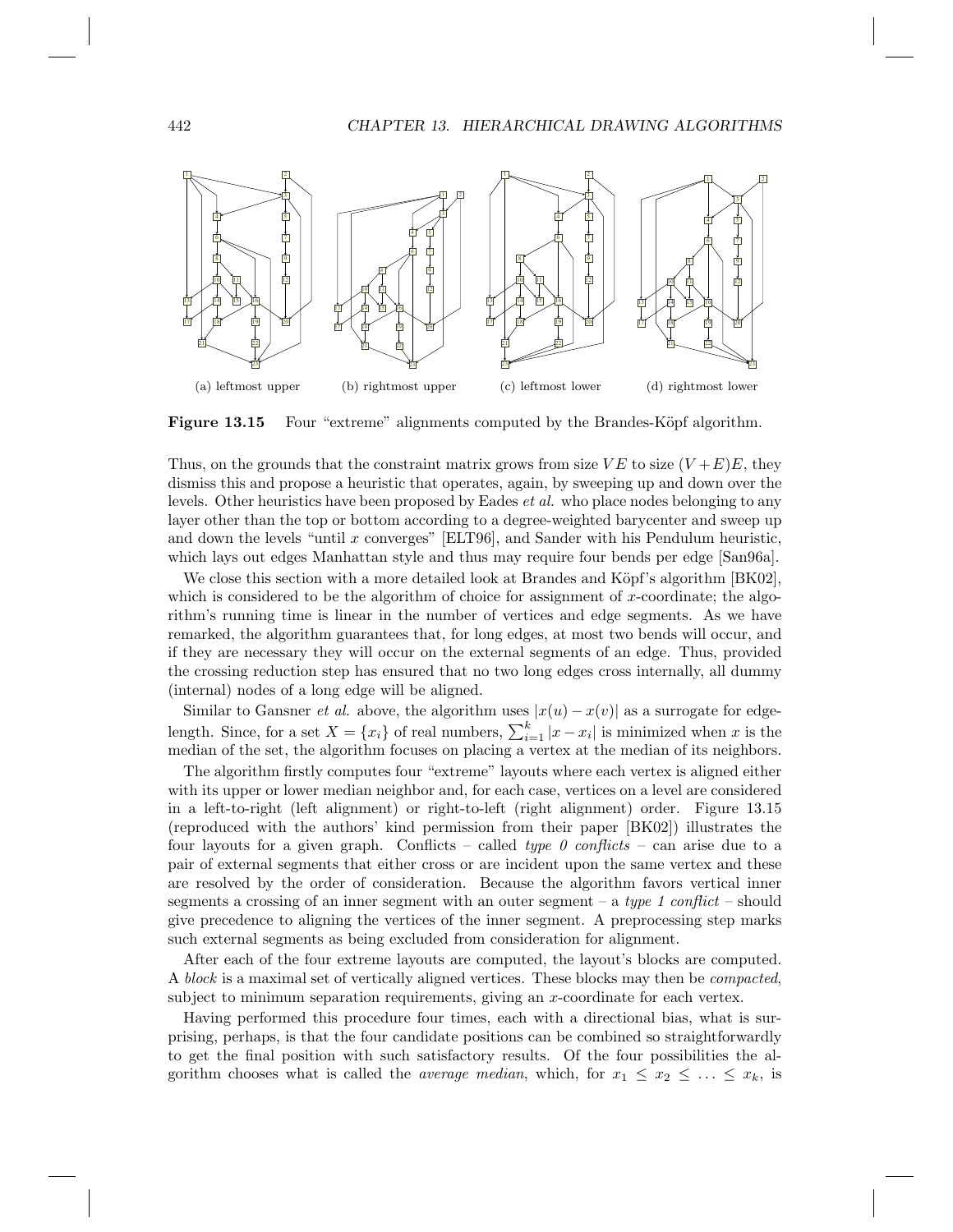(a) leftmost upper (b) rightmost upper (c) leftmost lower (d) rightmost lower

**Figure 13.15** Four "extreme" alignments computed by the Brandes-Köpf algorithm.

Thus, on the grounds that the constraint matrix grows from size $VE$ to size $(V+E)E$, they dismiss this and propose a heuristic that operates, again, by sweeping up and down over the levels. Other heuristics have been proposed by Eades *et al.* who place nodes belonging to any layer other than the top or bottom according to a degree-weighted barycenter and sweep up and down the levels "until $x$ converges" [ELT96], and Sander with his Pendulum heuristic, which lays out edges Manhattan style and thus may require four bends per edge [San96a].

We close this section with a more detailed look at Brandes and Köpf's algorithm [BK02], which is considered to be the algorithm of choice for assignment of $x$-coordinate; the algorithm's running time is linear in the number of vertices and edge segments. As we have remarked, the algorithm guarantees that, for long edges, at most two bends will occur, and if they are necessary they will occur on the external segments of an edge. Thus, provided the crossing reduction step has ensured that no two long edges cross internally, all dummy (internal) nodes of a long edge will be aligned.

Similar to Gansner *et al.* above, the algorithm uses $|x(u) - x(v)|$ as a surrogate for edge-length. Since, for a set $X = \{x_i\}$ of real numbers, $\sum_{i=1}^{k} |x - x_i|$ is minimized when $x$ is the median of the set, the algorithm focuses on placing a vertex at the median of its neighbors.

The algorithm firstly computes four "extreme" layouts where each vertex is aligned either with its upper or lower median neighbor and, for each case, vertices on a level are considered in a left-to-right (left alignment) or right-to-left (right alignment) order. Figure 13.15 (reproduced with the authors' kind permission from their paper [BK02]) illustrates the four layouts for a given graph. Conflicts – called *type 0 conflicts* – can arise due to a pair of external segments that either cross or are incident upon the same vertex and these are resolved by the order of consideration. Because the algorithm favors vertical inner segments a crossing of an inner segment with an outer segment – a *type 1 conflict* – should give precedence to aligning the vertices of the inner segment. A preprocessing step marks such external segments as being excluded from consideration for alignment.

After each of the four extreme layouts are computed, the layout's blocks are computed. A *block* is a maximal set of vertically aligned vertices. These blocks may then be *compacted*, subject to minimum separation requirements, giving an $x$-coordinate for each vertex.

Having performed this procedure four times, each with a directional bias, what is surprising, perhaps, is that the four candidate positions can be combined so straightforwardly to get the final position with such satisfactory results. Of the four possibilities the algorithm chooses what is called the *average median*, which, for $x_1 \leq x_2 \leq \ldots \leq x_k$, is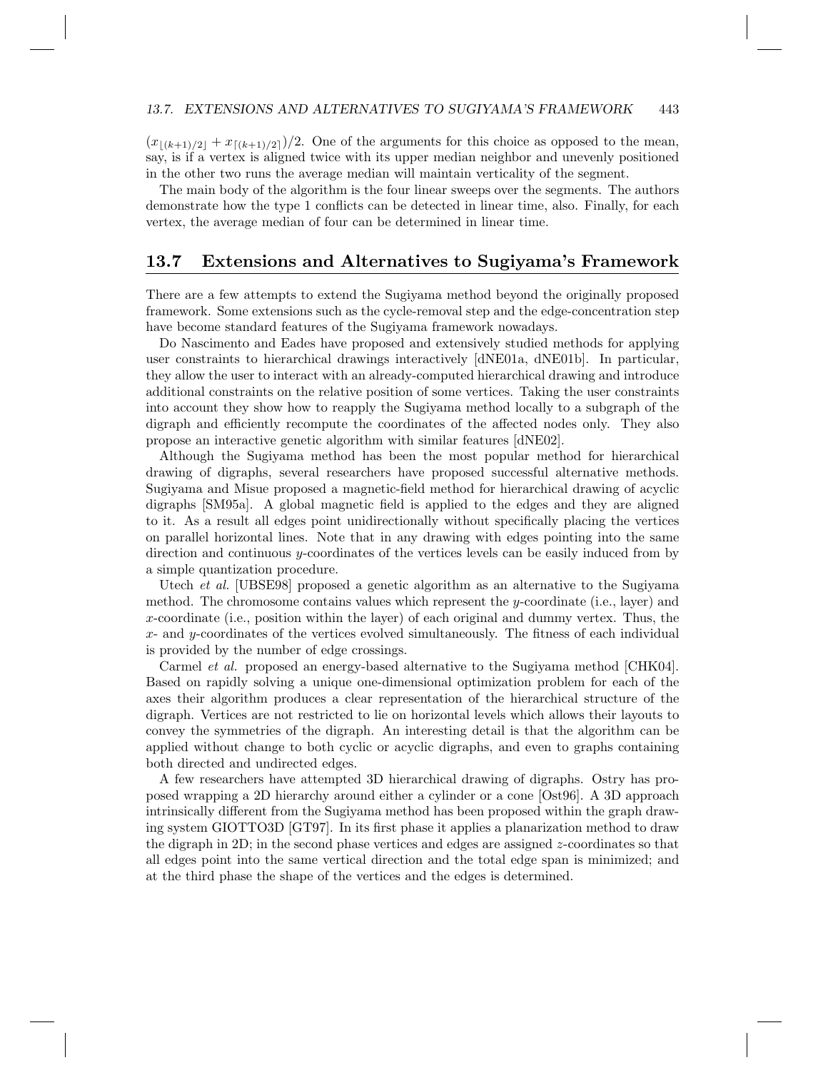$(x_{\lfloor (k+1)/2 \rfloor} + x_{\lceil (k+1)/2 \rceil})/2$. One of the arguments for this choice as opposed to the mean, say, is if a vertex is aligned twice with its upper median neighbor and unevenly positioned in the other two runs the average median will maintain verticality of the segment.

The main body of the algorithm is the four linear sweeps over the segments. The authors demonstrate how the type 1 conflicts can be detected in linear time, also. Finally, for each vertex, the average median of four can be determined in linear time.

## 13.7 Extensions and Alternatives to Sugiyama's Framework

There are a few attempts to extend the Sugiyama method beyond the originally proposed framework. Some extensions such as the cycle-removal step and the edge-concentration step have become standard features of the Sugiyama framework nowadays.

Do Nascimento and Eades have proposed and extensively studied methods for applying user constraints to hierarchical drawings interactively [dNE01a, dNE01b]. In particular, they allow the user to interact with an already-computed hierarchical drawing and introduce additional constraints on the relative position of some vertices. Taking the user constraints into account they show how to reapply the Sugiyama method locally to a subgraph of the digraph and efficiently recompute the coordinates of the affected nodes only. They also propose an interactive genetic algorithm with similar features [dNE02].

Although the Sugiyama method has been the most popular method for hierarchical drawing of digraphs, several researchers have proposed successful alternative methods. Sugiyama and Misue proposed a magnetic-field method for hierarchical drawing of acyclic digraphs [SM95a]. A global magnetic field is applied to the edges and they are aligned to it. As a result all edges point unidirectionally without specifically placing the vertices on parallel horizontal lines. Note that in any drawing with edges pointing into the same direction and continuous $y$-coordinates of the vertices levels can be easily induced from by a simple quantization procedure.

Utech *et al.* [UBSE98] proposed a genetic algorithm as an alternative to the Sugiyama method. The chromosome contains values which represent the $y$-coordinate (i.e., layer) and $x$-coordinate (i.e., position within the layer) of each original and dummy vertex. Thus, the $x$- and $y$-coordinates of the vertices evolved simultaneously. The fitness of each individual is provided by the number of edge crossings.

Carmel *et al.* proposed an energy-based alternative to the Sugiyama method [CHK04]. Based on rapidly solving a unique one-dimensional optimization problem for each of the axes their algorithm produces a clear representation of the hierarchical structure of the digraph. Vertices are not restricted to lie on horizontal levels which allows their layouts to convey the symmetries of the digraph. An interesting detail is that the algorithm can be applied without change to both cyclic or acyclic digraphs, and even to graphs containing both directed and undirected edges.

A few researchers have attempted 3D hierarchical drawing of digraphs. Ostry has proposed wrapping a 2D hierarchy around either a cylinder or a cone [Ost96]. A 3D approach intrinsically different from the Sugiyama method has been proposed within the graph drawing system GIOTTO3D [GT97]. In its first phase it applies a planarization method to draw the digraph in 2D; in the second phase vertices and edges are assigned $z$-coordinates so that all edges point into the same vertical direction and the total edge span is minimized; and at the third phase the shape of the vertices and the edges is determined.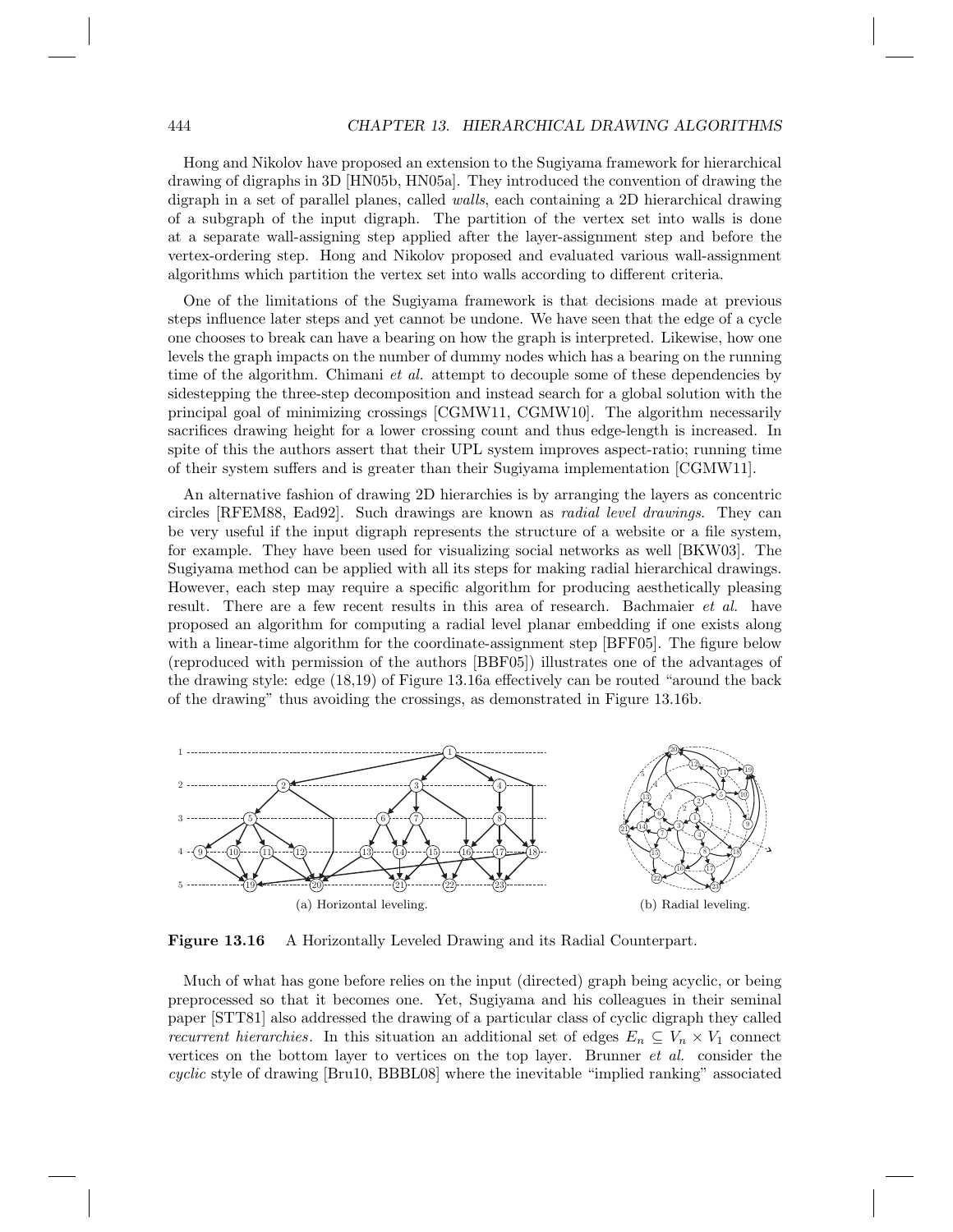Hong and Nikolov have proposed an extension to the Sugiyama framework for hierarchical drawing of digraphs in 3D [HN05b, HN05a]. They introduced the convention of drawing the digraph in a set of parallel planes, called *walls*, each containing a 2D hierarchical drawing of a subgraph of the input digraph. The partition of the vertex set into walls is done at a separate wall-assigning step applied after the layer-assignment step and before the vertex-ordering step. Hong and Nikolov proposed and evaluated various wall-assignment algorithms which partition the vertex set into walls according to different criteria.

One of the limitations of the Sugiyama framework is that decisions made at previous steps influence later steps and yet cannot be undone. We have seen that the edge of a cycle one chooses to break can have a bearing on how the graph is interpreted. Likewise, how one levels the graph impacts on the number of dummy nodes which has a bearing on the running time of the algorithm. Chimani *et al.* attempt to decouple some of these dependencies by sidestepping the three-step decomposition and instead search for a global solution with the principal goal of minimizing crossings [CGMW11, CGMW10]. The algorithm necessarily sacrifices drawing height for a lower crossing count and thus edge-length is increased. In spite of this the authors assert that their UPL system improves aspect-ratio; running time of their system suffers and is greater than their Sugiyama implementation [CGMW11].

An alternative fashion of drawing 2D hierarchies is by arranging the layers as concentric circles [RFEM88, Ead92]. Such drawings are known as *radial level drawings*. They can be very useful if the input digraph represents the structure of a website or a file system, for example. They have been used for visualizing social networks as well [BKW03]. The Sugiyama method can be applied with all its steps for making radial hierarchical drawings. However, each step may require a specific algorithm for producing aesthetically pleasing result. There are a few recent results in this area of research. Bachmaier *et al.* have proposed an algorithm for computing a radial level planar embedding if one exists along with a linear-time algorithm for the coordinate-assignment step [BFF05]. The figure below (reproduced with permission of the authors [BBF05]) illustrates one of the advantages of the drawing style: edge (18,19) of Figure 13.16a effectively can be routed "around the back of the drawing" thus avoiding the crossings, as demonstrated in Figure 13.16b.

(a) Horizontal leveling.

(b) Radial leveling.

**Figure 13.16** A Horizontally Leveled Drawing and its Radial Counterpart.

Much of what has gone before relies on the input (directed) graph being acyclic, or being preprocessed so that it becomes one. Yet, Sugiyama and his colleagues in their seminal paper [STT81] also addressed the drawing of a particular class of cyclic digraph they called *recurrent hierarchies*. In this situation an additional set of edges $E_n \subseteq V_n \times V_1$ connect vertices on the bottom layer to vertices on the top layer. Brunner *et al.* consider the *cyclic* style of drawing [Bru10, BBBL08] where the inevitable "implied ranking" associated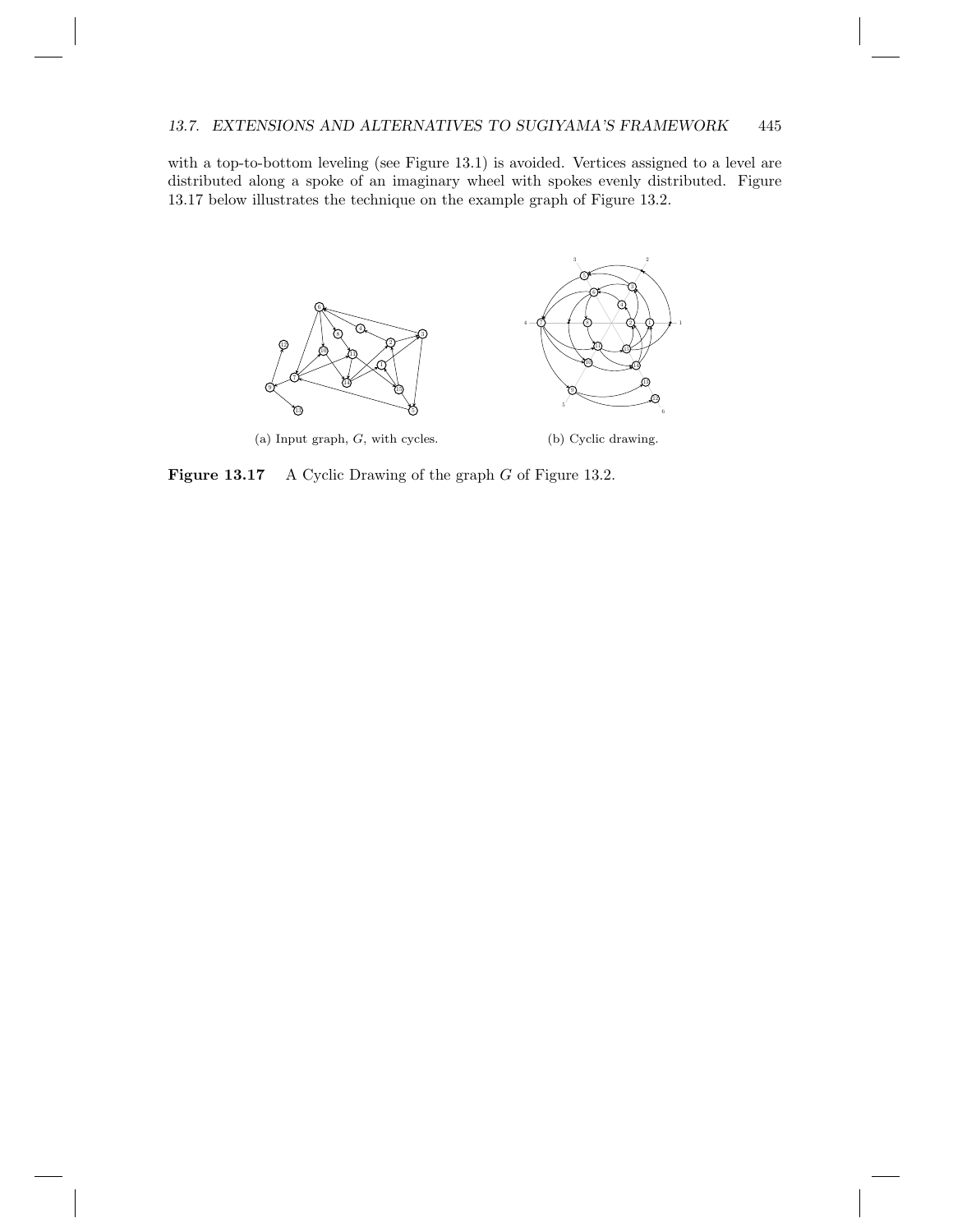with a top-to-bottom leveling (see Figure 13.1) is avoided. Vertices assigned to a level are distributed along a spoke of an imaginary wheel with spokes evenly distributed. Figure 13.17 below illustrates the technique on the example graph of Figure 13.2.

(a) Input graph, $G$, with cycles.

(b) Cyclic drawing.

**Figure 13.17** A Cyclic Drawing of the graph $G$ of Figure 13.2.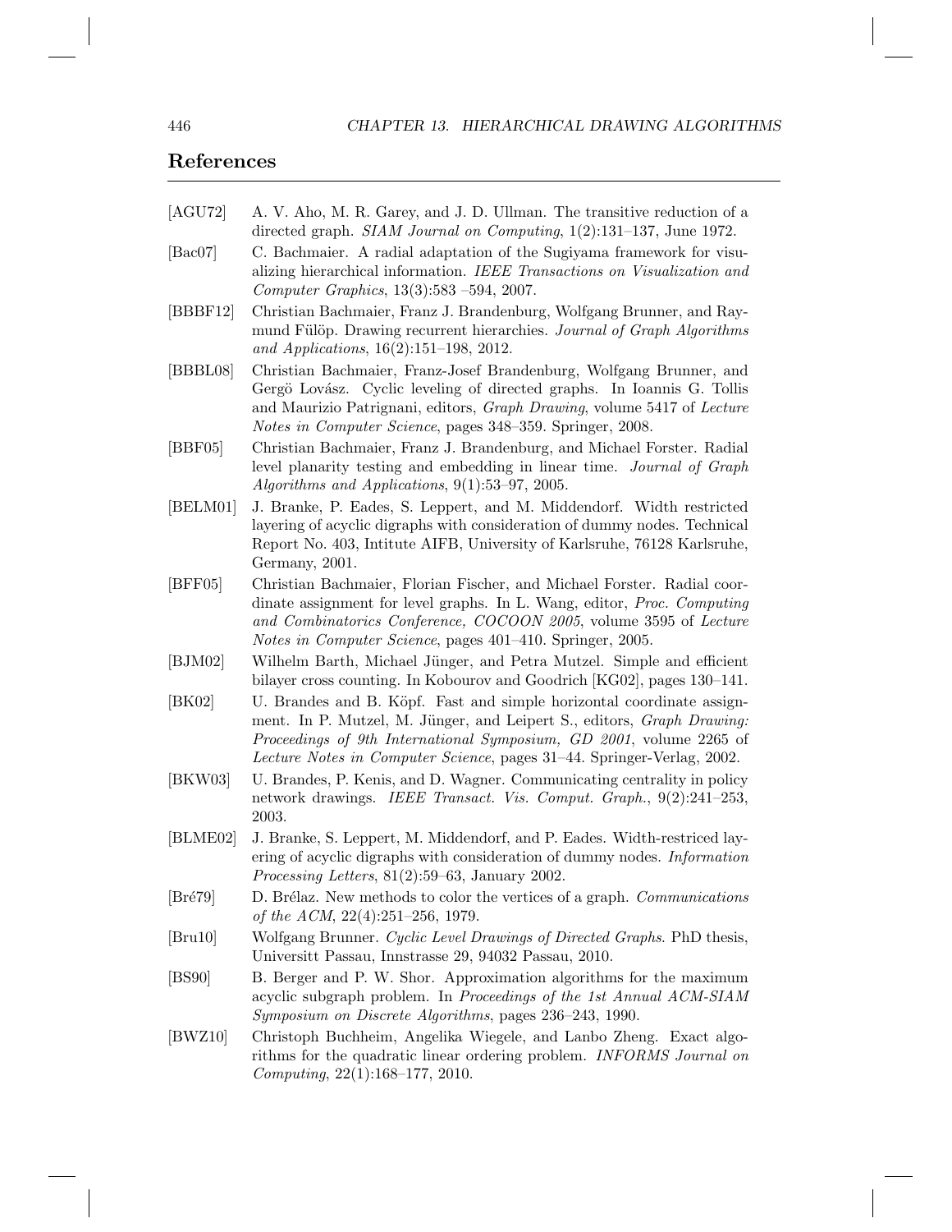## References

[AGU72] A. V. Aho, M. R. Garey, and J. D. Ullman. The transitive reduction of a directed graph. *SIAM Journal on Computing*, 1(2):131–137, June 1972.

[Bac07] C. Bachmaier. A radial adaptation of the Sugiyama framework for visualizing hierarchical information. *IEEE Transactions on Visualization and Computer Graphics*, 13(3):583 –594, 2007.

[BBBF12] Christian Bachmaier, Franz J. Brandenburg, Wolfgang Brunner, and Raymund Fülöp. Drawing recurrent hierarchies. *Journal of Graph Algorithms and Applications*, 16(2):151–198, 2012.

[BBBL08] Christian Bachmaier, Franz-Josef Brandenburg, Wolfgang Brunner, and Gergö Lovász. Cyclic leveling of directed graphs. In Ioannis G. Tollis and Maurizio Patrignani, editors, *Graph Drawing*, volume 5417 of *Lecture Notes in Computer Science*, pages 348–359. Springer, 2008.

[BBF05] Christian Bachmaier, Franz J. Brandenburg, and Michael Forster. Radial level planarity testing and embedding in linear time. *Journal of Graph Algorithms and Applications*, 9(1):53–97, 2005.

[BELM01] J. Branke, P. Eades, S. Leppert, and M. Middendorf. Width restricted layering of acyclic digraphs with consideration of dummy nodes. Technical Report No. 403, Intitute AIFB, University of Karlsruhe, 76128 Karlsruhe, Germany, 2001.

[BFF05] Christian Bachmaier, Florian Fischer, and Michael Forster. Radial coordinate assignment for level graphs. In L. Wang, editor, *Proc. Computing and Combinatorics Conference, COCOON 2005*, volume 3595 of *Lecture Notes in Computer Science*, pages 401–410. Springer, 2005.

[BJM02] Wilhelm Barth, Michael Jünger, and Petra Mutzel. Simple and efficient bilayer cross counting. In Kobourov and Goodrich [KG02], pages 130–141.

[BK02] U. Brandes and B. Köpf. Fast and simple horizontal coordinate assignment. In P. Mutzel, M. Jünger, and Leipert S., editors, *Graph Drawing: Proceedings of 9th International Symposium, GD 2001*, volume 2265 of *Lecture Notes in Computer Science*, pages 31–44. Springer-Verlag, 2002.

[BKW03] U. Brandes, P. Kenis, and D. Wagner. Communicating centrality in policy network drawings. *IEEE Transact. Vis. Comput. Graph.*, 9(2):241–253, 2003.

[BLME02] J. Branke, S. Leppert, M. Middendorf, and P. Eades. Width-restriced layering of acyclic digraphs with consideration of dummy nodes. *Information Processing Letters*, 81(2):59–63, January 2002.

[Bré79] D. Brélaz. New methods to color the vertices of a graph. *Communications of the ACM*, 22(4):251–256, 1979.

[Bru10] Wolfgang Brunner. *Cyclic Level Drawings of Directed Graphs*. PhD thesis, Universitt Passau, Innstrasse 29, 94032 Passau, 2010.

[BS90] B. Berger and P. W. Shor. Approximation algorithms for the maximum acyclic subgraph problem. In *Proceedings of the 1st Annual ACM-SIAM Symposium on Discrete Algorithms*, pages 236–243, 1990.

[BWZ10] Christoph Buchheim, Angelika Wiegele, and Lanbo Zheng. Exact algorithms for the quadratic linear ordering problem. *INFORMS Journal on Computing*, 22(1):168–177, 2010.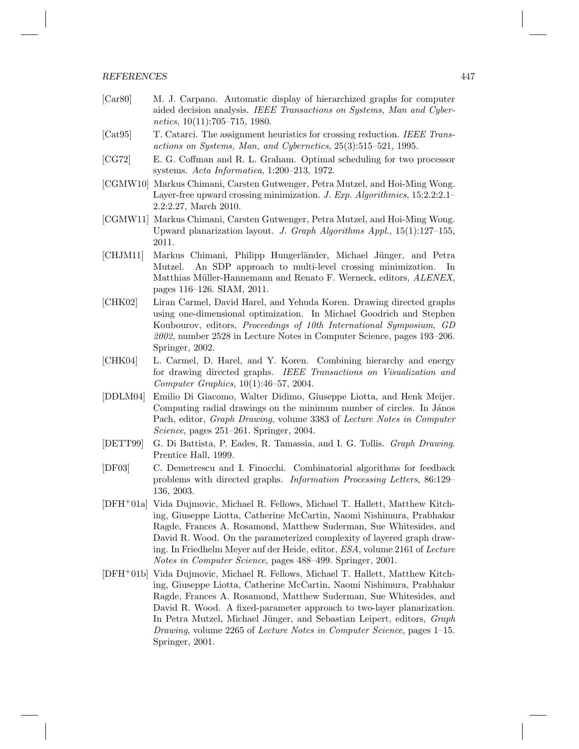[Car80] M. J. Carpano. Automatic display of hierarchized graphs for computer aided decision analysis. *IEEE Transactions on Systems, Man and Cybernetics*, 10(11):705–715, 1980.

[Cat95] T. Catarci. The assignment heuristics for crossing reduction. *IEEE Transactions on Systems, Man, and Cybernetics*, 25(3):515–521, 1995.

[CG72] E. G. Coffman and R. L. Graham. Optimal scheduling for two processor systems. *Acta Informatica*, 1:200–213, 1972.

[CGMW10] Markus Chimani, Carsten Gutwenger, Petra Mutzel, and Hoi-Ming Wong. Layer-free upward crossing minimization. *J. Exp. Algorithmics*, 15:2.2:2.1–2.2:2.27, March 2010.

[CGMW11] Markus Chimani, Carsten Gutwenger, Petra Mutzel, and Hoi-Ming Wong. Upward planarization layout. *J. Graph Algorithms Appl.*, 15(1):127–155, 2011.

[CHJM11] Markus Chimani, Philipp Hungerländer, Michael Jünger, and Petra Mutzel. An SDP approach to multi-level crossing minimization. In Matthias Müller-Hannemann and Renato F. Werneck, editors, *ALENEX*, pages 116–126. SIAM, 2011.

[CHK02] Liran Carmel, David Harel, and Yehuda Koren. Drawing directed graphs using one-dimensional optimization. In Michael Goodrich and Stephen Koubourov, editors, *Proceedings of 10th International Symposium, GD 2002*, number 2528 in Lecture Notes in Computer Science, pages 193–206. Springer, 2002.

[CHK04] L. Carmel, D. Harel, and Y. Koren. Combining hierarchy and energy for drawing directed graphs. *IEEE Transactions on Visualization and Computer Graphics*, 10(1):46–57, 2004.

[DDLM04] Emilio Di Giacomo, Walter Didimo, Giuseppe Liotta, and Henk Meijer. Computing radial drawings on the minimum number of circles. In János Pach, editor, *Graph Drawing*, volume 3383 of *Lecture Notes in Computer Science*, pages 251–261. Springer, 2004.

[DETT99] G. Di Battista, P. Eades, R. Tamassia, and I. G. Tollis. *Graph Drawing*. Prentice Hall, 1999.

[DF03] C. Demetrescu and I. Finocchi. Combinatorial algorithms for feedback problems with directed graphs. *Information Processing Letters*, 86:129–136, 2003.

[DFH+01a] Vida Dujmovic, Michael R. Fellows, Michael T. Hallett, Matthew Kitching, Giuseppe Liotta, Catherine McCartin, Naomi Nishimura, Prabhakar Ragde, Frances A. Rosamond, Matthew Suderman, Sue Whitesides, and David R. Wood. On the parameterized complexity of layered graph drawing. In Friedhelm Meyer auf der Heide, editor, *ESA*, volume 2161 of *Lecture Notes in Computer Science*, pages 488–499. Springer, 2001.

[DFH+01b] Vida Dujmovic, Michael R. Fellows, Michael T. Hallett, Matthew Kitching, Giuseppe Liotta, Catherine McCartin, Naomi Nishimura, Prabhakar Ragde, Frances A. Rosamond, Matthew Suderman, Sue Whitesides, and David R. Wood. A fixed-parameter approach to two-layer planarization. In Petra Mutzel, Michael Jünger, and Sebastian Leipert, editors, *Graph Drawing*, volume 2265 of *Lecture Notes in Computer Science*, pages 1–15. Springer, 2001.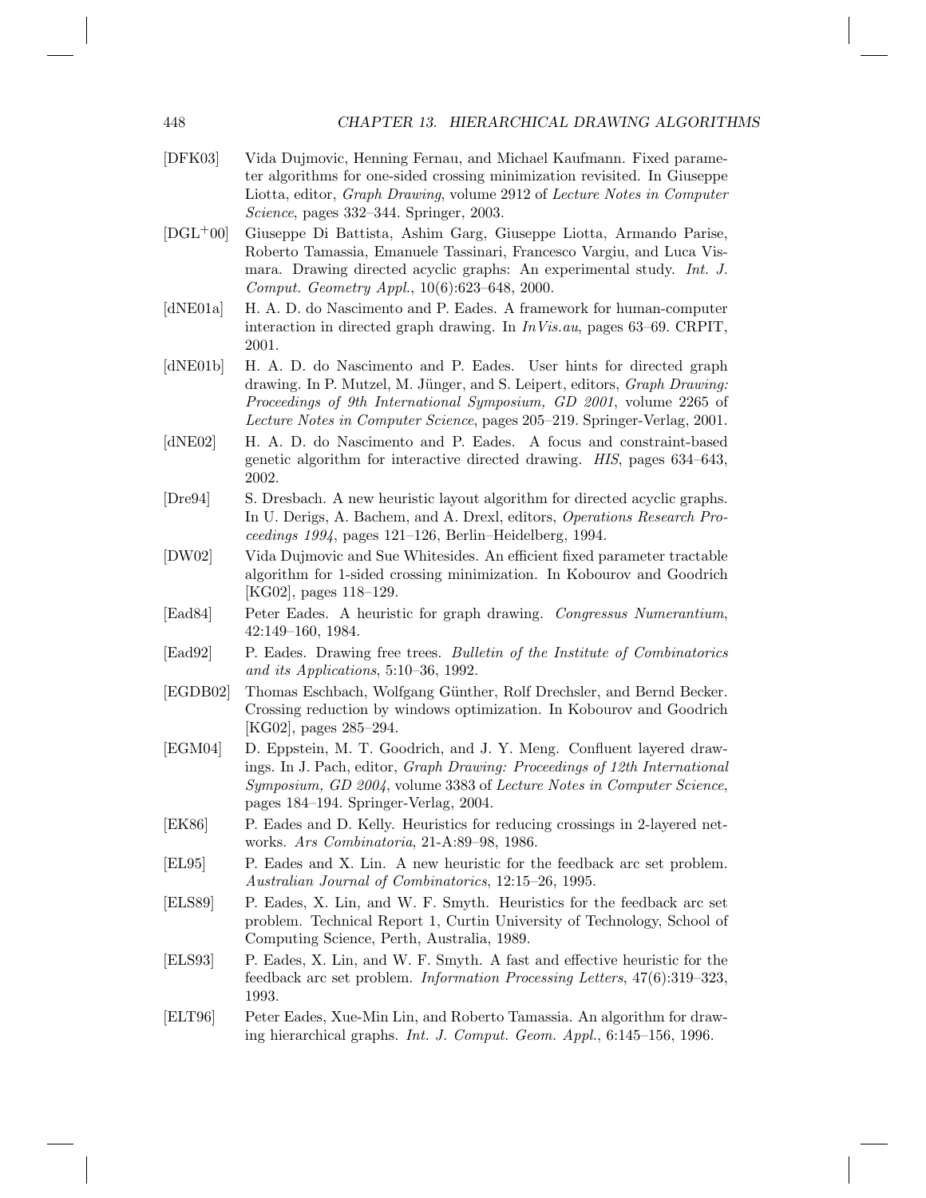[DFK03] Vida Dujmovic, Henning Fernau, and Michael Kaufmann. Fixed parameter algorithms for one-sided crossing minimization revisited. In Giuseppe Liotta, editor, *Graph Drawing*, volume 2912 of *Lecture Notes in Computer Science*, pages 332–344. Springer, 2003.

[DGL$^+$00] Giuseppe Di Battista, Ashim Garg, Giuseppe Liotta, Armando Parise, Roberto Tamassia, Emanuele Tassinari, Francesco Vargiu, and Luca Vismara. Drawing directed acyclic graphs: An experimental study. *Int. J. Comput. Geometry Appl.*, 10(6):623–648, 2000.

[dNE01a] H. A. D. do Nascimento and P. Eades. A framework for human-computer interaction in directed graph drawing. In *InVis.au*, pages 63–69. CRPIT, 2001.

[dNE01b] H. A. D. do Nascimento and P. Eades. User hints for directed graph drawing. In P. Mutzel, M. Jünger, and S. Leipert, editors, *Graph Drawing: Proceedings of 9th International Symposium, GD 2001*, volume 2265 of *Lecture Notes in Computer Science*, pages 205–219. Springer-Verlag, 2001.

[dNE02] H. A. D. do Nascimento and P. Eades. A focus and constraint-based genetic algorithm for interactive directed drawing. *HIS*, pages 634–643, 2002.

[Dre94] S. Dresbach. A new heuristic layout algorithm for directed acyclic graphs. In U. Derigs, A. Bachem, and A. Drexl, editors, *Operations Research Proceedings 1994*, pages 121–126, Berlin–Heidelberg, 1994.

[DW02] Vida Dujmovic and Sue Whitesides. An efficient fixed parameter tractable algorithm for 1-sided crossing minimization. In Kobourov and Goodrich [KG02], pages 118–129.

[Ead84] Peter Eades. A heuristic for graph drawing. *Congressus Numerantium*, 42:149–160, 1984.

[Ead92] P. Eades. Drawing free trees. *Bulletin of the Institute of Combinatorics and its Applications*, 5:10–36, 1992.

[EGDB02] Thomas Eschbach, Wolfgang Günther, Rolf Drechsler, and Bernd Becker. Crossing reduction by windows optimization. In Kobourov and Goodrich [KG02], pages 285–294.

[EGM04] D. Eppstein, M. T. Goodrich, and J. Y. Meng. Confluent layered drawings. In J. Pach, editor, *Graph Drawing: Proceedings of 12th International Symposium, GD 2004*, volume 3383 of *Lecture Notes in Computer Science*, pages 184–194. Springer-Verlag, 2004.

[EK86] P. Eades and D. Kelly. Heuristics for reducing crossings in 2-layered networks. *Ars Combinatoria*, 21-A:89–98, 1986.

[EL95] P. Eades and X. Lin. A new heuristic for the feedback arc set problem. *Australian Journal of Combinatorics*, 12:15–26, 1995.

[ELS89] P. Eades, X. Lin, and W. F. Smyth. Heuristics for the feedback arc set problem. Technical Report 1, Curtin University of Technology, School of Computing Science, Perth, Australia, 1989.

[ELS93] P. Eades, X. Lin, and W. F. Smyth. A fast and effective heuristic for the feedback arc set problem. *Information Processing Letters*, 47(6):319–323, 1993.

[ELT96] Peter Eades, Xue-Min Lin, and Roberto Tamassia. An algorithm for drawing hierarchical graphs. *Int. J. Comput. Geom. Appl.*, 6:145–156, 1996.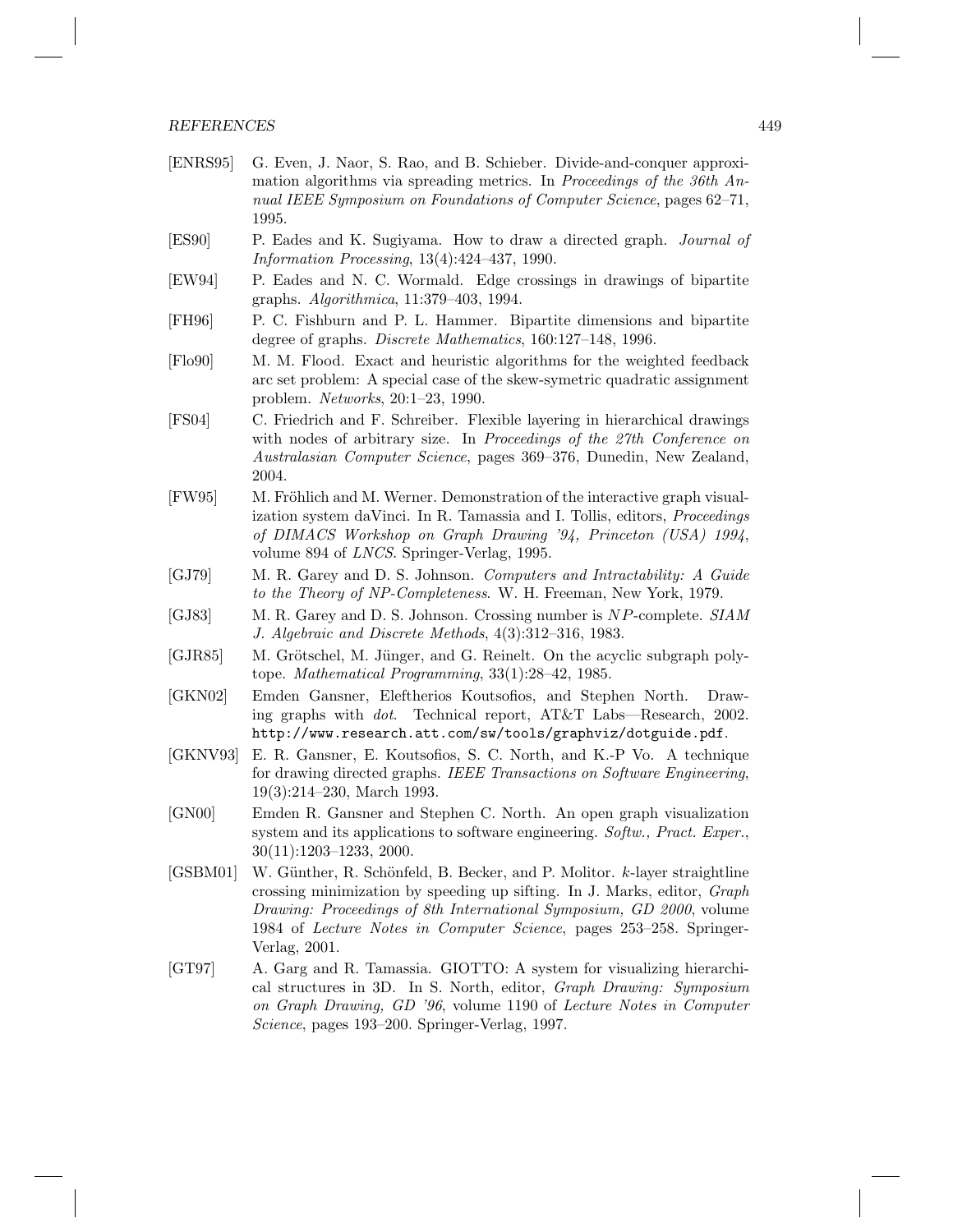[ENRS95] G. Even, J. Naor, S. Rao, and B. Schieber. Divide-and-conquer approximation algorithms via spreading metrics. In *Proceedings of the 36th Annual IEEE Symposium on Foundations of Computer Science*, pages 62–71, 1995.

[ES90] P. Eades and K. Sugiyama. How to draw a directed graph. *Journal of Information Processing*, 13(4):424–437, 1990.

[EW94] P. Eades and N. C. Wormald. Edge crossings in drawings of bipartite graphs. *Algorithmica*, 11:379–403, 1994.

[FH96] P. C. Fishburn and P. L. Hammer. Bipartite dimensions and bipartite degree of graphs. *Discrete Mathematics*, 160:127–148, 1996.

[Flo90] M. M. Flood. Exact and heuristic algorithms for the weighted feedback arc set problem: A special case of the skew-symetric quadratic assignment problem. *Networks*, 20:1–23, 1990.

[FS04] C. Friedrich and F. Schreiber. Flexible layering in hierarchical drawings with nodes of arbitrary size. In *Proceedings of the 27th Conference on Australasian Computer Science*, pages 369–376, Dunedin, New Zealand, 2004.

[FW95] M. Fröhlich and M. Werner. Demonstration of the interactive graph visualization system daVinci. In R. Tamassia and I. Tollis, editors, *Proceedings of DIMACS Workshop on Graph Drawing '94, Princeton (USA) 1994*, volume 894 of *LNCS*. Springer-Verlag, 1995.

[GJ79] M. R. Garey and D. S. Johnson. *Computers and Intractability: A Guide to the Theory of NP-Completeness*. W. H. Freeman, New York, 1979.

[GJ83] M. R. Garey and D. S. Johnson. Crossing number is $NP$-complete. *SIAM J. Algebraic and Discrete Methods*, 4(3):312–316, 1983.

[GJR85] M. Grötschel, M. Jünger, and G. Reinelt. On the acyclic subgraph polytope. *Mathematical Programming*, 33(1):28–42, 1985.

[GKN02] Emden Gansner, Eleftherios Koutsofios, and Stephen North. Drawing graphs with *dot*. Technical report, AT&T Labs—Research, 2002. `http://www.research.att.com/sw/tools/graphviz/dotguide.pdf`.

[GKNV93] E. R. Gansner, E. Koutsofios, S. C. North, and K.-P Vo. A technique for drawing directed graphs. *IEEE Transactions on Software Engineering*, 19(3):214–230, March 1993.

[GN00] Emden R. Gansner and Stephen C. North. An open graph visualization system and its applications to software engineering. *Softw., Pract. Exper.*, 30(11):1203–1233, 2000.

[GSBM01] W. Günther, R. Schönfeld, B. Becker, and P. Molitor. $k$-layer straightline crossing minimization by speeding up sifting. In J. Marks, editor, *Graph Drawing: Proceedings of 8th International Symposium, GD 2000*, volume 1984 of *Lecture Notes in Computer Science*, pages 253–258. Springer-Verlag, 2001.

[GT97] A. Garg and R. Tamassia. GIOTTO: A system for visualizing hierarchical structures in 3D. In S. North, editor, *Graph Drawing: Symposium on Graph Drawing, GD '96*, volume 1190 of *Lecture Notes in Computer Science*, pages 193–200. Springer-Verlag, 1997.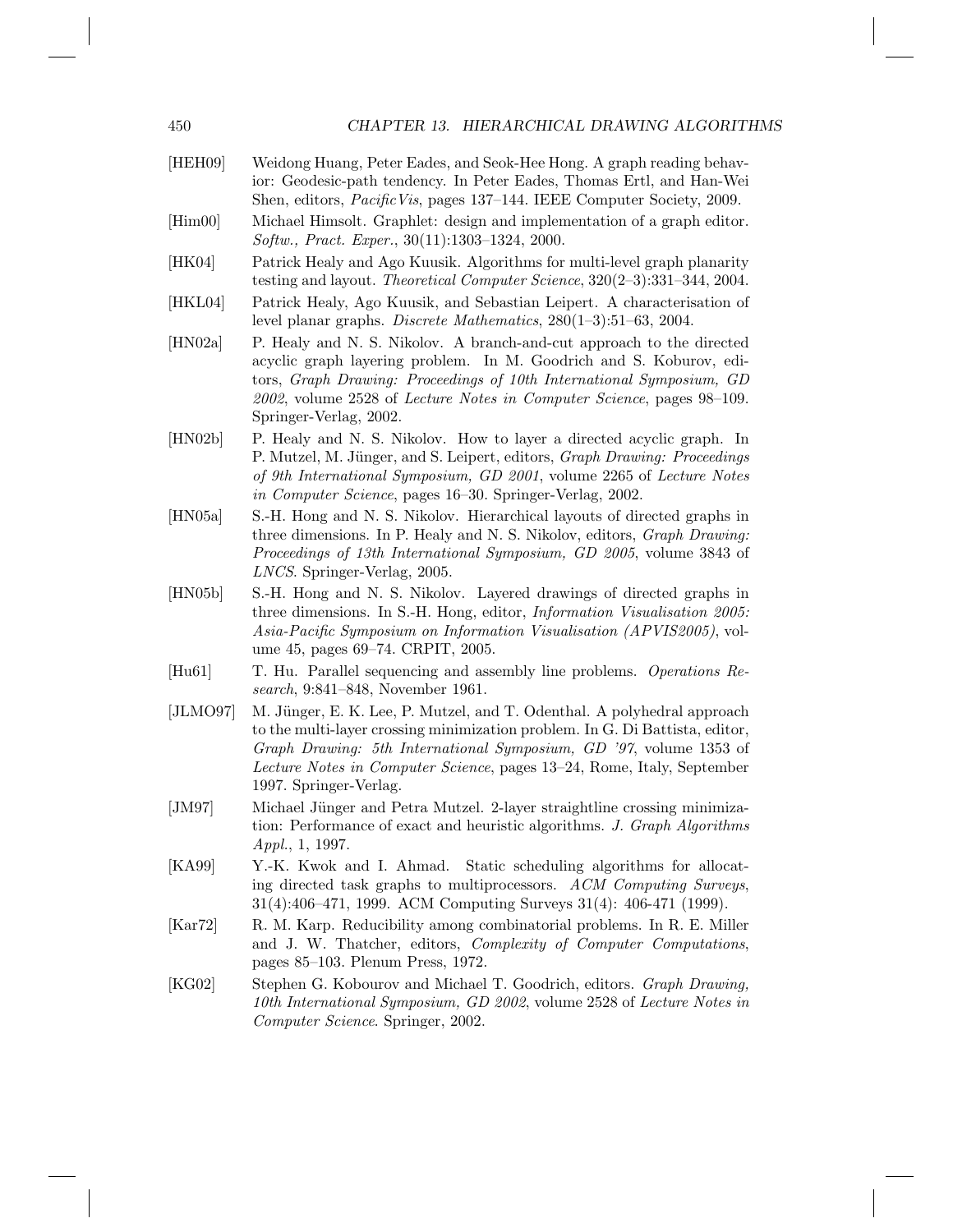[HEH09] Weidong Huang, Peter Eades, and Seok-Hee Hong. A graph reading behavior: Geodesic-path tendency. In Peter Eades, Thomas Ertl, and Han-Wei Shen, editors, *PacificVis*, pages 137–144. IEEE Computer Society, 2009.

[Him00] Michael Himsolt. Graphlet: design and implementation of a graph editor. *Softw., Pract. Exper.*, 30(11):1303–1324, 2000.

[HK04] Patrick Healy and Ago Kuusik. Algorithms for multi-level graph planarity testing and layout. *Theoretical Computer Science*, 320(2–3):331–344, 2004.

[HKL04] Patrick Healy, Ago Kuusik, and Sebastian Leipert. A characterisation of level planar graphs. *Discrete Mathematics*, 280(1–3):51–63, 2004.

[HN02a] P. Healy and N. S. Nikolov. A branch-and-cut approach to the directed acyclic graph layering problem. In M. Goodrich and S. Koburov, editors, *Graph Drawing: Proceedings of 10th International Symposium, GD 2002*, volume 2528 of *Lecture Notes in Computer Science*, pages 98–109. Springer-Verlag, 2002.

[HN02b] P. Healy and N. S. Nikolov. How to layer a directed acyclic graph. In P. Mutzel, M. Jünger, and S. Leipert, editors, *Graph Drawing: Proceedings of 9th International Symposium, GD 2001*, volume 2265 of *Lecture Notes in Computer Science*, pages 16–30. Springer-Verlag, 2002.

[HN05a] S.-H. Hong and N. S. Nikolov. Hierarchical layouts of directed graphs in three dimensions. In P. Healy and N. S. Nikolov, editors, *Graph Drawing: Proceedings of 13th International Symposium, GD 2005*, volume 3843 of *LNCS*. Springer-Verlag, 2005.

[HN05b] S.-H. Hong and N. S. Nikolov. Layered drawings of directed graphs in three dimensions. In S.-H. Hong, editor, *Information Visualisation 2005: Asia-Pacific Symposium on Information Visualisation (APVIS2005)*, volume 45, pages 69–74. CRPIT, 2005.

[Hu61] T. Hu. Parallel sequencing and assembly line problems. *Operations Research*, 9:841–848, November 1961.

[JLMO97] M. Jünger, E. K. Lee, P. Mutzel, and T. Odenthal. A polyhedral approach to the multi-layer crossing minimization problem. In G. Di Battista, editor, *Graph Drawing: 5th International Symposium, GD '97*, volume 1353 of *Lecture Notes in Computer Science*, pages 13–24, Rome, Italy, September 1997. Springer-Verlag.

[JM97] Michael Jünger and Petra Mutzel. 2-layer straightline crossing minimization: Performance of exact and heuristic algorithms. *J. Graph Algorithms Appl.*, 1, 1997.

[KA99] Y.-K. Kwok and I. Ahmad. Static scheduling algorithms for allocating directed task graphs to multiprocessors. *ACM Computing Surveys*, 31(4):406–471, 1999. ACM Computing Surveys 31(4): 406-471 (1999).

[Kar72] R. M. Karp. Reducibility among combinatorial problems. In R. E. Miller and J. W. Thatcher, editors, *Complexity of Computer Computations*, pages 85–103. Plenum Press, 1972.

[KG02] Stephen G. Kobourov and Michael T. Goodrich, editors. *Graph Drawing, 10th International Symposium, GD 2002*, volume 2528 of *Lecture Notes in Computer Science*. Springer, 2002.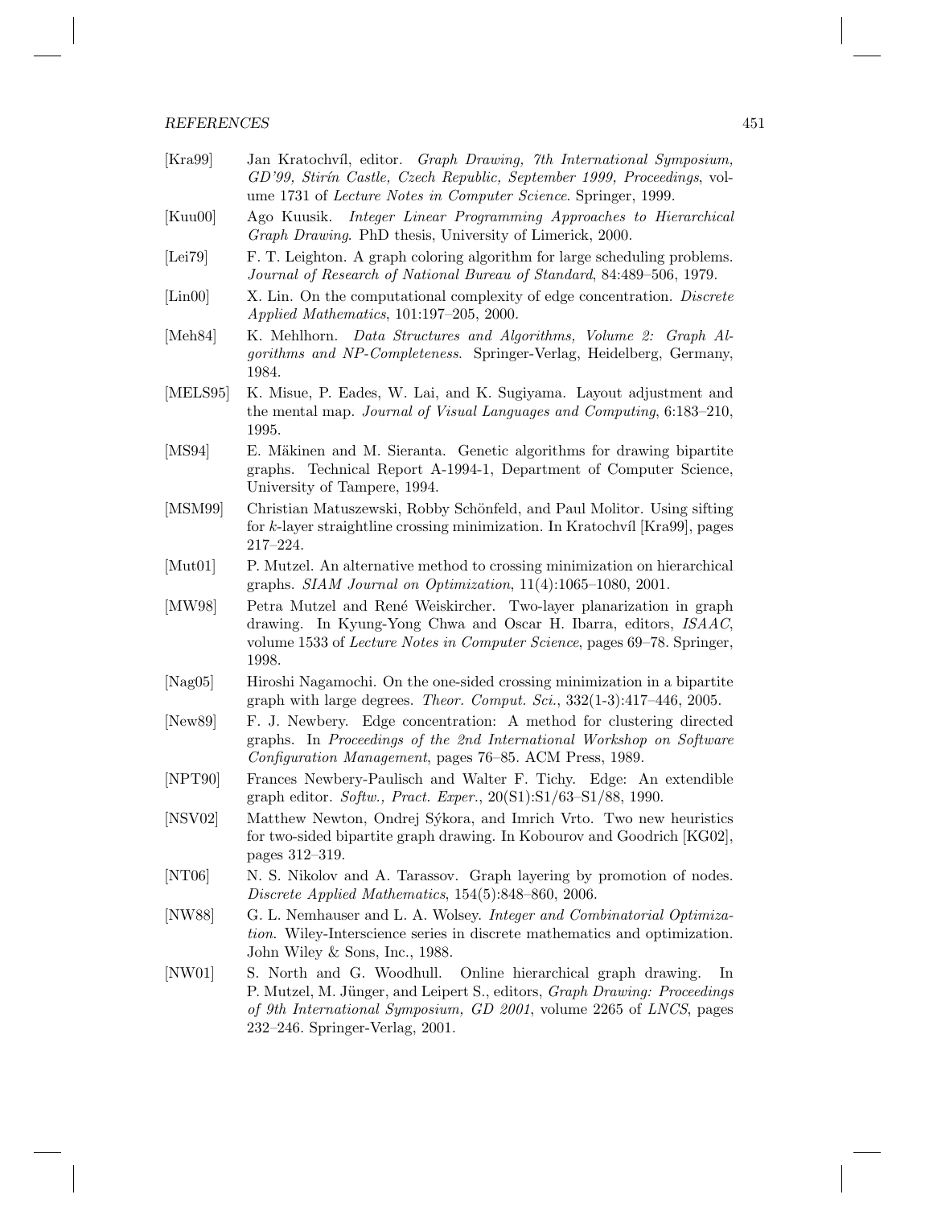[Kra99] Jan Kratochvíl, editor. *Graph Drawing, 7th International Symposium, GD'99, Stirín Castle, Czech Republic, September 1999, Proceedings*, volume 1731 of *Lecture Notes in Computer Science*. Springer, 1999.

[Kuu00] Ago Kuusik. *Integer Linear Programming Approaches to Hierarchical Graph Drawing*. PhD thesis, University of Limerick, 2000.

[Lei79] F. T. Leighton. A graph coloring algorithm for large scheduling problems. *Journal of Research of National Bureau of Standard*, 84:489–506, 1979.

[Lin00] X. Lin. On the computational complexity of edge concentration. *Discrete Applied Mathematics*, 101:197–205, 2000.

[Meh84] K. Mehlhorn. *Data Structures and Algorithms, Volume 2: Graph Algorithms and NP-Completeness*. Springer-Verlag, Heidelberg, Germany, 1984.

[MELS95] K. Misue, P. Eades, W. Lai, and K. Sugiyama. Layout adjustment and the mental map. *Journal of Visual Languages and Computing*, 6:183–210, 1995.

[MS94] E. Mäkinen and M. Sieranta. Genetic algorithms for drawing bipartite graphs. Technical Report A-1994-1, Department of Computer Science, University of Tampere, 1994.

[MSM99] Christian Matuszewski, Robby Schönfeld, and Paul Molitor. Using sifting for $k$-layer straightline crossing minimization. In Kratochvíl [Kra99], pages 217–224.

[Mut01] P. Mutzel. An alternative method to crossing minimization on hierarchical graphs. *SIAM Journal on Optimization*, 11(4):1065–1080, 2001.

[MW98] Petra Mutzel and René Weiskircher. Two-layer planarization in graph drawing. In Kyung-Yong Chwa and Oscar H. Ibarra, editors, *ISAAC*, volume 1533 of *Lecture Notes in Computer Science*, pages 69–78. Springer, 1998.

[Nag05] Hiroshi Nagamochi. On the one-sided crossing minimization in a bipartite graph with large degrees. *Theor. Comput. Sci.*, 332(1-3):417–446, 2005.

[New89] F. J. Newbery. Edge concentration: A method for clustering directed graphs. In *Proceedings of the 2nd International Workshop on Software Configuration Management*, pages 76–85. ACM Press, 1989.

[NPT90] Frances Newbery-Paulisch and Walter F. Tichy. Edge: An extendible graph editor. *Softw., Pract. Exper.*, 20(S1):S1/63–S1/88, 1990.

[NSV02] Matthew Newton, Ondrej Sýkora, and Imrich Vrto. Two new heuristics for two-sided bipartite graph drawing. In Kobourov and Goodrich [KG02], pages 312–319.

[NT06] N. S. Nikolov and A. Tarassov. Graph layering by promotion of nodes. *Discrete Applied Mathematics*, 154(5):848–860, 2006.

[NW88] G. L. Nemhauser and L. A. Wolsey. *Integer and Combinatorial Optimization*. Wiley-Interscience series in discrete mathematics and optimization. John Wiley & Sons, Inc., 1988.

[NW01] S. North and G. Woodhull. Online hierarchical graph drawing. In P. Mutzel, M. Jünger, and Leipert S., editors, *Graph Drawing: Proceedings of 9th International Symposium, GD 2001*, volume 2265 of *LNCS*, pages 232–246. Springer-Verlag, 2001.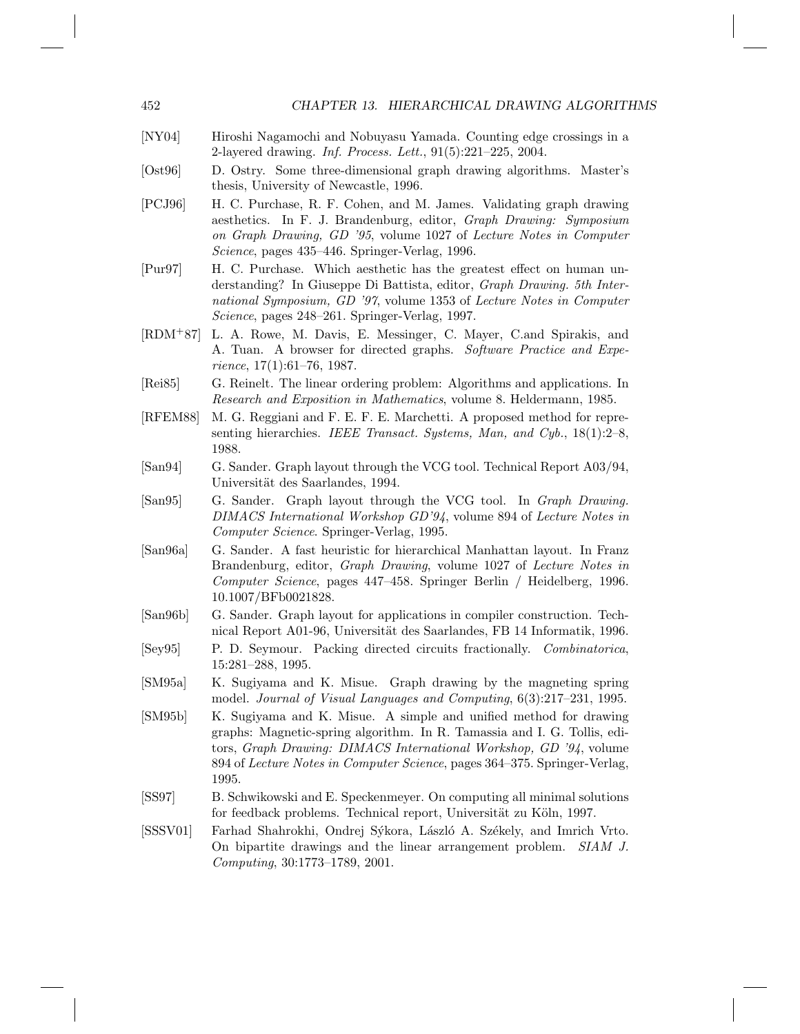[NY04] Hiroshi Nagamochi and Nobuyasu Yamada. Counting edge crossings in a 2-layered drawing. *Inf. Process. Lett.*, 91(5):221–225, 2004.

[Ost96] D. Ostry. Some three-dimensional graph drawing algorithms. Master's thesis, University of Newcastle, 1996.

[PCJ96] H. C. Purchase, R. F. Cohen, and M. James. Validating graph drawing aesthetics. In F. J. Brandenburg, editor, *Graph Drawing: Symposium on Graph Drawing, GD '95*, volume 1027 of *Lecture Notes in Computer Science*, pages 435–446. Springer-Verlag, 1996.

[Pur97] H. C. Purchase. Which aesthetic has the greatest effect on human understanding? In Giuseppe Di Battista, editor, *Graph Drawing. 5th International Symposium, GD '97*, volume 1353 of *Lecture Notes in Computer Science*, pages 248–261. Springer-Verlag, 1997.

[RDM+87] L. A. Rowe, M. Davis, E. Messinger, C. Mayer, C.and Spirakis, and A. Tuan. A browser for directed graphs. *Software Practice and Experience*, 17(1):61–76, 1987.

[Rei85] G. Reinelt. The linear ordering problem: Algorithms and applications. In *Research and Exposition in Mathematics*, volume 8. Heldermann, 1985.

[RFEM88] M. G. Reggiani and F. E. F. E. Marchetti. A proposed method for representing hierarchies. *IEEE Transact. Systems, Man, and Cyb.*, 18(1):2–8, 1988.

[San94] G. Sander. Graph layout through the VCG tool. Technical Report A03/94, Universität des Saarlandes, 1994.

[San95] G. Sander. Graph layout through the VCG tool. In *Graph Drawing. DIMACS International Workshop GD'94*, volume 894 of *Lecture Notes in Computer Science*. Springer-Verlag, 1995.

[San96a] G. Sander. A fast heuristic for hierarchical Manhattan layout. In Franz Brandenburg, editor, *Graph Drawing*, volume 1027 of *Lecture Notes in Computer Science*, pages 447–458. Springer Berlin / Heidelberg, 1996. 10.1007/BFb0021828.

[San96b] G. Sander. Graph layout for applications in compiler construction. Technical Report A01-96, Universität des Saarlandes, FB 14 Informatik, 1996.

[Sey95] P. D. Seymour. Packing directed circuits fractionally. *Combinatorica*, 15:281–288, 1995.

[SM95a] K. Sugiyama and K. Misue. Graph drawing by the magneting spring model. *Journal of Visual Languages and Computing*, 6(3):217–231, 1995.

[SM95b] K. Sugiyama and K. Misue. A simple and unified method for drawing graphs: Magnetic-spring algorithm. In R. Tamassia and I. G. Tollis, editors, *Graph Drawing: DIMACS International Workshop, GD '94*, volume 894 of *Lecture Notes in Computer Science*, pages 364–375. Springer-Verlag, 1995.

[SS97] B. Schwikowski and E. Speckenmeyer. On computing all minimal solutions for feedback problems. Technical report, Universität zu Köln, 1997.

[SSSV01] Farhad Shahrokhi, Ondrej Sýkora, László A. Székely, and Imrich Vrto. On bipartite drawings and the linear arrangement problem. *SIAM J. Computing*, 30:1773–1789, 2001.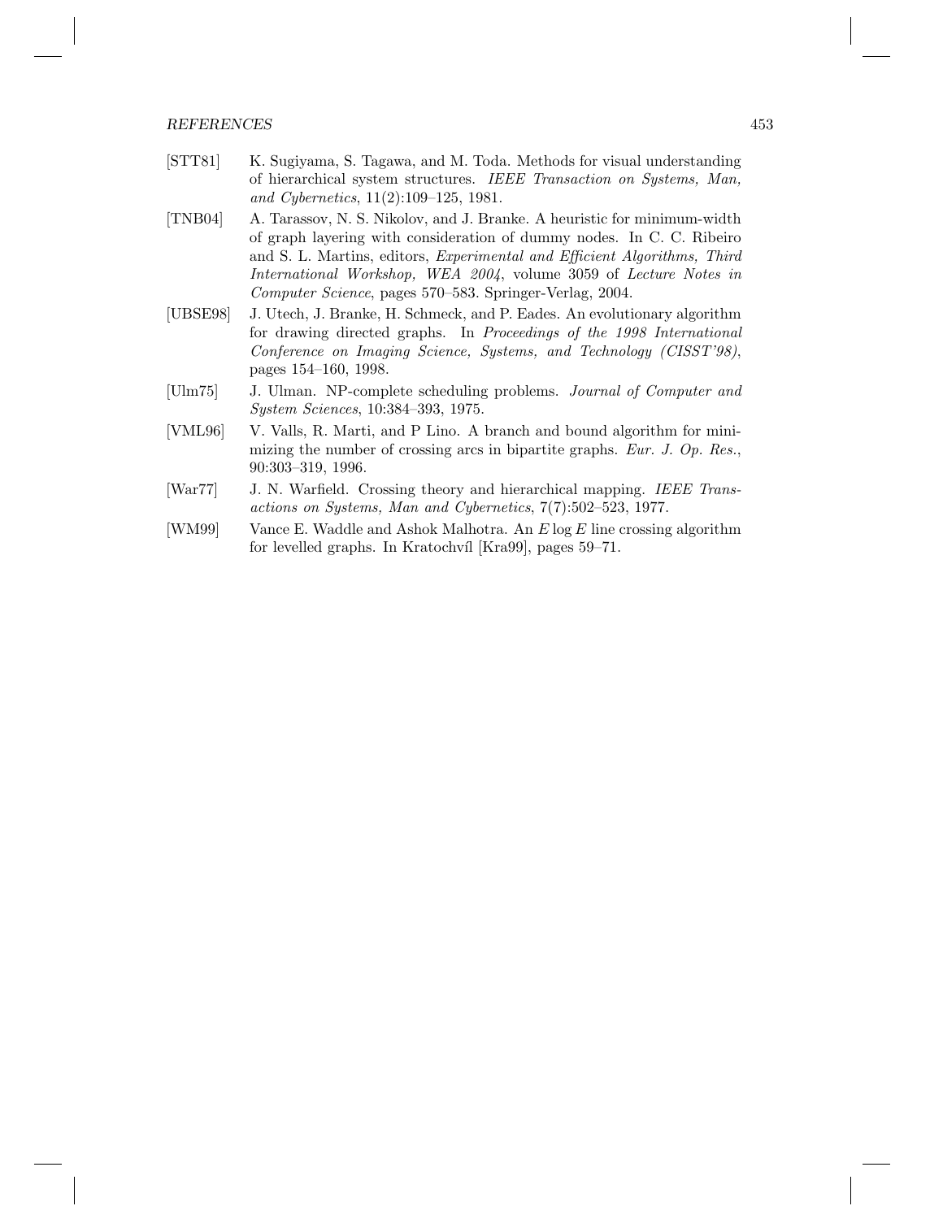[STT81] K. Sugiyama, S. Tagawa, and M. Toda. Methods for visual understanding of hierarchical system structures. *IEEE Transaction on Systems, Man, and Cybernetics*, 11(2):109–125, 1981.

[TNB04] A. Tarassov, N. S. Nikolov, and J. Branke. A heuristic for minimum-width of graph layering with consideration of dummy nodes. In C. C. Ribeiro and S. L. Martins, editors, *Experimental and Efficient Algorithms, Third International Workshop, WEA 2004*, volume 3059 of *Lecture Notes in Computer Science*, pages 570–583. Springer-Verlag, 2004.

[UBSE98] J. Utech, J. Branke, H. Schmeck, and P. Eades. An evolutionary algorithm for drawing directed graphs. In *Proceedings of the 1998 International Conference on Imaging Science, Systems, and Technology (CISST'98)*, pages 154–160, 1998.

[Ulm75] J. Ulman. NP-complete scheduling problems. *Journal of Computer and System Sciences*, 10:384–393, 1975.

[VML96] V. Valls, R. Marti, and P Lino. A branch and bound algorithm for minimizing the number of crossing arcs in bipartite graphs. *Eur. J. Op. Res.*, 90:303–319, 1996.

[War77] J. N. Warfield. Crossing theory and hierarchical mapping. *IEEE Transactions on Systems, Man and Cybernetics*, 7(7):502–523, 1977.

[WM99] Vance E. Waddle and Ashok Malhotra. An $E \log E$ line crossing algorithm for levelled graphs. In Kratochvíl [Kra99], pages 59–71.